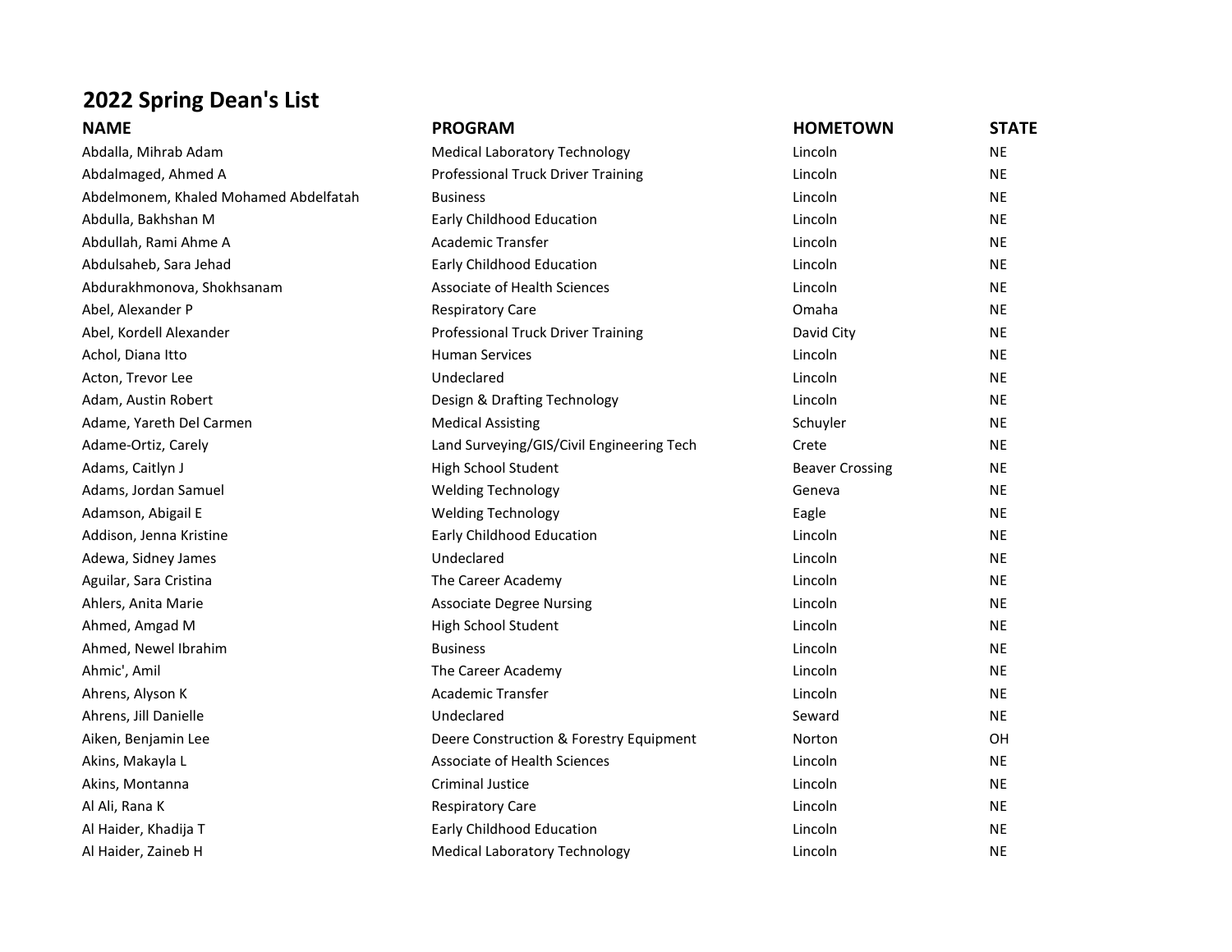# 2022 Spring Dean's List

| NAME | PROGRAM | HOMETOWN | STATE |
|---|---|---|---|
| Abdalla, Mihrab Adam | Medical Laboratory Technology | Lincoln | NE |
| Abdalmaged, Ahmed A | Professional Truck Driver Training | Lincoln | NE |
| Abdelmonem, Khaled Mohamed Abdelfatah | Business | Lincoln | NE |
| Abdulla, Bakhshan M | Early Childhood Education | Lincoln | NE |
| Abdullah, Rami Ahme A | Academic Transfer | Lincoln | NE |
| Abdulsaheb, Sara Jehad | Early Childhood Education | Lincoln | NE |
| Abdurakhmonova, Shokhsanam | Associate of Health Sciences | Lincoln | NE |
| Abel, Alexander P | Respiratory Care | Omaha | NE |
| Abel, Kordell Alexander | Professional Truck Driver Training | David City | NE |
| Achol, Diana Itto | Human Services | Lincoln | NE |
| Acton, Trevor Lee | Undeclared | Lincoln | NE |
| Adam, Austin Robert | Design & Drafting Technology | Lincoln | NE |
| Adame, Yareth Del Carmen | Medical Assisting | Schuyler | NE |
| Adame-Ortiz, Carely | Land Surveying/GIS/Civil Engineering Tech | Crete | NE |
| Adams, Caitlyn J | High School Student | Beaver Crossing | NE |
| Adams, Jordan Samuel | Welding Technology | Geneva | NE |
| Adamson, Abigail E | Welding Technology | Eagle | NE |
| Addison, Jenna Kristine | Early Childhood Education | Lincoln | NE |
| Adewa, Sidney James | Undeclared | Lincoln | NE |
| Aguilar, Sara Cristina | The Career Academy | Lincoln | NE |
| Ahlers, Anita Marie | Associate Degree Nursing | Lincoln | NE |
| Ahmed, Amgad M | High School Student | Lincoln | NE |
| Ahmed, Newel Ibrahim | Business | Lincoln | NE |
| Ahmic', Amil | The Career Academy | Lincoln | NE |
| Ahrens, Alyson K | Academic Transfer | Lincoln | NE |
| Ahrens, Jill Danielle | Undeclared | Seward | NE |
| Aiken, Benjamin Lee | Deere Construction & Forestry Equipment | Norton | OH |
| Akins, Makayla L | Associate of Health Sciences | Lincoln | NE |
| Akins, Montanna | Criminal Justice | Lincoln | NE |
| Al Ali, Rana K | Respiratory Care | Lincoln | NE |
| Al Haider, Khadija T | Early Childhood Education | Lincoln | NE |
| Al Haider, Zaineb H | Medical Laboratory Technology | Lincoln | NE |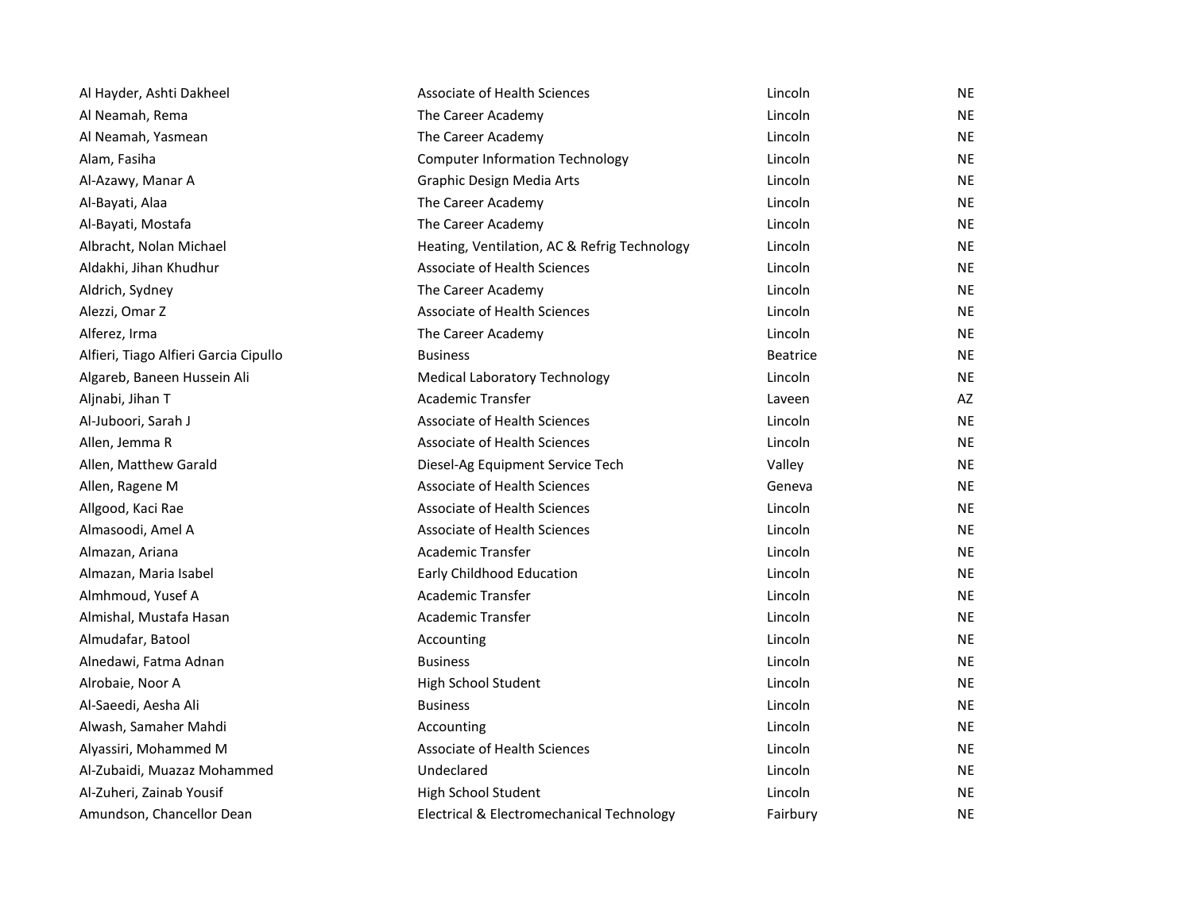| | | | |
|---|---|---|---|
| Al Hayder, Ashti Dakheel | Associate of Health Sciences | Lincoln | NE |
| Al Neamah, Rema | The Career Academy | Lincoln | NE |
| Al Neamah, Yasmean | The Career Academy | Lincoln | NE |
| Alam, Fasiha | Computer Information Technology | Lincoln | NE |
| Al-Azawy, Manar A | Graphic Design Media Arts | Lincoln | NE |
| Al-Bayati, Alaa | The Career Academy | Lincoln | NE |
| Al-Bayati, Mostafa | The Career Academy | Lincoln | NE |
| Albracht, Nolan Michael | Heating, Ventilation, AC & Refrig Technology | Lincoln | NE |
| Aldakhi, Jihan Khudhur | Associate of Health Sciences | Lincoln | NE |
| Aldrich, Sydney | The Career Academy | Lincoln | NE |
| Alezzi, Omar Z | Associate of Health Sciences | Lincoln | NE |
| Alferez, Irma | The Career Academy | Lincoln | NE |
| Alfieri, Tiago Alfieri Garcia Cipullo | Business | Beatrice | NE |
| Algareb, Baneen Hussein Ali | Medical Laboratory Technology | Lincoln | NE |
| Aljnabi, Jihan T | Academic Transfer | Laveen | AZ |
| Al-Juboori, Sarah J | Associate of Health Sciences | Lincoln | NE |
| Allen, Jemma R | Associate of Health Sciences | Lincoln | NE |
| Allen, Matthew Garald | Diesel-Ag Equipment Service Tech | Valley | NE |
| Allen, Ragene M | Associate of Health Sciences | Geneva | NE |
| Allgood, Kaci Rae | Associate of Health Sciences | Lincoln | NE |
| Almasoodi, Amel A | Associate of Health Sciences | Lincoln | NE |
| Almazan, Ariana | Academic Transfer | Lincoln | NE |
| Almazan, Maria Isabel | Early Childhood Education | Lincoln | NE |
| Almhmoud, Yusef A | Academic Transfer | Lincoln | NE |
| Almishal, Mustafa Hasan | Academic Transfer | Lincoln | NE |
| Almudafar, Batool | Accounting | Lincoln | NE |
| Alnedawi, Fatma Adnan | Business | Lincoln | NE |
| Alrobaie, Noor A | High School Student | Lincoln | NE |
| Al-Saeedi, Aesha Ali | Business | Lincoln | NE |
| Alwash, Samaher Mahdi | Accounting | Lincoln | NE |
| Alyassiri, Mohammed M | Associate of Health Sciences | Lincoln | NE |
| Al-Zubaidi, Muazaz Mohammed | Undeclared | Lincoln | NE |
| Al-Zuheri, Zainab Yousif | High School Student | Lincoln | NE |
| Amundson, Chancellor Dean | Electrical & Electromechanical Technology | Fairbury | NE |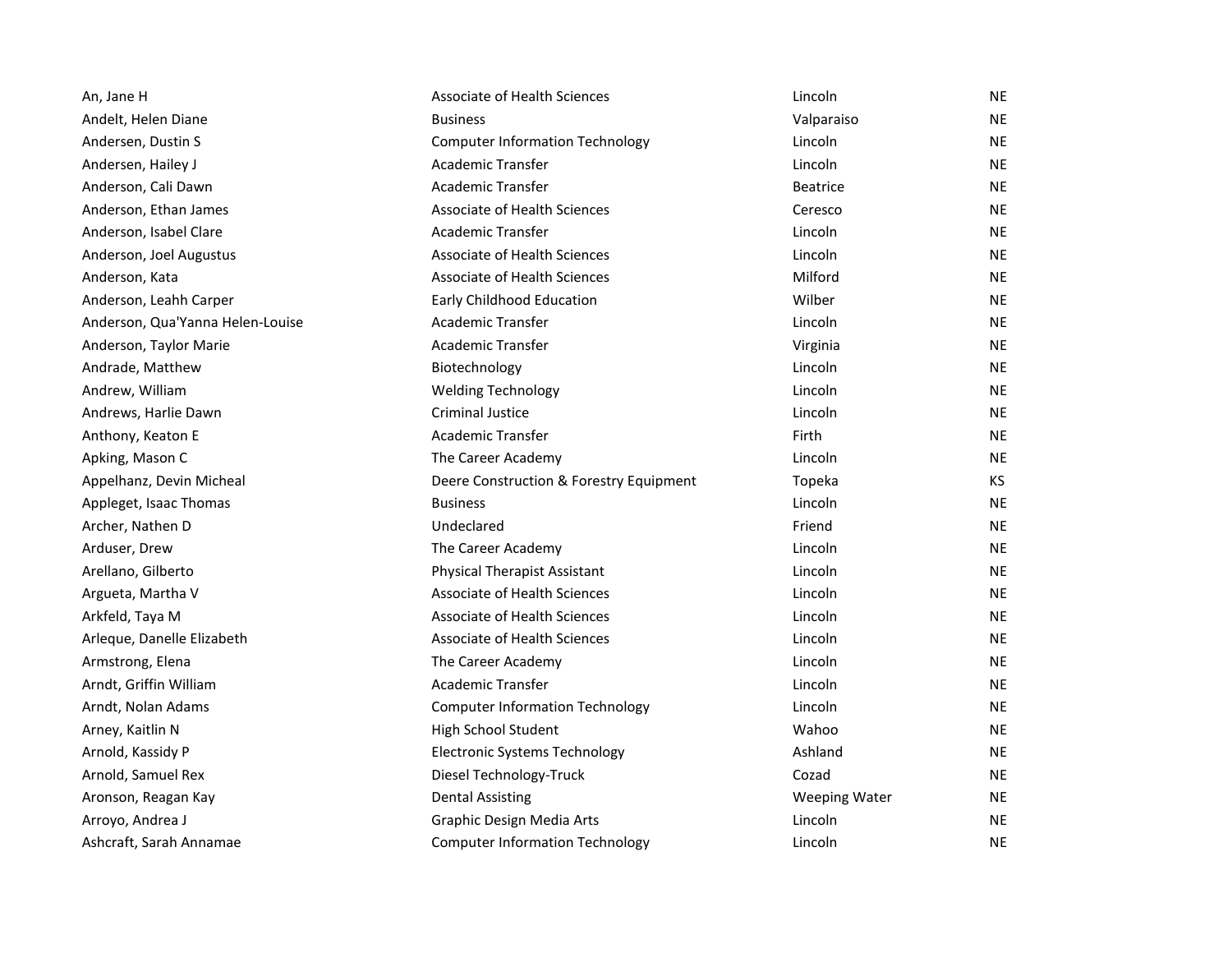| | | | |
|---|---|---|---|
| An, Jane H | Associate of Health Sciences | Lincoln | NE |
| Andelt, Helen Diane | Business | Valparaiso | NE |
| Andersen, Dustin S | Computer Information Technology | Lincoln | NE |
| Andersen, Hailey J | Academic Transfer | Lincoln | NE |
| Anderson, Cali Dawn | Academic Transfer | Beatrice | NE |
| Anderson, Ethan James | Associate of Health Sciences | Ceresco | NE |
| Anderson, Isabel Clare | Academic Transfer | Lincoln | NE |
| Anderson, Joel Augustus | Associate of Health Sciences | Lincoln | NE |
| Anderson, Kata | Associate of Health Sciences | Milford | NE |
| Anderson, Leahh Carper | Early Childhood Education | Wilber | NE |
| Anderson, Qua'Yanna Helen-Louise | Academic Transfer | Lincoln | NE |
| Anderson, Taylor Marie | Academic Transfer | Virginia | NE |
| Andrade, Matthew | Biotechnology | Lincoln | NE |
| Andrew, William | Welding Technology | Lincoln | NE |
| Andrews, Harlie Dawn | Criminal Justice | Lincoln | NE |
| Anthony, Keaton E | Academic Transfer | Firth | NE |
| Apking, Mason C | The Career Academy | Lincoln | NE |
| Appelhanz, Devin Micheal | Deere Construction & Forestry Equipment | Topeka | KS |
| Appleget, Isaac Thomas | Business | Lincoln | NE |
| Archer, Nathen D | Undeclared | Friend | NE |
| Arduser, Drew | The Career Academy | Lincoln | NE |
| Arellano, Gilberto | Physical Therapist Assistant | Lincoln | NE |
| Argueta, Martha V | Associate of Health Sciences | Lincoln | NE |
| Arkfeld, Taya M | Associate of Health Sciences | Lincoln | NE |
| Arleque, Danelle Elizabeth | Associate of Health Sciences | Lincoln | NE |
| Armstrong, Elena | The Career Academy | Lincoln | NE |
| Arndt, Griffin William | Academic Transfer | Lincoln | NE |
| Arndt, Nolan Adams | Computer Information Technology | Lincoln | NE |
| Arney, Kaitlin N | High School Student | Wahoo | NE |
| Arnold, Kassidy P | Electronic Systems Technology | Ashland | NE |
| Arnold, Samuel Rex | Diesel Technology-Truck | Cozad | NE |
| Aronson, Reagan Kay | Dental Assisting | Weeping Water | NE |
| Arroyo, Andrea J | Graphic Design Media Arts | Lincoln | NE |
| Ashcraft, Sarah Annamae | Computer Information Technology | Lincoln | NE |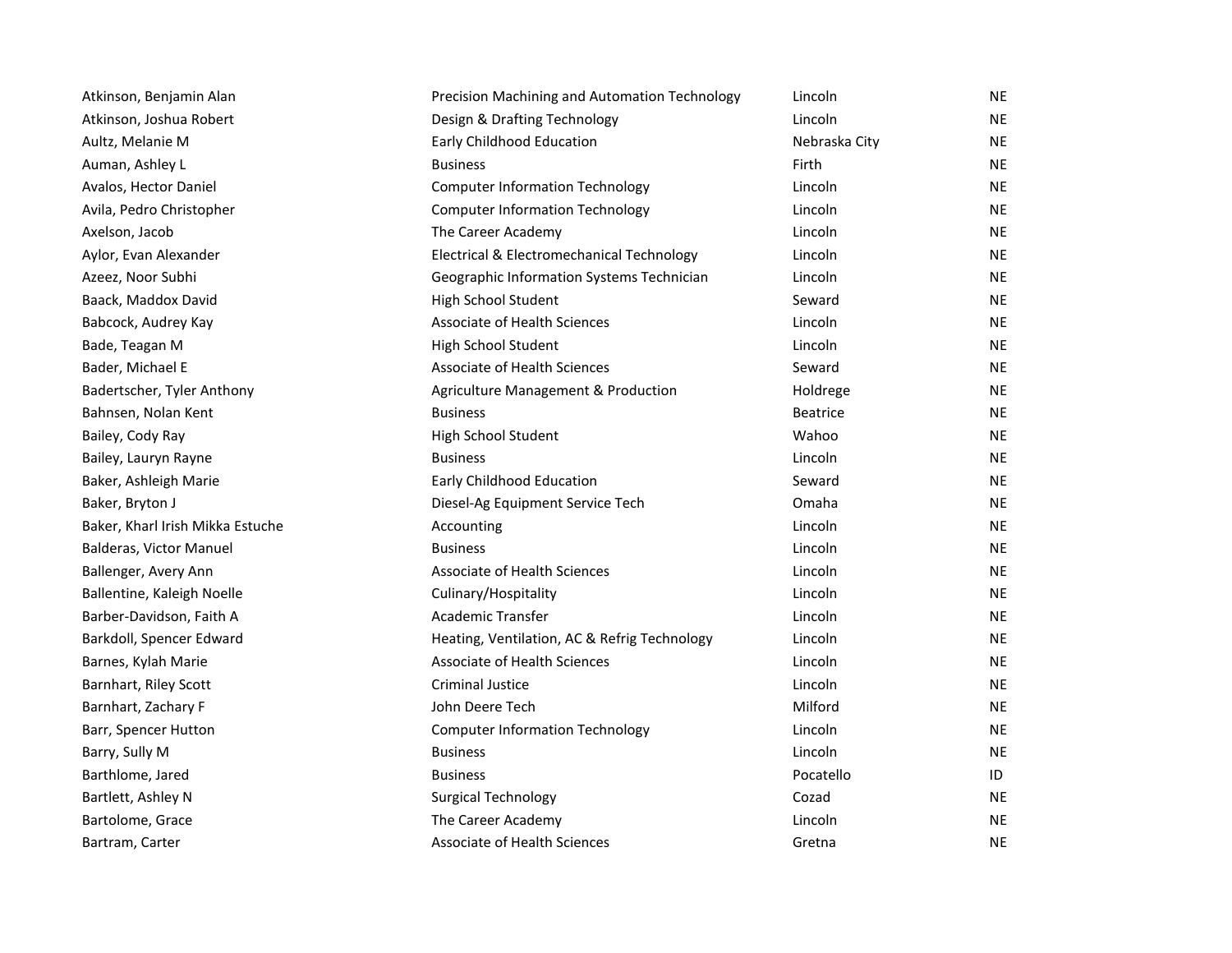| | | | |
|---|---|---|---|
| Atkinson, Benjamin Alan | Precision Machining and Automation Technology | Lincoln | NE |
| Atkinson, Joshua Robert | Design & Drafting Technology | Lincoln | NE |
| Aultz, Melanie M | Early Childhood Education | Nebraska City | NE |
| Auman, Ashley L | Business | Firth | NE |
| Avalos, Hector Daniel | Computer Information Technology | Lincoln | NE |
| Avila, Pedro Christopher | Computer Information Technology | Lincoln | NE |
| Axelson, Jacob | The Career Academy | Lincoln | NE |
| Aylor, Evan Alexander | Electrical & Electromechanical Technology | Lincoln | NE |
| Azeez, Noor Subhi | Geographic Information Systems Technician | Lincoln | NE |
| Baack, Maddox David | High School Student | Seward | NE |
| Babcock, Audrey Kay | Associate of Health Sciences | Lincoln | NE |
| Bade, Teagan M | High School Student | Lincoln | NE |
| Bader, Michael E | Associate of Health Sciences | Seward | NE |
| Badertscher, Tyler Anthony | Agriculture Management & Production | Holdrege | NE |
| Bahnsen, Nolan Kent | Business | Beatrice | NE |
| Bailey, Cody Ray | High School Student | Wahoo | NE |
| Bailey, Lauryn Rayne | Business | Lincoln | NE |
| Baker, Ashleigh Marie | Early Childhood Education | Seward | NE |
| Baker, Bryton J | Diesel-Ag Equipment Service Tech | Omaha | NE |
| Baker, Kharl Irish Mikka Estuche | Accounting | Lincoln | NE |
| Balderas, Victor Manuel | Business | Lincoln | NE |
| Ballenger, Avery Ann | Associate of Health Sciences | Lincoln | NE |
| Ballentine, Kaleigh Noelle | Culinary/Hospitality | Lincoln | NE |
| Barber-Davidson, Faith A | Academic Transfer | Lincoln | NE |
| Barkdoll, Spencer Edward | Heating, Ventilation, AC & Refrig Technology | Lincoln | NE |
| Barnes, Kylah Marie | Associate of Health Sciences | Lincoln | NE |
| Barnhart, Riley Scott | Criminal Justice | Lincoln | NE |
| Barnhart, Zachary F | John Deere Tech | Milford | NE |
| Barr, Spencer Hutton | Computer Information Technology | Lincoln | NE |
| Barry, Sully M | Business | Lincoln | NE |
| Barthlome, Jared | Business | Pocatello | ID |
| Bartlett, Ashley N | Surgical Technology | Cozad | NE |
| Bartolome, Grace | The Career Academy | Lincoln | NE |
| Bartram, Carter | Associate of Health Sciences | Gretna | NE |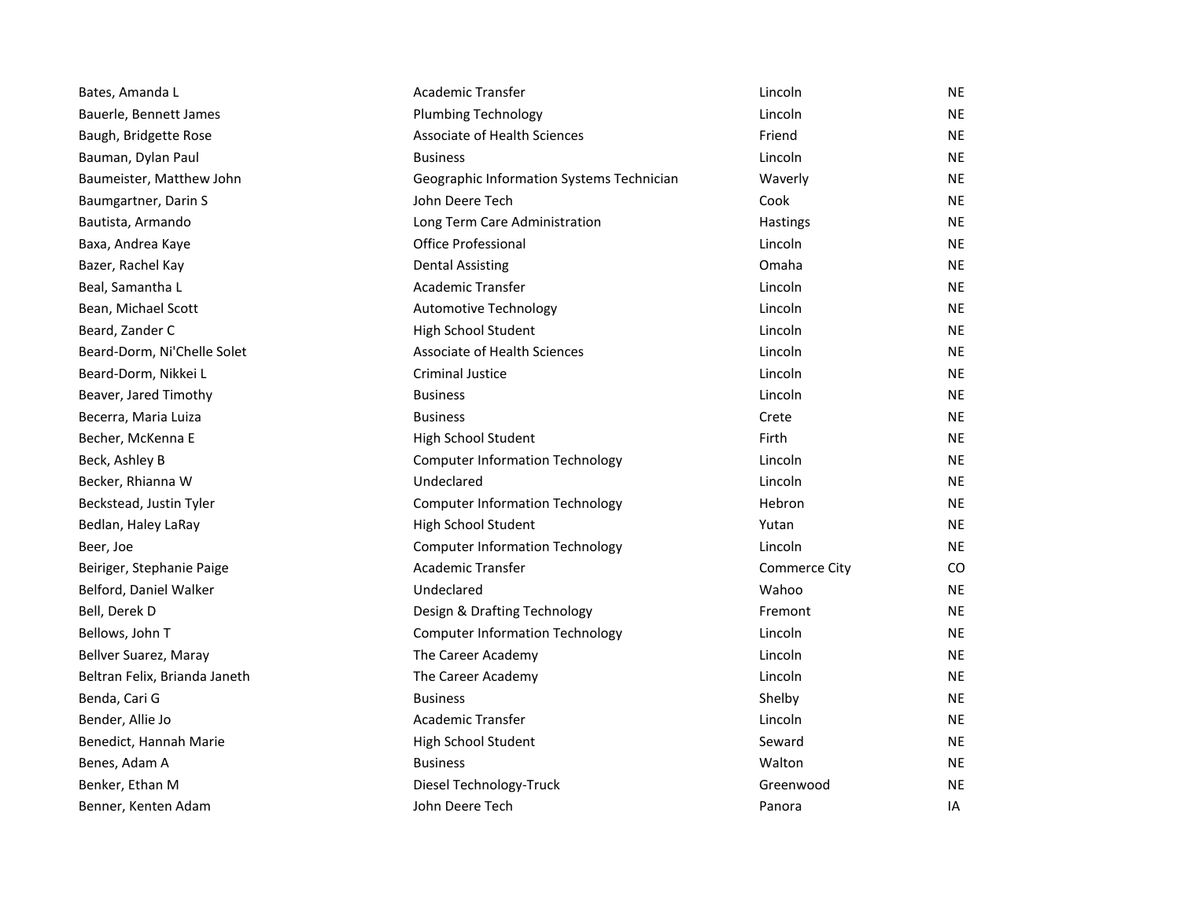| | | | |
|---|---|---|---|
| Bates, Amanda L | Academic Transfer | Lincoln | NE |
| Bauerle, Bennett James | Plumbing Technology | Lincoln | NE |
| Baugh, Bridgette Rose | Associate of Health Sciences | Friend | NE |
| Bauman, Dylan Paul | Business | Lincoln | NE |
| Baumeister, Matthew John | Geographic Information Systems Technician | Waverly | NE |
| Baumgartner, Darin S | John Deere Tech | Cook | NE |
| Bautista, Armando | Long Term Care Administration | Hastings | NE |
| Baxa, Andrea Kaye | Office Professional | Lincoln | NE |
| Bazer, Rachel Kay | Dental Assisting | Omaha | NE |
| Beal, Samantha L | Academic Transfer | Lincoln | NE |
| Bean, Michael Scott | Automotive Technology | Lincoln | NE |
| Beard, Zander C | High School Student | Lincoln | NE |
| Beard-Dorm, Ni'Chelle Solet | Associate of Health Sciences | Lincoln | NE |
| Beard-Dorm, Nikkei L | Criminal Justice | Lincoln | NE |
| Beaver, Jared Timothy | Business | Lincoln | NE |
| Becerra, Maria Luiza | Business | Crete | NE |
| Becher, McKenna E | High School Student | Firth | NE |
| Beck, Ashley B | Computer Information Technology | Lincoln | NE |
| Becker, Rhianna W | Undeclared | Lincoln | NE |
| Beckstead, Justin Tyler | Computer Information Technology | Hebron | NE |
| Bedlan, Haley LaRay | High School Student | Yutan | NE |
| Beer, Joe | Computer Information Technology | Lincoln | NE |
| Beiriger, Stephanie Paige | Academic Transfer | Commerce City | CO |
| Belford, Daniel Walker | Undeclared | Wahoo | NE |
| Bell, Derek D | Design & Drafting Technology | Fremont | NE |
| Bellows, John T | Computer Information Technology | Lincoln | NE |
| Bellver Suarez, Maray | The Career Academy | Lincoln | NE |
| Beltran Felix, Brianda Janeth | The Career Academy | Lincoln | NE |
| Benda, Cari G | Business | Shelby | NE |
| Bender, Allie Jo | Academic Transfer | Lincoln | NE |
| Benedict, Hannah Marie | High School Student | Seward | NE |
| Benes, Adam A | Business | Walton | NE |
| Benker, Ethan M | Diesel Technology-Truck | Greenwood | NE |
| Benner, Kenten Adam | John Deere Tech | Panora | IA |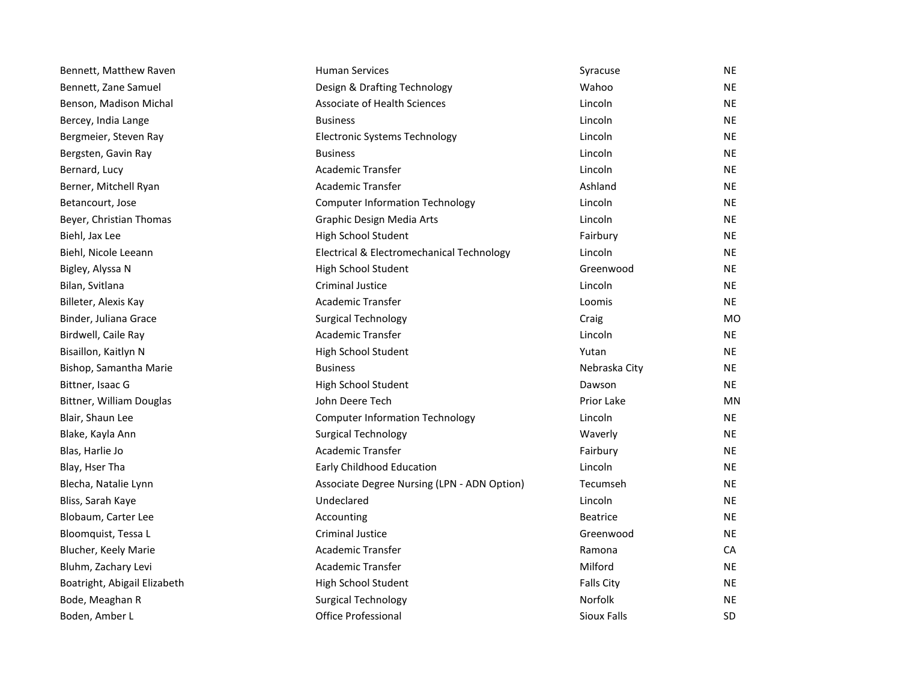| | | | |
|---|---|---|---|
| Bennett, Matthew Raven | Human Services | Syracuse | NE |
| Bennett, Zane Samuel | Design & Drafting Technology | Wahoo | NE |
| Benson, Madison Michal | Associate of Health Sciences | Lincoln | NE |
| Bercey, India Lange | Business | Lincoln | NE |
| Bergmeier, Steven Ray | Electronic Systems Technology | Lincoln | NE |
| Bergsten, Gavin Ray | Business | Lincoln | NE |
| Bernard, Lucy | Academic Transfer | Lincoln | NE |
| Berner, Mitchell Ryan | Academic Transfer | Ashland | NE |
| Betancourt, Jose | Computer Information Technology | Lincoln | NE |
| Beyer, Christian Thomas | Graphic Design Media Arts | Lincoln | NE |
| Biehl, Jax Lee | High School Student | Fairbury | NE |
| Biehl, Nicole Leeann | Electrical & Electromechanical Technology | Lincoln | NE |
| Bigley, Alyssa N | High School Student | Greenwood | NE |
| Bilan, Svitlana | Criminal Justice | Lincoln | NE |
| Billeter, Alexis Kay | Academic Transfer | Loomis | NE |
| Binder, Juliana Grace | Surgical Technology | Craig | MO |
| Birdwell, Caile Ray | Academic Transfer | Lincoln | NE |
| Bisaillon, Kaitlyn N | High School Student | Yutan | NE |
| Bishop, Samantha Marie | Business | Nebraska City | NE |
| Bittner, Isaac G | High School Student | Dawson | NE |
| Bittner, William Douglas | John Deere Tech | Prior Lake | MN |
| Blair, Shaun Lee | Computer Information Technology | Lincoln | NE |
| Blake, Kayla Ann | Surgical Technology | Waverly | NE |
| Blas, Harlie Jo | Academic Transfer | Fairbury | NE |
| Blay, Hser Tha | Early Childhood Education | Lincoln | NE |
| Blecha, Natalie Lynn | Associate Degree Nursing (LPN - ADN Option) | Tecumseh | NE |
| Bliss, Sarah Kaye | Undeclared | Lincoln | NE |
| Blobaum, Carter Lee | Accounting | Beatrice | NE |
| Bloomquist, Tessa L | Criminal Justice | Greenwood | NE |
| Blucher, Keely Marie | Academic Transfer | Ramona | CA |
| Bluhm, Zachary Levi | Academic Transfer | Milford | NE |
| Boatright, Abigail Elizabeth | High School Student | Falls City | NE |
| Bode, Meaghan R | Surgical Technology | Norfolk | NE |
| Boden, Amber L | Office Professional | Sioux Falls | SD |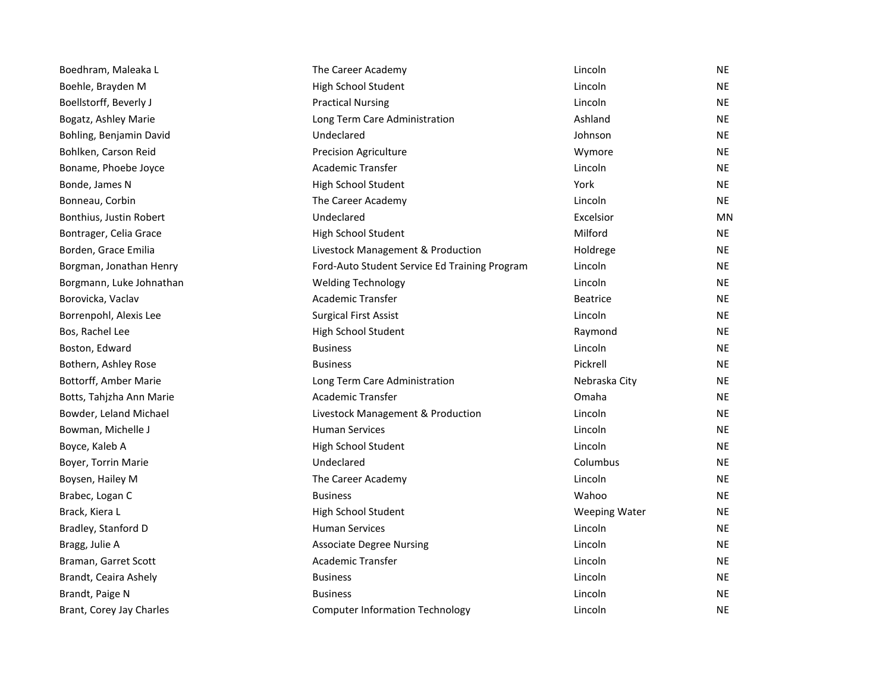| | | | |
|---|---|---|---|
| Boedhram, Maleaka L | The Career Academy | Lincoln | NE |
| Boehle, Brayden M | High School Student | Lincoln | NE |
| Boellstorff, Beverly J | Practical Nursing | Lincoln | NE |
| Bogatz, Ashley Marie | Long Term Care Administration | Ashland | NE |
| Bohling, Benjamin David | Undeclared | Johnson | NE |
| Bohlken, Carson Reid | Precision Agriculture | Wymore | NE |
| Boname, Phoebe Joyce | Academic Transfer | Lincoln | NE |
| Bonde, James N | High School Student | York | NE |
| Bonneau, Corbin | The Career Academy | Lincoln | NE |
| Bonthius, Justin Robert | Undeclared | Excelsior | MN |
| Bontrager, Celia Grace | High School Student | Milford | NE |
| Borden, Grace Emilia | Livestock Management & Production | Holdrege | NE |
| Borgman, Jonathan Henry | Ford-Auto Student Service Ed Training Program | Lincoln | NE |
| Borgmann, Luke Johnathan | Welding Technology | Lincoln | NE |
| Borovicka, Vaclav | Academic Transfer | Beatrice | NE |
| Borrenpohl, Alexis Lee | Surgical First Assist | Lincoln | NE |
| Bos, Rachel Lee | High School Student | Raymond | NE |
| Boston, Edward | Business | Lincoln | NE |
| Bothern, Ashley Rose | Business | Pickrell | NE |
| Bottorff, Amber Marie | Long Term Care Administration | Nebraska City | NE |
| Botts, Tahjzha Ann Marie | Academic Transfer | Omaha | NE |
| Bowder, Leland Michael | Livestock Management & Production | Lincoln | NE |
| Bowman, Michelle J | Human Services | Lincoln | NE |
| Boyce, Kaleb A | High School Student | Lincoln | NE |
| Boyer, Torrin Marie | Undeclared | Columbus | NE |
| Boysen, Hailey M | The Career Academy | Lincoln | NE |
| Brabec, Logan C | Business | Wahoo | NE |
| Brack, Kiera L | High School Student | Weeping Water | NE |
| Bradley, Stanford D | Human Services | Lincoln | NE |
| Bragg, Julie A | Associate Degree Nursing | Lincoln | NE |
| Braman, Garret Scott | Academic Transfer | Lincoln | NE |
| Brandt, Ceaira Ashely | Business | Lincoln | NE |
| Brandt, Paige N | Business | Lincoln | NE |
| Brant, Corey Jay Charles | Computer Information Technology | Lincoln | NE |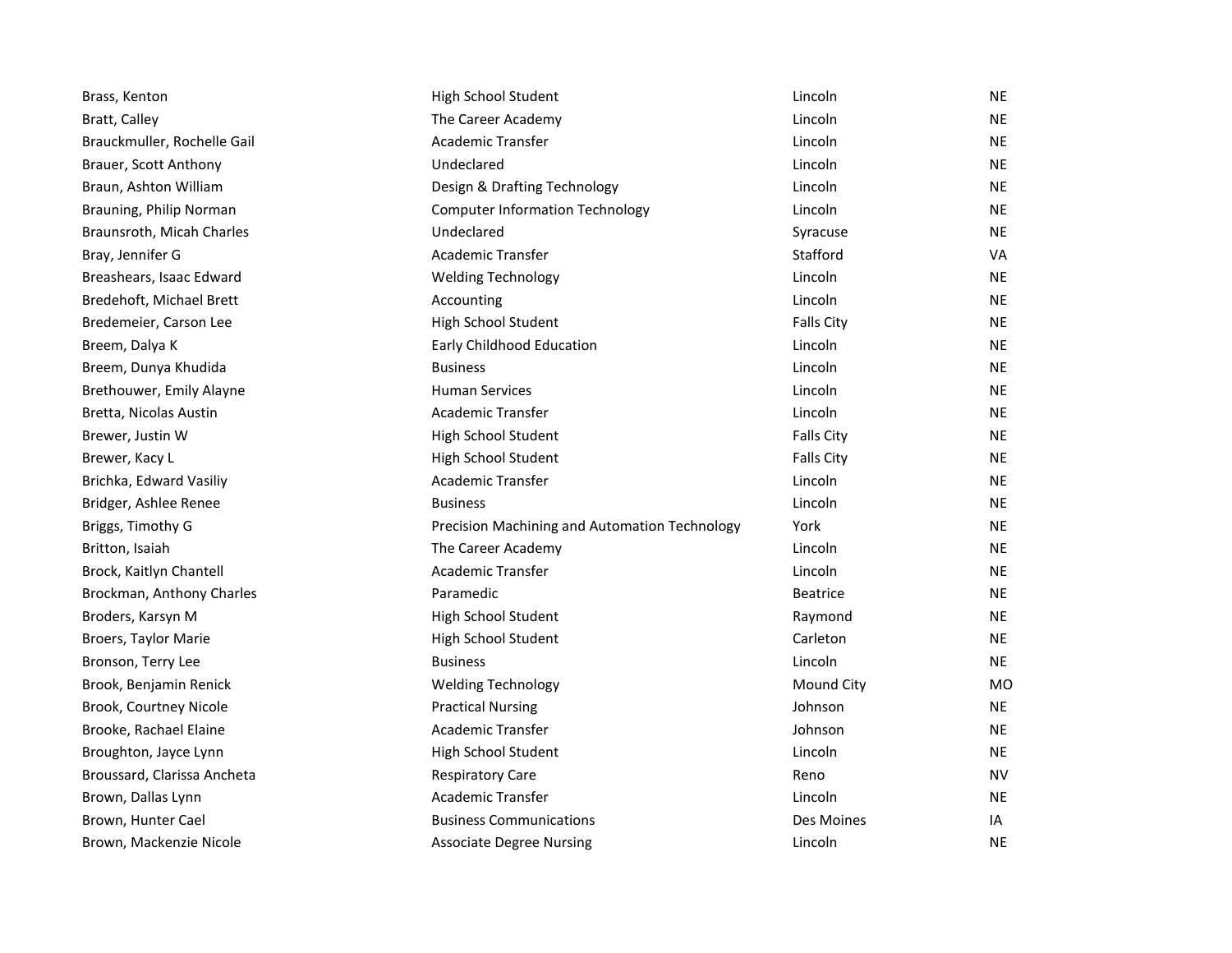| | | | |
|---|---|---|---|
| Brass, Kenton | High School Student | Lincoln | NE |
| Bratt, Calley | The Career Academy | Lincoln | NE |
| Brauckmuller, Rochelle Gail | Academic Transfer | Lincoln | NE |
| Brauer, Scott Anthony | Undeclared | Lincoln | NE |
| Braun, Ashton William | Design & Drafting Technology | Lincoln | NE |
| Brauning, Philip Norman | Computer Information Technology | Lincoln | NE |
| Braunsroth, Micah Charles | Undeclared | Syracuse | NE |
| Bray, Jennifer G | Academic Transfer | Stafford | VA |
| Breashears, Isaac Edward | Welding Technology | Lincoln | NE |
| Bredehoft, Michael Brett | Accounting | Lincoln | NE |
| Bredemeier, Carson Lee | High School Student | Falls City | NE |
| Breem, Dalya K | Early Childhood Education | Lincoln | NE |
| Breem, Dunya Khudida | Business | Lincoln | NE |
| Brethouwer, Emily Alayne | Human Services | Lincoln | NE |
| Bretta, Nicolas Austin | Academic Transfer | Lincoln | NE |
| Brewer, Justin W | High School Student | Falls City | NE |
| Brewer, Kacy L | High School Student | Falls City | NE |
| Brichka, Edward Vasiliy | Academic Transfer | Lincoln | NE |
| Bridger, Ashlee Renee | Business | Lincoln | NE |
| Briggs, Timothy G | Precision Machining and Automation Technology | York | NE |
| Britton, Isaiah | The Career Academy | Lincoln | NE |
| Brock, Kaitlyn Chantell | Academic Transfer | Lincoln | NE |
| Brockman, Anthony Charles | Paramedic | Beatrice | NE |
| Broders, Karsyn M | High School Student | Raymond | NE |
| Broers, Taylor Marie | High School Student | Carleton | NE |
| Bronson, Terry Lee | Business | Lincoln | NE |
| Brook, Benjamin Renick | Welding Technology | Mound City | MO |
| Brook, Courtney Nicole | Practical Nursing | Johnson | NE |
| Brooke, Rachael Elaine | Academic Transfer | Johnson | NE |
| Broughton, Jayce Lynn | High School Student | Lincoln | NE |
| Broussard, Clarissa Ancheta | Respiratory Care | Reno | NV |
| Brown, Dallas Lynn | Academic Transfer | Lincoln | NE |
| Brown, Hunter Cael | Business Communications | Des Moines | IA |
| Brown, Mackenzie Nicole | Associate Degree Nursing | Lincoln | NE |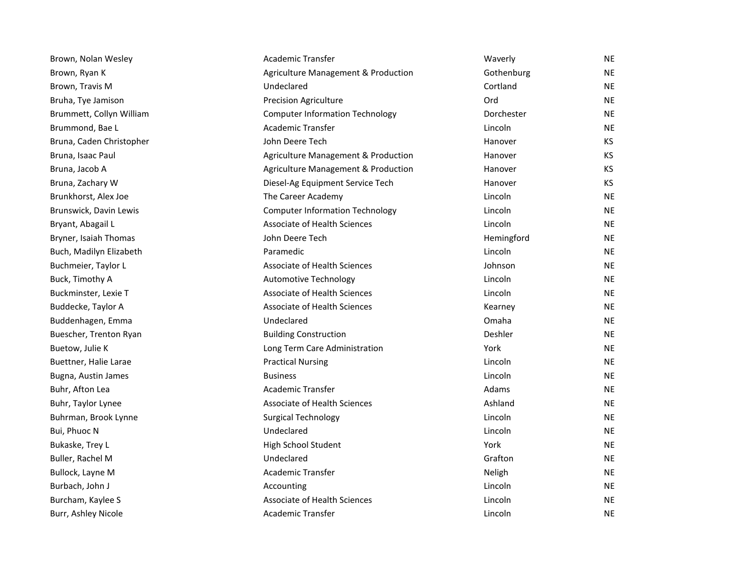| | | | |
|---|---|---|---|
| Brown, Nolan Wesley | Academic Transfer | Waverly | NE |
| Brown, Ryan K | Agriculture Management & Production | Gothenburg | NE |
| Brown, Travis M | Undeclared | Cortland | NE |
| Bruha, Tye Jamison | Precision Agriculture | Ord | NE |
| Brummett, Collyn William | Computer Information Technology | Dorchester | NE |
| Brummond, Bae L | Academic Transfer | Lincoln | NE |
| Bruna, Caden Christopher | John Deere Tech | Hanover | KS |
| Bruna, Isaac Paul | Agriculture Management & Production | Hanover | KS |
| Bruna, Jacob A | Agriculture Management & Production | Hanover | KS |
| Bruna, Zachary W | Diesel-Ag Equipment Service Tech | Hanover | KS |
| Brunkhorst, Alex Joe | The Career Academy | Lincoln | NE |
| Brunswick, Davin Lewis | Computer Information Technology | Lincoln | NE |
| Bryant, Abagail L | Associate of Health Sciences | Lincoln | NE |
| Bryner, Isaiah Thomas | John Deere Tech | Hemingford | NE |
| Buch, Madilyn Elizabeth | Paramedic | Lincoln | NE |
| Buchmeier, Taylor L | Associate of Health Sciences | Johnson | NE |
| Buck, Timothy A | Automotive Technology | Lincoln | NE |
| Buckminster, Lexie T | Associate of Health Sciences | Lincoln | NE |
| Buddecke, Taylor A | Associate of Health Sciences | Kearney | NE |
| Buddenhagen, Emma | Undeclared | Omaha | NE |
| Buescher, Trenton Ryan | Building Construction | Deshler | NE |
| Buetow, Julie K | Long Term Care Administration | York | NE |
| Buettner, Halie Larae | Practical Nursing | Lincoln | NE |
| Bugna, Austin James | Business | Lincoln | NE |
| Buhr, Afton Lea | Academic Transfer | Adams | NE |
| Buhr, Taylor Lynee | Associate of Health Sciences | Ashland | NE |
| Buhrman, Brook Lynne | Surgical Technology | Lincoln | NE |
| Bui, Phuoc N | Undeclared | Lincoln | NE |
| Bukaske, Trey L | High School Student | York | NE |
| Buller, Rachel M | Undeclared | Grafton | NE |
| Bullock, Layne M | Academic Transfer | Neligh | NE |
| Burbach, John J | Accounting | Lincoln | NE |
| Burcham, Kaylee S | Associate of Health Sciences | Lincoln | NE |
| Burr, Ashley Nicole | Academic Transfer | Lincoln | NE |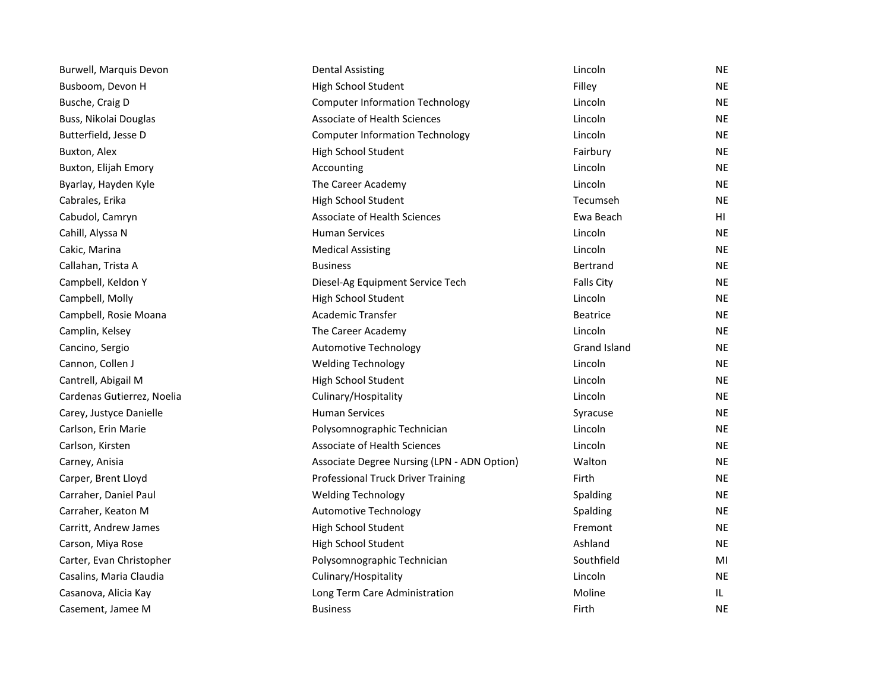| | | | |
|---|---|---|---|
| Burwell, Marquis Devon | Dental Assisting | Lincoln | NE |
| Busboom, Devon H | High School Student | Filley | NE |
| Busche, Craig D | Computer Information Technology | Lincoln | NE |
| Buss, Nikolai Douglas | Associate of Health Sciences | Lincoln | NE |
| Butterfield, Jesse D | Computer Information Technology | Lincoln | NE |
| Buxton, Alex | High School Student | Fairbury | NE |
| Buxton, Elijah Emory | Accounting | Lincoln | NE |
| Byarlay, Hayden Kyle | The Career Academy | Lincoln | NE |
| Cabrales, Erika | High School Student | Tecumseh | NE |
| Cabudol, Camryn | Associate of Health Sciences | Ewa Beach | HI |
| Cahill, Alyssa N | Human Services | Lincoln | NE |
| Cakic, Marina | Medical Assisting | Lincoln | NE |
| Callahan, Trista A | Business | Bertrand | NE |
| Campbell, Keldon Y | Diesel-Ag Equipment Service Tech | Falls City | NE |
| Campbell, Molly | High School Student | Lincoln | NE |
| Campbell, Rosie Moana | Academic Transfer | Beatrice | NE |
| Camplin, Kelsey | The Career Academy | Lincoln | NE |
| Cancino, Sergio | Automotive Technology | Grand Island | NE |
| Cannon, Collen J | Welding Technology | Lincoln | NE |
| Cantrell, Abigail M | High School Student | Lincoln | NE |
| Cardenas Gutierrez, Noelia | Culinary/Hospitality | Lincoln | NE |
| Carey, Justyce Danielle | Human Services | Syracuse | NE |
| Carlson, Erin Marie | Polysomnographic Technician | Lincoln | NE |
| Carlson, Kirsten | Associate of Health Sciences | Lincoln | NE |
| Carney, Anisia | Associate Degree Nursing (LPN - ADN Option) | Walton | NE |
| Carper, Brent Lloyd | Professional Truck Driver Training | Firth | NE |
| Carraher, Daniel Paul | Welding Technology | Spalding | NE |
| Carraher, Keaton M | Automotive Technology | Spalding | NE |
| Carritt, Andrew James | High School Student | Fremont | NE |
| Carson, Miya Rose | High School Student | Ashland | NE |
| Carter, Evan Christopher | Polysomnographic Technician | Southfield | MI |
| Casalins, Maria Claudia | Culinary/Hospitality | Lincoln | NE |
| Casanova, Alicia Kay | Long Term Care Administration | Moline | IL |
| Casement, Jamee M | Business | Firth | NE |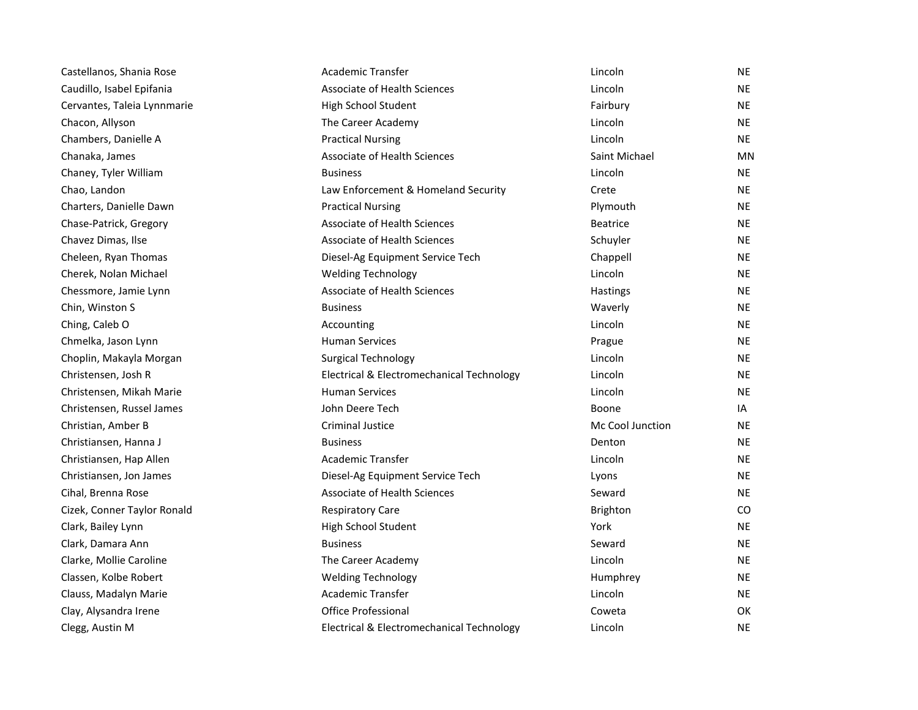| | | | |
|---|---|---|---|
| Castellanos, Shania Rose | Academic Transfer | Lincoln | NE |
| Caudillo, Isabel Epifania | Associate of Health Sciences | Lincoln | NE |
| Cervantes, Taleia Lynnmarie | High School Student | Fairbury | NE |
| Chacon, Allyson | The Career Academy | Lincoln | NE |
| Chambers, Danielle A | Practical Nursing | Lincoln | NE |
| Chanaka, James | Associate of Health Sciences | Saint Michael | MN |
| Chaney, Tyler William | Business | Lincoln | NE |
| Chao, Landon | Law Enforcement & Homeland Security | Crete | NE |
| Charters, Danielle Dawn | Practical Nursing | Plymouth | NE |
| Chase-Patrick, Gregory | Associate of Health Sciences | Beatrice | NE |
| Chavez Dimas, Ilse | Associate of Health Sciences | Schuyler | NE |
| Cheleen, Ryan Thomas | Diesel-Ag Equipment Service Tech | Chappell | NE |
| Cherek, Nolan Michael | Welding Technology | Lincoln | NE |
| Chessmore, Jamie Lynn | Associate of Health Sciences | Hastings | NE |
| Chin, Winston S | Business | Waverly | NE |
| Ching, Caleb O | Accounting | Lincoln | NE |
| Chmelka, Jason Lynn | Human Services | Prague | NE |
| Choplin, Makayla Morgan | Surgical Technology | Lincoln | NE |
| Christensen, Josh R | Electrical & Electromechanical Technology | Lincoln | NE |
| Christensen, Mikah Marie | Human Services | Lincoln | NE |
| Christensen, Russel James | John Deere Tech | Boone | IA |
| Christian, Amber B | Criminal Justice | Mc Cool Junction | NE |
| Christiansen, Hanna J | Business | Denton | NE |
| Christiansen, Hap Allen | Academic Transfer | Lincoln | NE |
| Christiansen, Jon James | Diesel-Ag Equipment Service Tech | Lyons | NE |
| Cihal, Brenna Rose | Associate of Health Sciences | Seward | NE |
| Cizek, Conner Taylor Ronald | Respiratory Care | Brighton | CO |
| Clark, Bailey Lynn | High School Student | York | NE |
| Clark, Damara Ann | Business | Seward | NE |
| Clarke, Mollie Caroline | The Career Academy | Lincoln | NE |
| Classen, Kolbe Robert | Welding Technology | Humphrey | NE |
| Clauss, Madalyn Marie | Academic Transfer | Lincoln | NE |
| Clay, Alysandra Irene | Office Professional | Coweta | OK |
| Clegg, Austin M | Electrical & Electromechanical Technology | Lincoln | NE |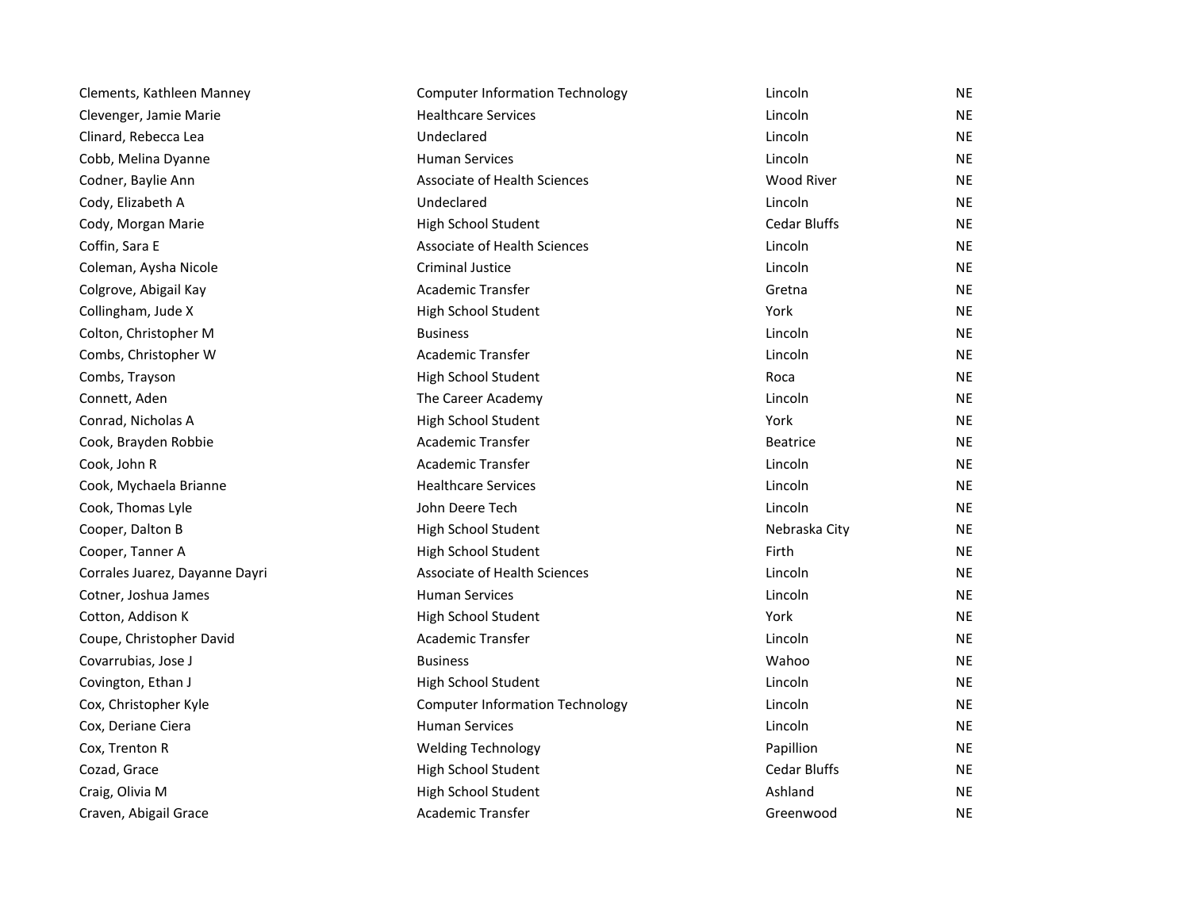| | | | |
|---|---|---|---|
| Clements, Kathleen Manney | Computer Information Technology | Lincoln | NE |
| Clevenger, Jamie Marie | Healthcare Services | Lincoln | NE |
| Clinard, Rebecca Lea | Undeclared | Lincoln | NE |
| Cobb, Melina Dyanne | Human Services | Lincoln | NE |
| Codner, Baylie Ann | Associate of Health Sciences | Wood River | NE |
| Cody, Elizabeth A | Undeclared | Lincoln | NE |
| Cody, Morgan Marie | High School Student | Cedar Bluffs | NE |
| Coffin, Sara E | Associate of Health Sciences | Lincoln | NE |
| Coleman, Aysha Nicole | Criminal Justice | Lincoln | NE |
| Colgrove, Abigail Kay | Academic Transfer | Gretna | NE |
| Collingham, Jude X | High School Student | York | NE |
| Colton, Christopher M | Business | Lincoln | NE |
| Combs, Christopher W | Academic Transfer | Lincoln | NE |
| Combs, Trayson | High School Student | Roca | NE |
| Connett, Aden | The Career Academy | Lincoln | NE |
| Conrad, Nicholas A | High School Student | York | NE |
| Cook, Brayden Robbie | Academic Transfer | Beatrice | NE |
| Cook, John R | Academic Transfer | Lincoln | NE |
| Cook, Mychaela Brianne | Healthcare Services | Lincoln | NE |
| Cook, Thomas Lyle | John Deere Tech | Lincoln | NE |
| Cooper, Dalton B | High School Student | Nebraska City | NE |
| Cooper, Tanner A | High School Student | Firth | NE |
| Corrales Juarez, Dayanne Dayri | Associate of Health Sciences | Lincoln | NE |
| Cotner, Joshua James | Human Services | Lincoln | NE |
| Cotton, Addison K | High School Student | York | NE |
| Coupe, Christopher David | Academic Transfer | Lincoln | NE |
| Covarrubias, Jose J | Business | Wahoo | NE |
| Covington, Ethan J | High School Student | Lincoln | NE |
| Cox, Christopher Kyle | Computer Information Technology | Lincoln | NE |
| Cox, Deriane Ciera | Human Services | Lincoln | NE |
| Cox, Trenton R | Welding Technology | Papillion | NE |
| Cozad, Grace | High School Student | Cedar Bluffs | NE |
| Craig, Olivia M | High School Student | Ashland | NE |
| Craven, Abigail Grace | Academic Transfer | Greenwood | NE |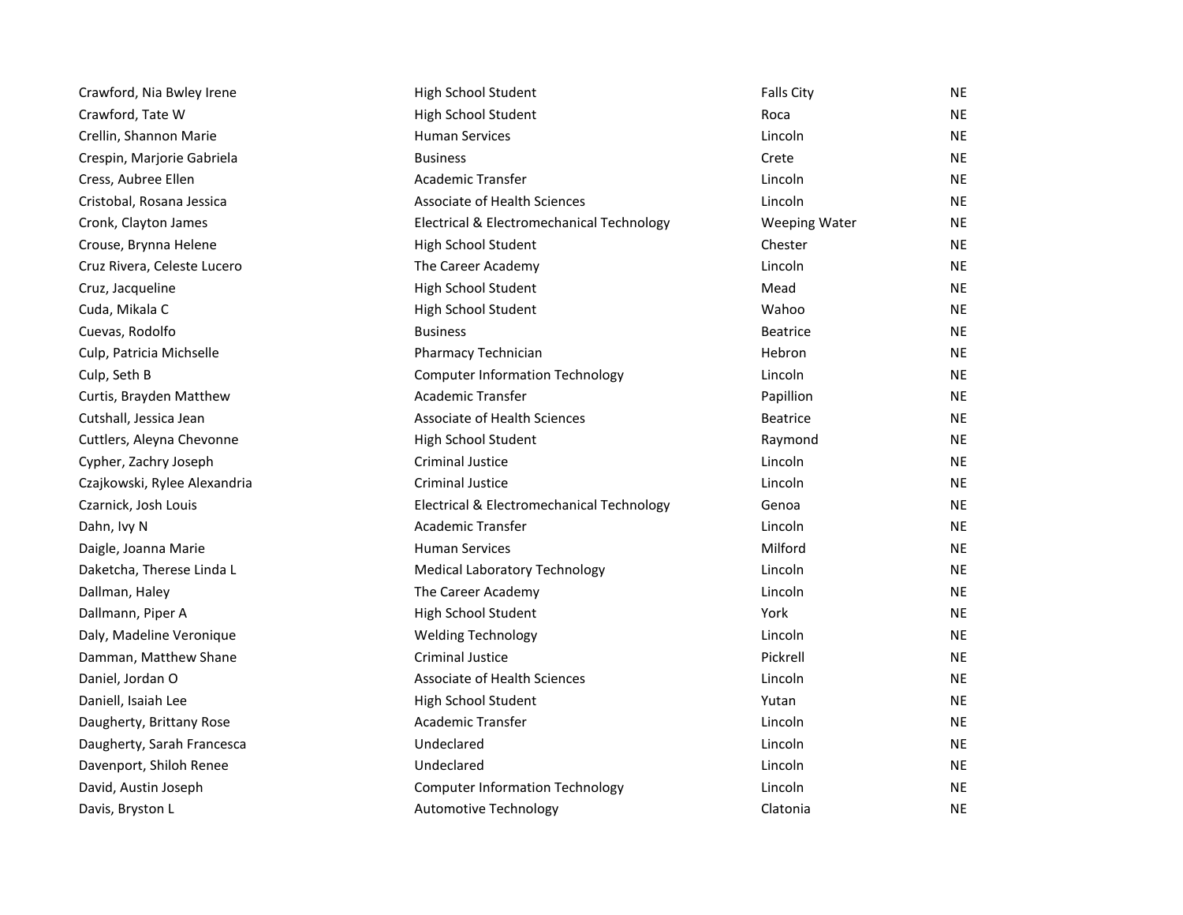| | | | |
|---|---|---|---|
| Crawford, Nia Bwley Irene | High School Student | Falls City | NE |
| Crawford, Tate W | High School Student | Roca | NE |
| Crellin, Shannon Marie | Human Services | Lincoln | NE |
| Crespin, Marjorie Gabriela | Business | Crete | NE |
| Cress, Aubree Ellen | Academic Transfer | Lincoln | NE |
| Cristobal, Rosana Jessica | Associate of Health Sciences | Lincoln | NE |
| Cronk, Clayton James | Electrical & Electromechanical Technology | Weeping Water | NE |
| Crouse, Brynna Helene | High School Student | Chester | NE |
| Cruz Rivera, Celeste Lucero | The Career Academy | Lincoln | NE |
| Cruz, Jacqueline | High School Student | Mead | NE |
| Cuda, Mikala C | High School Student | Wahoo | NE |
| Cuevas, Rodolfo | Business | Beatrice | NE |
| Culp, Patricia Michselle | Pharmacy Technician | Hebron | NE |
| Culp, Seth B | Computer Information Technology | Lincoln | NE |
| Curtis, Brayden Matthew | Academic Transfer | Papillion | NE |
| Cutshall, Jessica Jean | Associate of Health Sciences | Beatrice | NE |
| Cuttlers, Aleyna Chevonne | High School Student | Raymond | NE |
| Cypher, Zachry Joseph | Criminal Justice | Lincoln | NE |
| Czajkowski, Rylee Alexandria | Criminal Justice | Lincoln | NE |
| Czarnick, Josh Louis | Electrical & Electromechanical Technology | Genoa | NE |
| Dahn, Ivy N | Academic Transfer | Lincoln | NE |
| Daigle, Joanna Marie | Human Services | Milford | NE |
| Daketcha, Therese Linda L | Medical Laboratory Technology | Lincoln | NE |
| Dallman, Haley | The Career Academy | Lincoln | NE |
| Dallmann, Piper A | High School Student | York | NE |
| Daly, Madeline Veronique | Welding Technology | Lincoln | NE |
| Damman, Matthew Shane | Criminal Justice | Pickrell | NE |
| Daniel, Jordan O | Associate of Health Sciences | Lincoln | NE |
| Daniell, Isaiah Lee | High School Student | Yutan | NE |
| Daugherty, Brittany Rose | Academic Transfer | Lincoln | NE |
| Daugherty, Sarah Francesca | Undeclared | Lincoln | NE |
| Davenport, Shiloh Renee | Undeclared | Lincoln | NE |
| David, Austin Joseph | Computer Information Technology | Lincoln | NE |
| Davis, Bryston L | Automotive Technology | Clatonia | NE |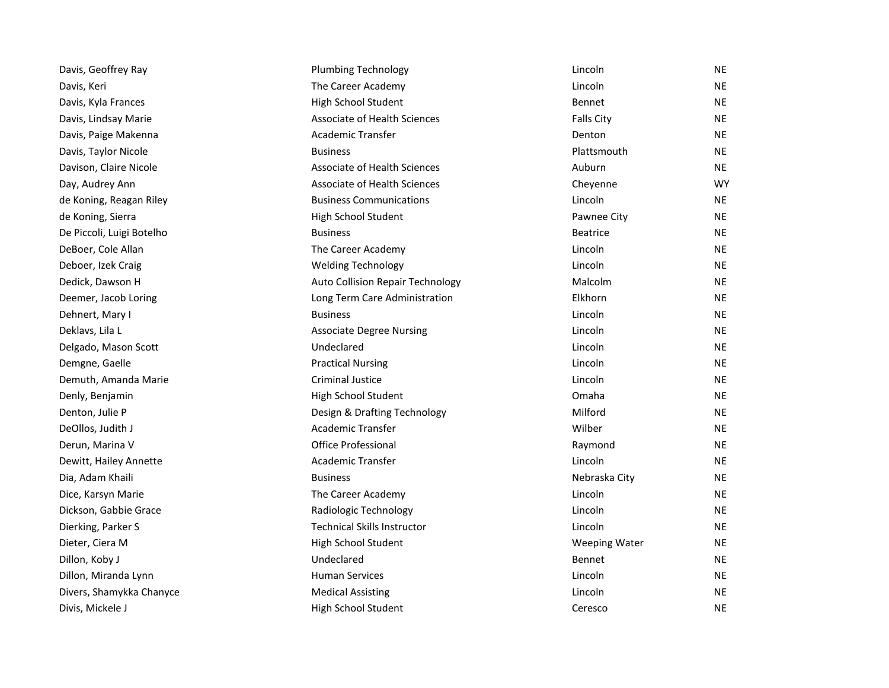| | | | |
|---|---|---|---|
| Davis, Geoffrey Ray | Plumbing Technology | Lincoln | NE |
| Davis, Keri | The Career Academy | Lincoln | NE |
| Davis, Kyla Frances | High School Student | Bennet | NE |
| Davis, Lindsay Marie | Associate of Health Sciences | Falls City | NE |
| Davis, Paige Makenna | Academic Transfer | Denton | NE |
| Davis, Taylor Nicole | Business | Plattsmouth | NE |
| Davison, Claire Nicole | Associate of Health Sciences | Auburn | NE |
| Day, Audrey Ann | Associate of Health Sciences | Cheyenne | WY |
| de Koning, Reagan Riley | Business Communications | Lincoln | NE |
| de Koning, Sierra | High School Student | Pawnee City | NE |
| De Piccoli, Luigi Botelho | Business | Beatrice | NE |
| DeBoer, Cole Allan | The Career Academy | Lincoln | NE |
| Deboer, Izek Craig | Welding Technology | Lincoln | NE |
| Dedick, Dawson H | Auto Collision Repair Technology | Malcolm | NE |
| Deemer, Jacob Loring | Long Term Care Administration | Elkhorn | NE |
| Dehnert, Mary I | Business | Lincoln | NE |
| Deklavs, Lila L | Associate Degree Nursing | Lincoln | NE |
| Delgado, Mason Scott | Undeclared | Lincoln | NE |
| Demgne, Gaelle | Practical Nursing | Lincoln | NE |
| Demuth, Amanda Marie | Criminal Justice | Lincoln | NE |
| Denly, Benjamin | High School Student | Omaha | NE |
| Denton, Julie P | Design & Drafting Technology | Milford | NE |
| DeOllos, Judith J | Academic Transfer | Wilber | NE |
| Derun, Marina V | Office Professional | Raymond | NE |
| Dewitt, Hailey Annette | Academic Transfer | Lincoln | NE |
| Dia, Adam Khaili | Business | Nebraska City | NE |
| Dice, Karsyn Marie | The Career Academy | Lincoln | NE |
| Dickson, Gabbie Grace | Radiologic Technology | Lincoln | NE |
| Dierking, Parker S | Technical Skills Instructor | Lincoln | NE |
| Dieter, Ciera M | High School Student | Weeping Water | NE |
| Dillon, Koby J | Undeclared | Bennet | NE |
| Dillon, Miranda Lynn | Human Services | Lincoln | NE |
| Divers, Shamykka Chanyce | Medical Assisting | Lincoln | NE |
| Divis, Mickele J | High School Student | Ceresco | NE |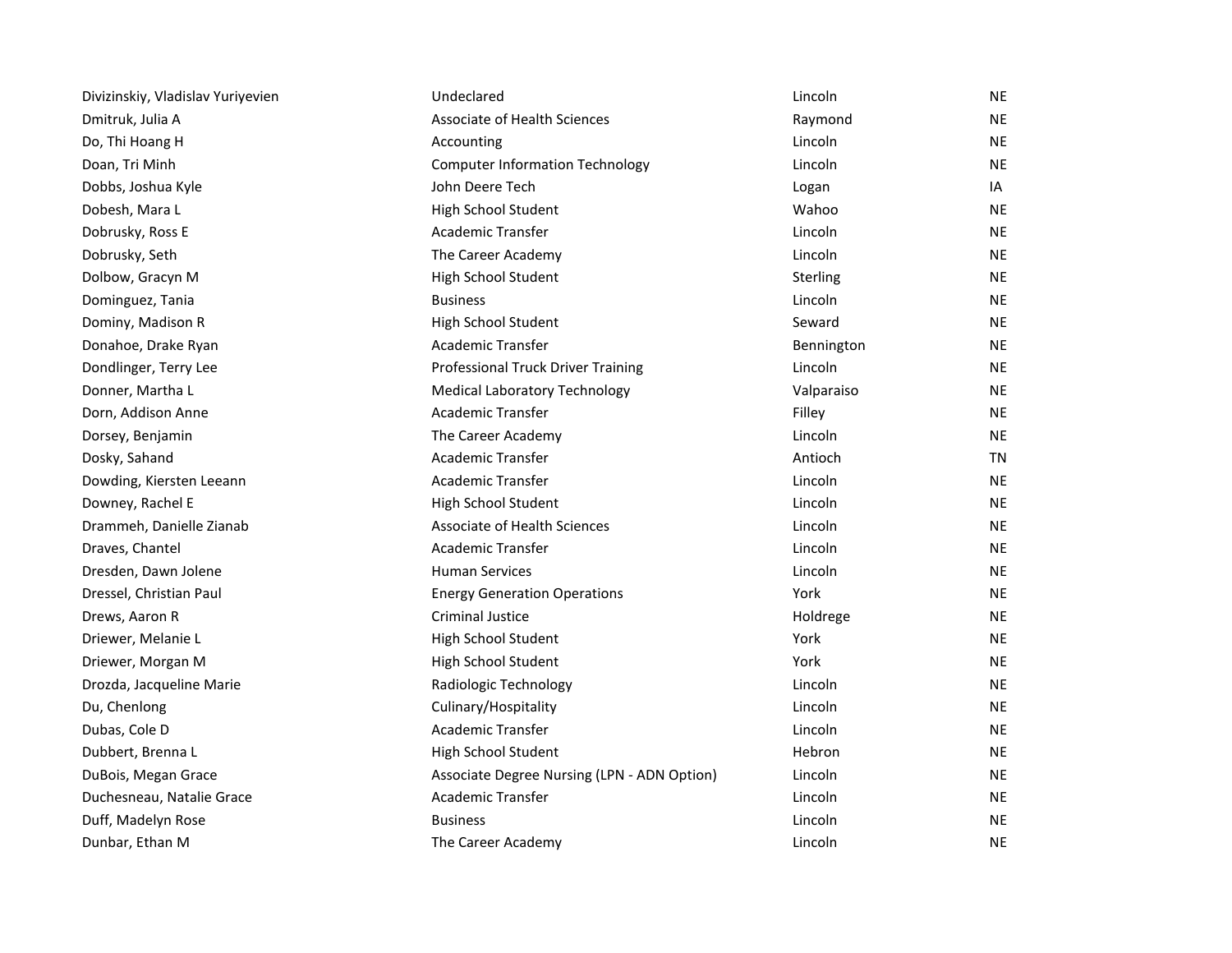| | | | |
|---|---|---|---|
| Divizinskiy, Vladislav Yuriyevien | Undeclared | Lincoln | NE |
| Dmitruk, Julia A | Associate of Health Sciences | Raymond | NE |
| Do, Thi Hoang H | Accounting | Lincoln | NE |
| Doan, Tri Minh | Computer Information Technology | Lincoln | NE |
| Dobbs, Joshua Kyle | John Deere Tech | Logan | IA |
| Dobesh, Mara L | High School Student | Wahoo | NE |
| Dobrusky, Ross E | Academic Transfer | Lincoln | NE |
| Dobrusky, Seth | The Career Academy | Lincoln | NE |
| Dolbow, Gracyn M | High School Student | Sterling | NE |
| Dominguez, Tania | Business | Lincoln | NE |
| Dominy, Madison R | High School Student | Seward | NE |
| Donahoe, Drake Ryan | Academic Transfer | Bennington | NE |
| Dondlinger, Terry Lee | Professional Truck Driver Training | Lincoln | NE |
| Donner, Martha L | Medical Laboratory Technology | Valparaiso | NE |
| Dorn, Addison Anne | Academic Transfer | Filley | NE |
| Dorsey, Benjamin | The Career Academy | Lincoln | NE |
| Dosky, Sahand | Academic Transfer | Antioch | TN |
| Dowding, Kiersten Leeann | Academic Transfer | Lincoln | NE |
| Downey, Rachel E | High School Student | Lincoln | NE |
| Drammeh, Danielle Zianab | Associate of Health Sciences | Lincoln | NE |
| Draves, Chantel | Academic Transfer | Lincoln | NE |
| Dresden, Dawn Jolene | Human Services | Lincoln | NE |
| Dressel, Christian Paul | Energy Generation Operations | York | NE |
| Drews, Aaron R | Criminal Justice | Holdrege | NE |
| Driewer, Melanie L | High School Student | York | NE |
| Driewer, Morgan M | High School Student | York | NE |
| Drozda, Jacqueline Marie | Radiologic Technology | Lincoln | NE |
| Du, Chenlong | Culinary/Hospitality | Lincoln | NE |
| Dubas, Cole D | Academic Transfer | Lincoln | NE |
| Dubbert, Brenna L | High School Student | Hebron | NE |
| DuBois, Megan Grace | Associate Degree Nursing (LPN - ADN Option) | Lincoln | NE |
| Duchesneau, Natalie Grace | Academic Transfer | Lincoln | NE |
| Duff, Madelyn Rose | Business | Lincoln | NE |
| Dunbar, Ethan M | The Career Academy | Lincoln | NE |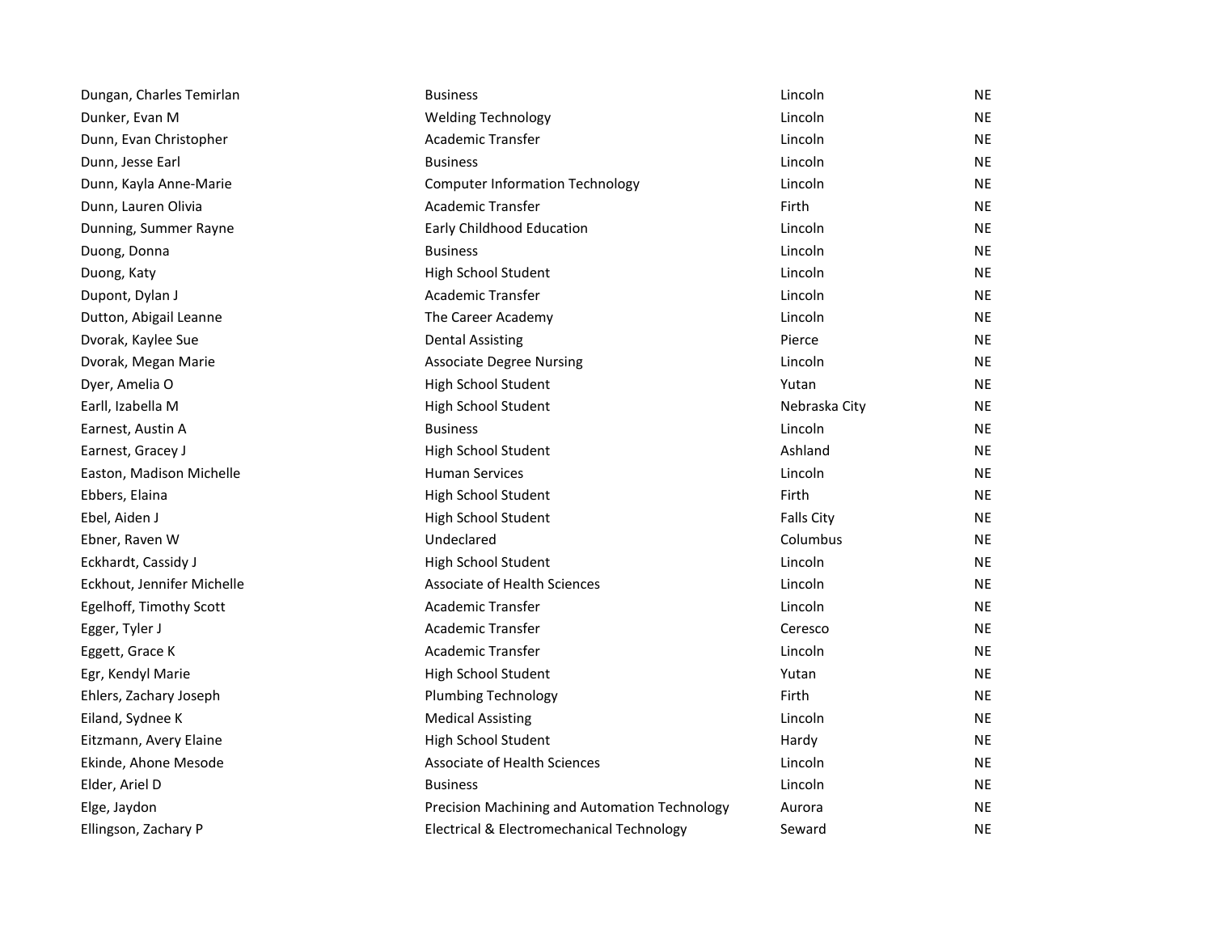| | | | |
|---|---|---|---|
| Dungan, Charles Temirlan | Business | Lincoln | NE |
| Dunker, Evan M | Welding Technology | Lincoln | NE |
| Dunn, Evan Christopher | Academic Transfer | Lincoln | NE |
| Dunn, Jesse Earl | Business | Lincoln | NE |
| Dunn, Kayla Anne-Marie | Computer Information Technology | Lincoln | NE |
| Dunn, Lauren Olivia | Academic Transfer | Firth | NE |
| Dunning, Summer Rayne | Early Childhood Education | Lincoln | NE |
| Duong, Donna | Business | Lincoln | NE |
| Duong, Katy | High School Student | Lincoln | NE |
| Dupont, Dylan J | Academic Transfer | Lincoln | NE |
| Dutton, Abigail Leanne | The Career Academy | Lincoln | NE |
| Dvorak, Kaylee Sue | Dental Assisting | Pierce | NE |
| Dvorak, Megan Marie | Associate Degree Nursing | Lincoln | NE |
| Dyer, Amelia O | High School Student | Yutan | NE |
| Earll, Izabella M | High School Student | Nebraska City | NE |
| Earnest, Austin A | Business | Lincoln | NE |
| Earnest, Gracey J | High School Student | Ashland | NE |
| Easton, Madison Michelle | Human Services | Lincoln | NE |
| Ebbers, Elaina | High School Student | Firth | NE |
| Ebel, Aiden J | High School Student | Falls City | NE |
| Ebner, Raven W | Undeclared | Columbus | NE |
| Eckhardt, Cassidy J | High School Student | Lincoln | NE |
| Eckhout, Jennifer Michelle | Associate of Health Sciences | Lincoln | NE |
| Egelhoff, Timothy Scott | Academic Transfer | Lincoln | NE |
| Egger, Tyler J | Academic Transfer | Ceresco | NE |
| Eggett, Grace K | Academic Transfer | Lincoln | NE |
| Egr, Kendyl Marie | High School Student | Yutan | NE |
| Ehlers, Zachary Joseph | Plumbing Technology | Firth | NE |
| Eiland, Sydnee K | Medical Assisting | Lincoln | NE |
| Eitzmann, Avery Elaine | High School Student | Hardy | NE |
| Ekinde, Ahone Mesode | Associate of Health Sciences | Lincoln | NE |
| Elder, Ariel D | Business | Lincoln | NE |
| Elge, Jaydon | Precision Machining and Automation Technology | Aurora | NE |
| Ellingson, Zachary P | Electrical & Electromechanical Technology | Seward | NE |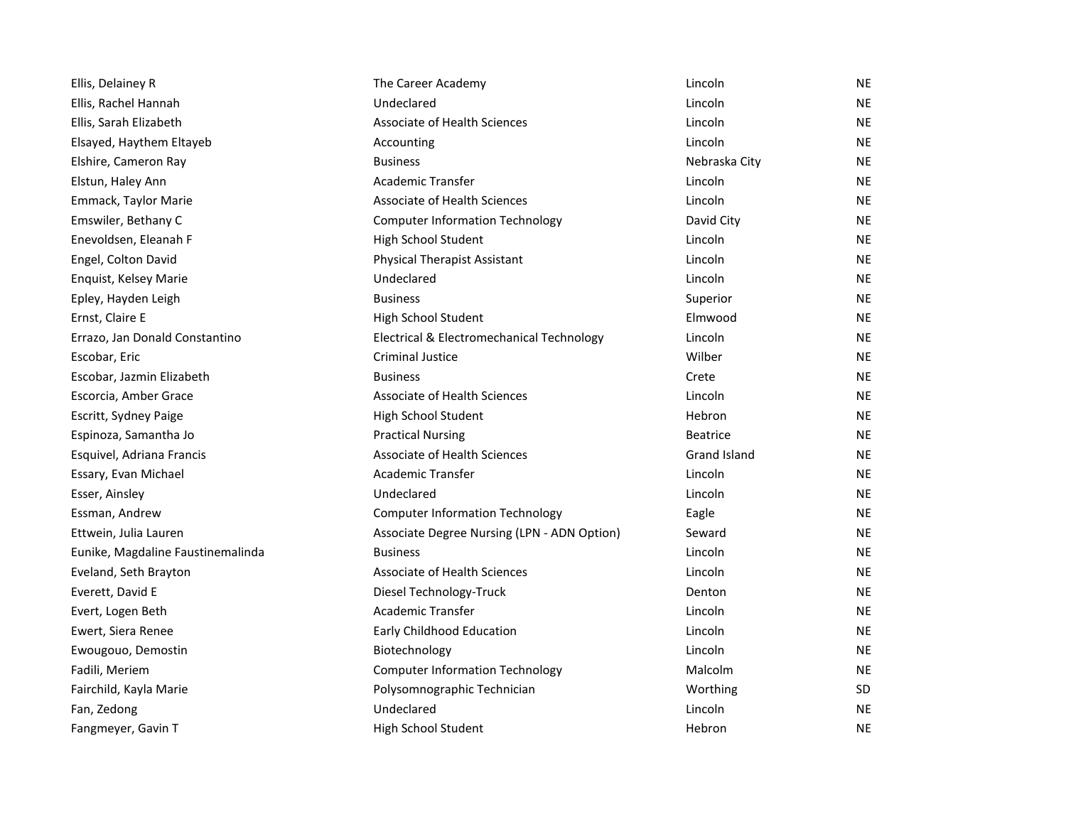| | | | |
|---|---|---|---|
| Ellis, Delainey R | The Career Academy | Lincoln | NE |
| Ellis, Rachel Hannah | Undeclared | Lincoln | NE |
| Ellis, Sarah Elizabeth | Associate of Health Sciences | Lincoln | NE |
| Elsayed, Haythem Eltayeb | Accounting | Lincoln | NE |
| Elshire, Cameron Ray | Business | Nebraska City | NE |
| Elstun, Haley Ann | Academic Transfer | Lincoln | NE |
| Emmack, Taylor Marie | Associate of Health Sciences | Lincoln | NE |
| Emswiler, Bethany C | Computer Information Technology | David City | NE |
| Enevoldsen, Eleanah F | High School Student | Lincoln | NE |
| Engel, Colton David | Physical Therapist Assistant | Lincoln | NE |
| Enquist, Kelsey Marie | Undeclared | Lincoln | NE |
| Epley, Hayden Leigh | Business | Superior | NE |
| Ernst, Claire E | High School Student | Elmwood | NE |
| Errazo, Jan Donald Constantino | Electrical & Electromechanical Technology | Lincoln | NE |
| Escobar, Eric | Criminal Justice | Wilber | NE |
| Escobar, Jazmin Elizabeth | Business | Crete | NE |
| Escorcia, Amber Grace | Associate of Health Sciences | Lincoln | NE |
| Escritt, Sydney Paige | High School Student | Hebron | NE |
| Espinoza, Samantha Jo | Practical Nursing | Beatrice | NE |
| Esquivel, Adriana Francis | Associate of Health Sciences | Grand Island | NE |
| Essary, Evan Michael | Academic Transfer | Lincoln | NE |
| Esser, Ainsley | Undeclared | Lincoln | NE |
| Essman, Andrew | Computer Information Technology | Eagle | NE |
| Ettwein, Julia Lauren | Associate Degree Nursing (LPN - ADN Option) | Seward | NE |
| Eunike, Magdaline Faustinemalinda | Business | Lincoln | NE |
| Eveland, Seth Brayton | Associate of Health Sciences | Lincoln | NE |
| Everett, David E | Diesel Technology-Truck | Denton | NE |
| Evert, Logen Beth | Academic Transfer | Lincoln | NE |
| Ewert, Siera Renee | Early Childhood Education | Lincoln | NE |
| Ewougouo, Demostin | Biotechnology | Lincoln | NE |
| Fadili, Meriem | Computer Information Technology | Malcolm | NE |
| Fairchild, Kayla Marie | Polysomnographic Technician | Worthing | SD |
| Fan, Zedong | Undeclared | Lincoln | NE |
| Fangmeyer, Gavin T | High School Student | Hebron | NE |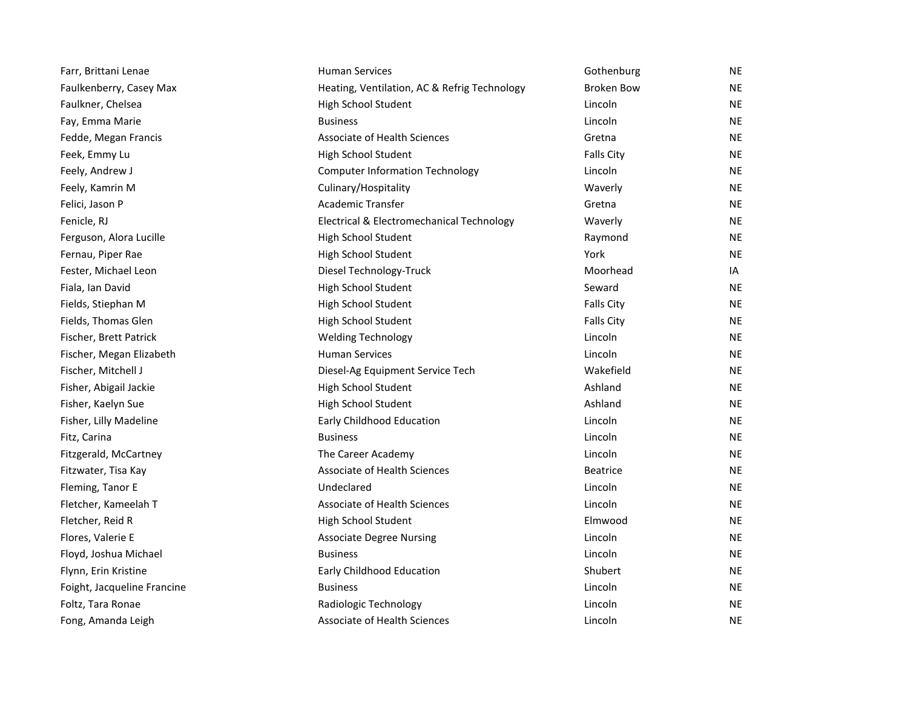| | | | |
|---|---|---|---|
| Farr, Brittani Lenae | Human Services | Gothenburg | NE |
| Faulkenberry, Casey Max | Heating, Ventilation, AC & Refrig Technology | Broken Bow | NE |
| Faulkner, Chelsea | High School Student | Lincoln | NE |
| Fay, Emma Marie | Business | Lincoln | NE |
| Fedde, Megan Francis | Associate of Health Sciences | Gretna | NE |
| Feek, Emmy Lu | High School Student | Falls City | NE |
| Feely, Andrew J | Computer Information Technology | Lincoln | NE |
| Feely, Kamrin M | Culinary/Hospitality | Waverly | NE |
| Felici, Jason P | Academic Transfer | Gretna | NE |
| Fenicle, RJ | Electrical & Electromechanical Technology | Waverly | NE |
| Ferguson, Alora Lucille | High School Student | Raymond | NE |
| Fernau, Piper Rae | High School Student | York | NE |
| Fester, Michael Leon | Diesel Technology-Truck | Moorhead | IA |
| Fiala, Ian David | High School Student | Seward | NE |
| Fields, Stiephan M | High School Student | Falls City | NE |
| Fields, Thomas Glen | High School Student | Falls City | NE |
| Fischer, Brett Patrick | Welding Technology | Lincoln | NE |
| Fischer, Megan Elizabeth | Human Services | Lincoln | NE |
| Fischer, Mitchell J | Diesel-Ag Equipment Service Tech | Wakefield | NE |
| Fisher, Abigail Jackie | High School Student | Ashland | NE |
| Fisher, Kaelyn Sue | High School Student | Ashland | NE |
| Fisher, Lilly Madeline | Early Childhood Education | Lincoln | NE |
| Fitz, Carina | Business | Lincoln | NE |
| Fitzgerald, McCartney | The Career Academy | Lincoln | NE |
| Fitzwater, Tisa Kay | Associate of Health Sciences | Beatrice | NE |
| Fleming, Tanor E | Undeclared | Lincoln | NE |
| Fletcher, Kameelah T | Associate of Health Sciences | Lincoln | NE |
| Fletcher, Reid R | High School Student | Elmwood | NE |
| Flores, Valerie E | Associate Degree Nursing | Lincoln | NE |
| Floyd, Joshua Michael | Business | Lincoln | NE |
| Flynn, Erin Kristine | Early Childhood Education | Shubert | NE |
| Foight, Jacqueline Francine | Business | Lincoln | NE |
| Foltz, Tara Ronae | Radiologic Technology | Lincoln | NE |
| Fong, Amanda Leigh | Associate of Health Sciences | Lincoln | NE |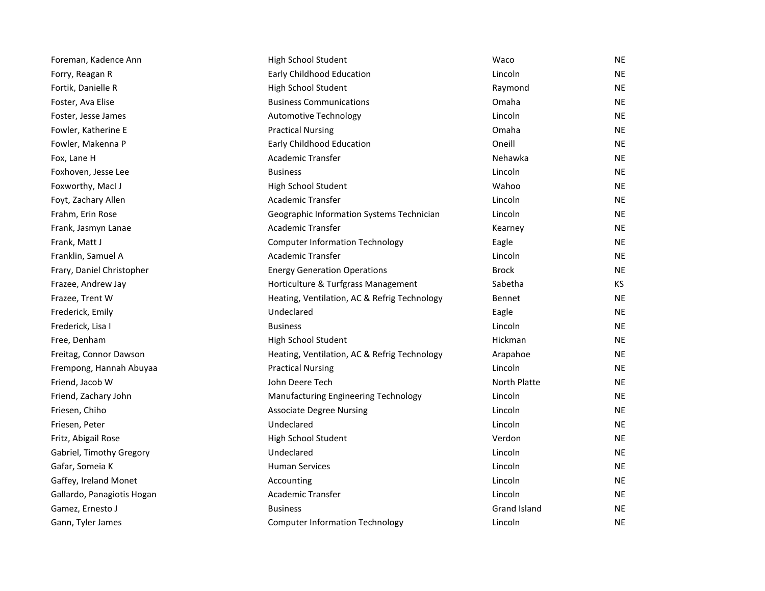| | | | |
|---|---|---|---|
| Foreman, Kadence Ann | High School Student | Waco | NE |
| Forry, Reagan R | Early Childhood Education | Lincoln | NE |
| Fortik, Danielle R | High School Student | Raymond | NE |
| Foster, Ava Elise | Business Communications | Omaha | NE |
| Foster, Jesse James | Automotive Technology | Lincoln | NE |
| Fowler, Katherine E | Practical Nursing | Omaha | NE |
| Fowler, Makenna P | Early Childhood Education | Oneill | NE |
| Fox, Lane H | Academic Transfer | Nehawka | NE |
| Foxhoven, Jesse Lee | Business | Lincoln | NE |
| Foxworthy, MacI J | High School Student | Wahoo | NE |
| Foyt, Zachary Allen | Academic Transfer | Lincoln | NE |
| Frahm, Erin Rose | Geographic Information Systems Technician | Lincoln | NE |
| Frank, Jasmyn Lanae | Academic Transfer | Kearney | NE |
| Frank, Matt J | Computer Information Technology | Eagle | NE |
| Franklin, Samuel A | Academic Transfer | Lincoln | NE |
| Frary, Daniel Christopher | Energy Generation Operations | Brock | NE |
| Frazee, Andrew Jay | Horticulture & Turfgrass Management | Sabetha | KS |
| Frazee, Trent W | Heating, Ventilation, AC & Refrig Technology | Bennet | NE |
| Frederick, Emily | Undeclared | Eagle | NE |
| Frederick, Lisa I | Business | Lincoln | NE |
| Free, Denham | High School Student | Hickman | NE |
| Freitag, Connor Dawson | Heating, Ventilation, AC & Refrig Technology | Arapahoe | NE |
| Frempong, Hannah Abuyaa | Practical Nursing | Lincoln | NE |
| Friend, Jacob W | John Deere Tech | North Platte | NE |
| Friend, Zachary John | Manufacturing Engineering Technology | Lincoln | NE |
| Friesen, Chiho | Associate Degree Nursing | Lincoln | NE |
| Friesen, Peter | Undeclared | Lincoln | NE |
| Fritz, Abigail Rose | High School Student | Verdon | NE |
| Gabriel, Timothy Gregory | Undeclared | Lincoln | NE |
| Gafar, Someia K | Human Services | Lincoln | NE |
| Gaffey, Ireland Monet | Accounting | Lincoln | NE |
| Gallardo, Panagiotis Hogan | Academic Transfer | Lincoln | NE |
| Gamez, Ernesto J | Business | Grand Island | NE |
| Gann, Tyler James | Computer Information Technology | Lincoln | NE |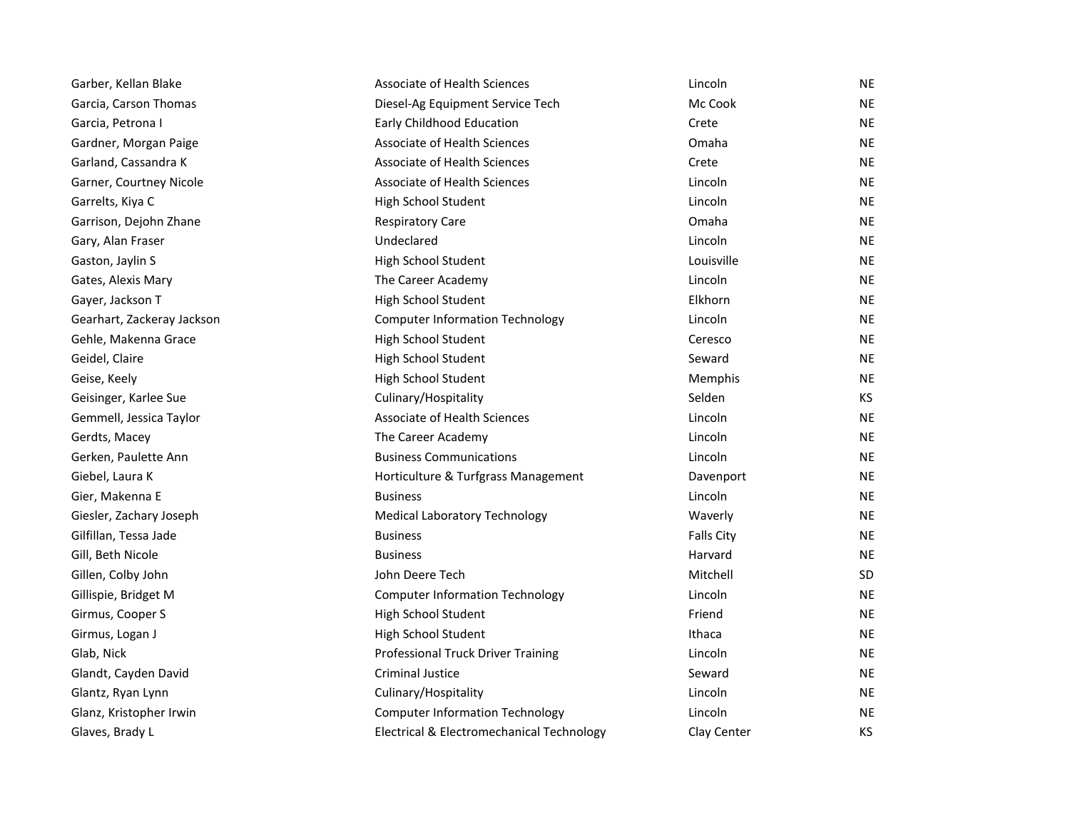| | | | |
|---|---|---|---|
| Garber, Kellan Blake | Associate of Health Sciences | Lincoln | NE |
| Garcia, Carson Thomas | Diesel-Ag Equipment Service Tech | Mc Cook | NE |
| Garcia, Petrona I | Early Childhood Education | Crete | NE |
| Gardner, Morgan Paige | Associate of Health Sciences | Omaha | NE |
| Garland, Cassandra K | Associate of Health Sciences | Crete | NE |
| Garner, Courtney Nicole | Associate of Health Sciences | Lincoln | NE |
| Garrelts, Kiya C | High School Student | Lincoln | NE |
| Garrison, Dejohn Zhane | Respiratory Care | Omaha | NE |
| Gary, Alan Fraser | Undeclared | Lincoln | NE |
| Gaston, Jaylin S | High School Student | Louisville | NE |
| Gates, Alexis Mary | The Career Academy | Lincoln | NE |
| Gayer, Jackson T | High School Student | Elkhorn | NE |
| Gearhart, Zackeray Jackson | Computer Information Technology | Lincoln | NE |
| Gehle, Makenna Grace | High School Student | Ceresco | NE |
| Geidel, Claire | High School Student | Seward | NE |
| Geise, Keely | High School Student | Memphis | NE |
| Geisinger, Karlee Sue | Culinary/Hospitality | Selden | KS |
| Gemmell, Jessica Taylor | Associate of Health Sciences | Lincoln | NE |
| Gerdts, Macey | The Career Academy | Lincoln | NE |
| Gerken, Paulette Ann | Business Communications | Lincoln | NE |
| Giebel, Laura K | Horticulture & Turfgrass Management | Davenport | NE |
| Gier, Makenna E | Business | Lincoln | NE |
| Giesler, Zachary Joseph | Medical Laboratory Technology | Waverly | NE |
| Gilfillan, Tessa Jade | Business | Falls City | NE |
| Gill, Beth Nicole | Business | Harvard | NE |
| Gillen, Colby John | John Deere Tech | Mitchell | SD |
| Gillispie, Bridget M | Computer Information Technology | Lincoln | NE |
| Girmus, Cooper S | High School Student | Friend | NE |
| Girmus, Logan J | High School Student | Ithaca | NE |
| Glab, Nick | Professional Truck Driver Training | Lincoln | NE |
| Glandt, Cayden David | Criminal Justice | Seward | NE |
| Glantz, Ryan Lynn | Culinary/Hospitality | Lincoln | NE |
| Glanz, Kristopher Irwin | Computer Information Technology | Lincoln | NE |
| Glaves, Brady L | Electrical & Electromechanical Technology | Clay Center | KS |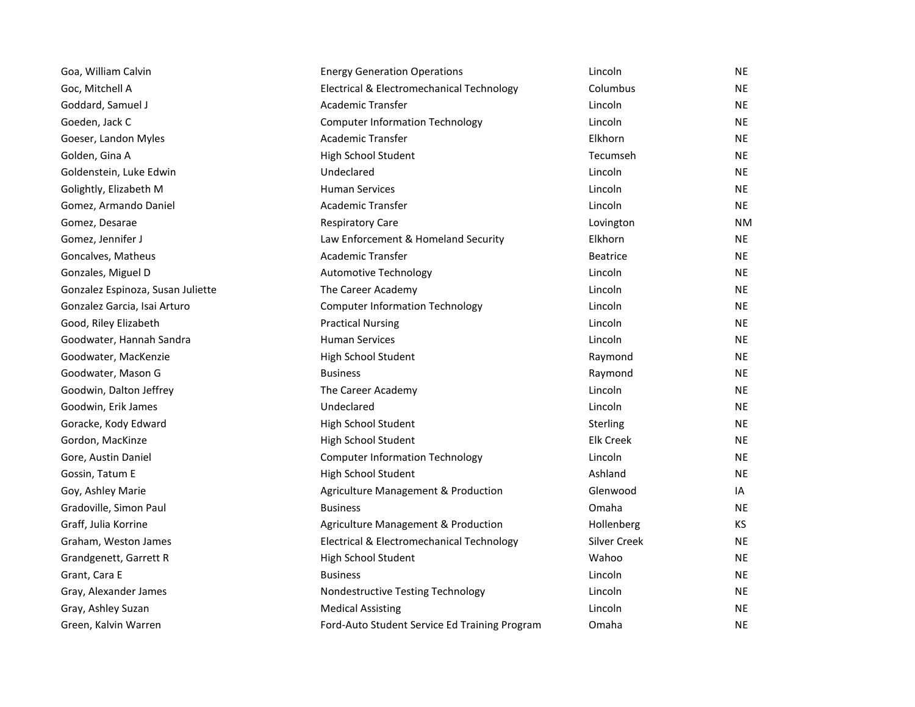| | | | |
|---|---|---|---|
| Goa, William Calvin | Energy Generation Operations | Lincoln | NE |
| Goc, Mitchell A | Electrical & Electromechanical Technology | Columbus | NE |
| Goddard, Samuel J | Academic Transfer | Lincoln | NE |
| Goeden, Jack C | Computer Information Technology | Lincoln | NE |
| Goeser, Landon Myles | Academic Transfer | Elkhorn | NE |
| Golden, Gina A | High School Student | Tecumseh | NE |
| Goldenstein, Luke Edwin | Undeclared | Lincoln | NE |
| Golightly, Elizabeth M | Human Services | Lincoln | NE |
| Gomez, Armando Daniel | Academic Transfer | Lincoln | NE |
| Gomez, Desarae | Respiratory Care | Lovington | NM |
| Gomez, Jennifer J | Law Enforcement & Homeland Security | Elkhorn | NE |
| Goncalves, Matheus | Academic Transfer | Beatrice | NE |
| Gonzales, Miguel D | Automotive Technology | Lincoln | NE |
| Gonzalez Espinoza, Susan Juliette | The Career Academy | Lincoln | NE |
| Gonzalez Garcia, Isai Arturo | Computer Information Technology | Lincoln | NE |
| Good, Riley Elizabeth | Practical Nursing | Lincoln | NE |
| Goodwater, Hannah Sandra | Human Services | Lincoln | NE |
| Goodwater, MacKenzie | High School Student | Raymond | NE |
| Goodwater, Mason G | Business | Raymond | NE |
| Goodwin, Dalton Jeffrey | The Career Academy | Lincoln | NE |
| Goodwin, Erik James | Undeclared | Lincoln | NE |
| Goracke, Kody Edward | High School Student | Sterling | NE |
| Gordon, MacKinze | High School Student | Elk Creek | NE |
| Gore, Austin Daniel | Computer Information Technology | Lincoln | NE |
| Gossin, Tatum E | High School Student | Ashland | NE |
| Goy, Ashley Marie | Agriculture Management & Production | Glenwood | IA |
| Gradoville, Simon Paul | Business | Omaha | NE |
| Graff, Julia Korrine | Agriculture Management & Production | Hollenberg | KS |
| Graham, Weston James | Electrical & Electromechanical Technology | Silver Creek | NE |
| Grandgenett, Garrett R | High School Student | Wahoo | NE |
| Grant, Cara E | Business | Lincoln | NE |
| Gray, Alexander James | Nondestructive Testing Technology | Lincoln | NE |
| Gray, Ashley Suzan | Medical Assisting | Lincoln | NE |
| Green, Kalvin Warren | Ford-Auto Student Service Ed Training Program | Omaha | NE |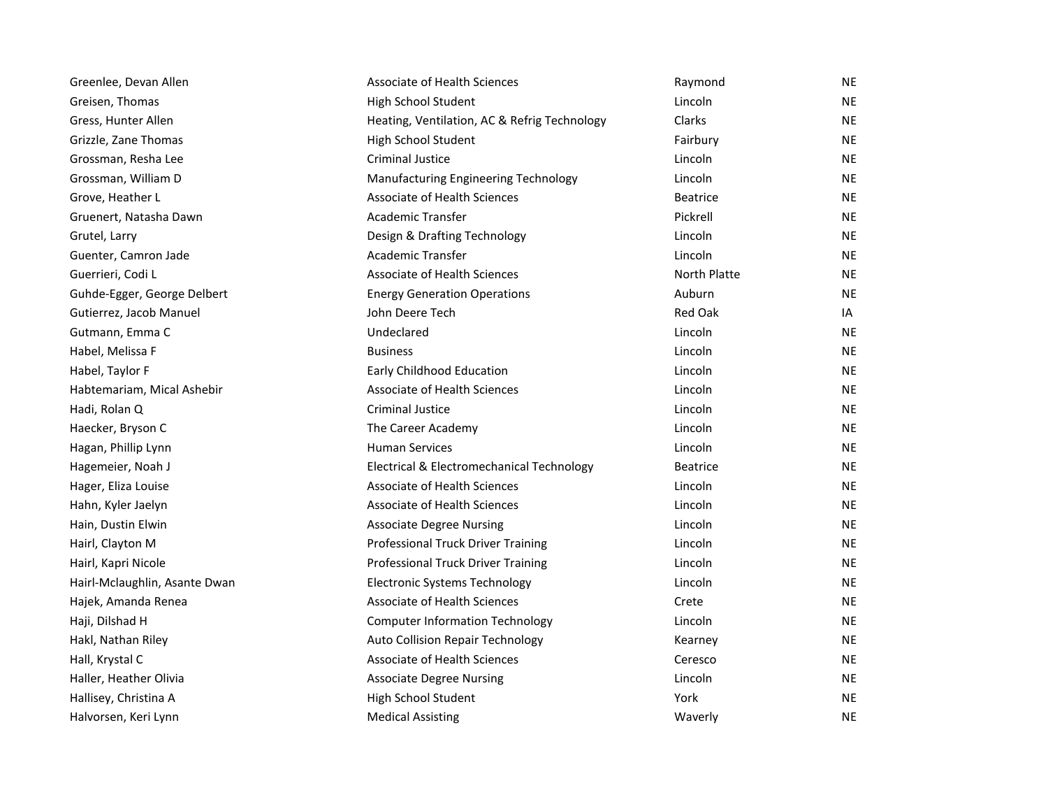| | | | |
|---|---|---|---|
| Greenlee, Devan Allen | Associate of Health Sciences | Raymond | NE |
| Greisen, Thomas | High School Student | Lincoln | NE |
| Gress, Hunter Allen | Heating, Ventilation, AC & Refrig Technology | Clarks | NE |
| Grizzle, Zane Thomas | High School Student | Fairbury | NE |
| Grossman, Resha Lee | Criminal Justice | Lincoln | NE |
| Grossman, William D | Manufacturing Engineering Technology | Lincoln | NE |
| Grove, Heather L | Associate of Health Sciences | Beatrice | NE |
| Gruenert, Natasha Dawn | Academic Transfer | Pickrell | NE |
| Grutel, Larry | Design & Drafting Technology | Lincoln | NE |
| Guenter, Camron Jade | Academic Transfer | Lincoln | NE |
| Guerrieri, Codi L | Associate of Health Sciences | North Platte | NE |
| Guhde-Egger, George Delbert | Energy Generation Operations | Auburn | NE |
| Gutierrez, Jacob Manuel | John Deere Tech | Red Oak | IA |
| Gutmann, Emma C | Undeclared | Lincoln | NE |
| Habel, Melissa F | Business | Lincoln | NE |
| Habel, Taylor F | Early Childhood Education | Lincoln | NE |
| Habtemariam, Mical Ashebir | Associate of Health Sciences | Lincoln | NE |
| Hadi, Rolan Q | Criminal Justice | Lincoln | NE |
| Haecker, Bryson C | The Career Academy | Lincoln | NE |
| Hagan, Phillip Lynn | Human Services | Lincoln | NE |
| Hagemeier, Noah J | Electrical & Electromechanical Technology | Beatrice | NE |
| Hager, Eliza Louise | Associate of Health Sciences | Lincoln | NE |
| Hahn, Kyler Jaelyn | Associate of Health Sciences | Lincoln | NE |
| Hain, Dustin Elwin | Associate Degree Nursing | Lincoln | NE |
| Hairl, Clayton M | Professional Truck Driver Training | Lincoln | NE |
| Hairl, Kapri Nicole | Professional Truck Driver Training | Lincoln | NE |
| Hairl-Mclaughlin, Asante Dwan | Electronic Systems Technology | Lincoln | NE |
| Hajek, Amanda Renea | Associate of Health Sciences | Crete | NE |
| Haji, Dilshad H | Computer Information Technology | Lincoln | NE |
| Hakl, Nathan Riley | Auto Collision Repair Technology | Kearney | NE |
| Hall, Krystal C | Associate of Health Sciences | Ceresco | NE |
| Haller, Heather Olivia | Associate Degree Nursing | Lincoln | NE |
| Hallisey, Christina A | High School Student | York | NE |
| Halvorsen, Keri Lynn | Medical Assisting | Waverly | NE |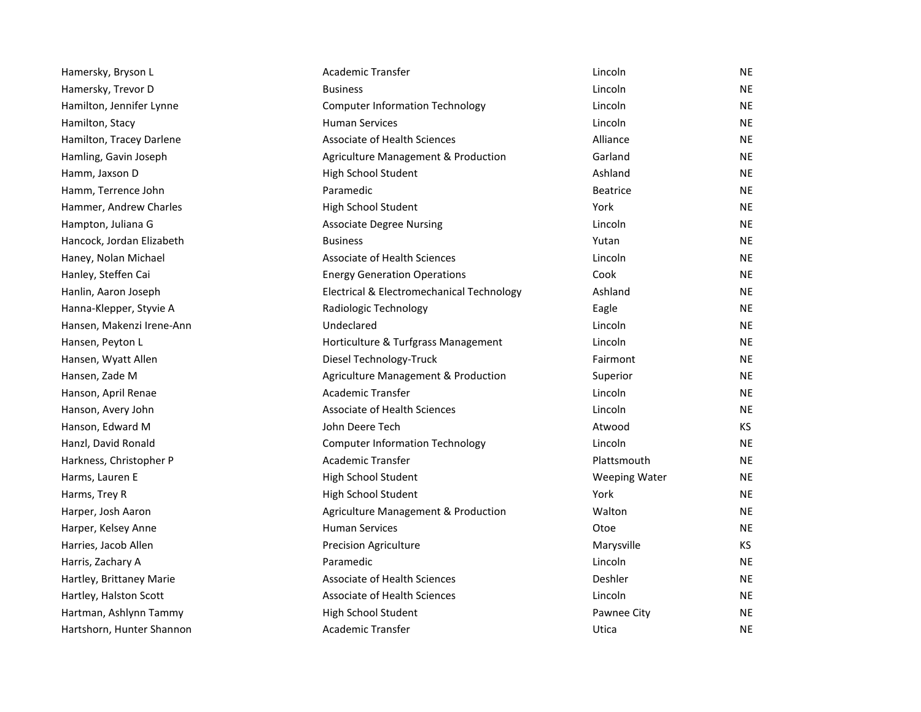| | | | |
|---|---|---|---|
| Hamersky, Bryson L | Academic Transfer | Lincoln | NE |
| Hamersky, Trevor D | Business | Lincoln | NE |
| Hamilton, Jennifer Lynne | Computer Information Technology | Lincoln | NE |
| Hamilton, Stacy | Human Services | Lincoln | NE |
| Hamilton, Tracey Darlene | Associate of Health Sciences | Alliance | NE |
| Hamling, Gavin Joseph | Agriculture Management & Production | Garland | NE |
| Hamm, Jaxson D | High School Student | Ashland | NE |
| Hamm, Terrence John | Paramedic | Beatrice | NE |
| Hammer, Andrew Charles | High School Student | York | NE |
| Hampton, Juliana G | Associate Degree Nursing | Lincoln | NE |
| Hancock, Jordan Elizabeth | Business | Yutan | NE |
| Haney, Nolan Michael | Associate of Health Sciences | Lincoln | NE |
| Hanley, Steffen Cai | Energy Generation Operations | Cook | NE |
| Hanlin, Aaron Joseph | Electrical & Electromechanical Technology | Ashland | NE |
| Hanna-Klepper, Styvie A | Radiologic Technology | Eagle | NE |
| Hansen, Makenzi Irene-Ann | Undeclared | Lincoln | NE |
| Hansen, Peyton L | Horticulture & Turfgrass Management | Lincoln | NE |
| Hansen, Wyatt Allen | Diesel Technology-Truck | Fairmont | NE |
| Hansen, Zade M | Agriculture Management & Production | Superior | NE |
| Hanson, April Renae | Academic Transfer | Lincoln | NE |
| Hanson, Avery John | Associate of Health Sciences | Lincoln | NE |
| Hanson, Edward M | John Deere Tech | Atwood | KS |
| Hanzl, David Ronald | Computer Information Technology | Lincoln | NE |
| Harkness, Christopher P | Academic Transfer | Plattsmouth | NE |
| Harms, Lauren E | High School Student | Weeping Water | NE |
| Harms, Trey R | High School Student | York | NE |
| Harper, Josh Aaron | Agriculture Management & Production | Walton | NE |
| Harper, Kelsey Anne | Human Services | Otoe | NE |
| Harries, Jacob Allen | Precision Agriculture | Marysville | KS |
| Harris, Zachary A | Paramedic | Lincoln | NE |
| Hartley, Brittaney Marie | Associate of Health Sciences | Deshler | NE |
| Hartley, Halston Scott | Associate of Health Sciences | Lincoln | NE |
| Hartman, Ashlynn Tammy | High School Student | Pawnee City | NE |
| Hartshorn, Hunter Shannon | Academic Transfer | Utica | NE |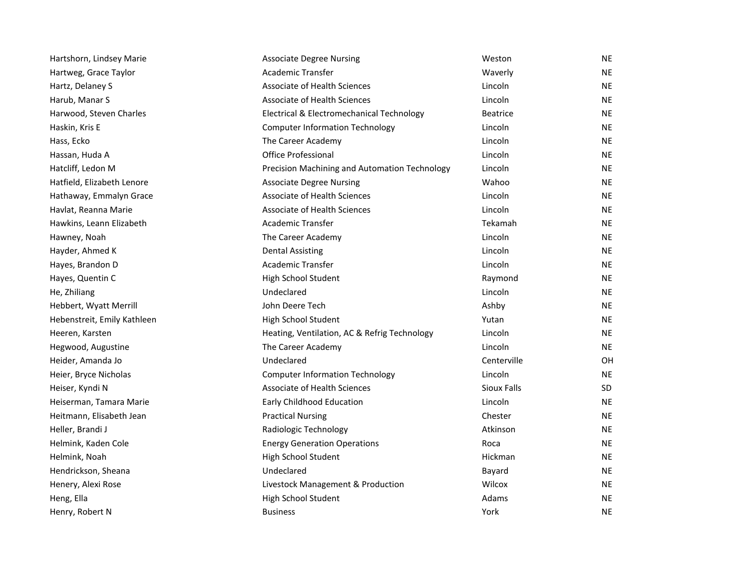| | | | |
|---|---|---|---|
| Hartshorn, Lindsey Marie | Associate Degree Nursing | Weston | NE |
| Hartweg, Grace Taylor | Academic Transfer | Waverly | NE |
| Hartz, Delaney S | Associate of Health Sciences | Lincoln | NE |
| Harub, Manar S | Associate of Health Sciences | Lincoln | NE |
| Harwood, Steven Charles | Electrical & Electromechanical Technology | Beatrice | NE |
| Haskin, Kris E | Computer Information Technology | Lincoln | NE |
| Hass, Ecko | The Career Academy | Lincoln | NE |
| Hassan, Huda A | Office Professional | Lincoln | NE |
| Hatcliff, Ledon M | Precision Machining and Automation Technology | Lincoln | NE |
| Hatfield, Elizabeth Lenore | Associate Degree Nursing | Wahoo | NE |
| Hathaway, Emmalyn Grace | Associate of Health Sciences | Lincoln | NE |
| Havlat, Reanna Marie | Associate of Health Sciences | Lincoln | NE |
| Hawkins, Leann Elizabeth | Academic Transfer | Tekamah | NE |
| Hawney, Noah | The Career Academy | Lincoln | NE |
| Hayder, Ahmed K | Dental Assisting | Lincoln | NE |
| Hayes, Brandon D | Academic Transfer | Lincoln | NE |
| Hayes, Quentin C | High School Student | Raymond | NE |
| He, Zhiliang | Undeclared | Lincoln | NE |
| Hebbert, Wyatt Merrill | John Deere Tech | Ashby | NE |
| Hebenstreit, Emily Kathleen | High School Student | Yutan | NE |
| Heeren, Karsten | Heating, Ventilation, AC & Refrig Technology | Lincoln | NE |
| Hegwood, Augustine | The Career Academy | Lincoln | NE |
| Heider, Amanda Jo | Undeclared | Centerville | OH |
| Heier, Bryce Nicholas | Computer Information Technology | Lincoln | NE |
| Heiser, Kyndi N | Associate of Health Sciences | Sioux Falls | SD |
| Heiserman, Tamara Marie | Early Childhood Education | Lincoln | NE |
| Heitmann, Elisabeth Jean | Practical Nursing | Chester | NE |
| Heller, Brandi J | Radiologic Technology | Atkinson | NE |
| Helmink, Kaden Cole | Energy Generation Operations | Roca | NE |
| Helmink, Noah | High School Student | Hickman | NE |
| Hendrickson, Sheana | Undeclared | Bayard | NE |
| Henery, Alexi Rose | Livestock Management & Production | Wilcox | NE |
| Heng, Ella | High School Student | Adams | NE |
| Henry, Robert N | Business | York | NE |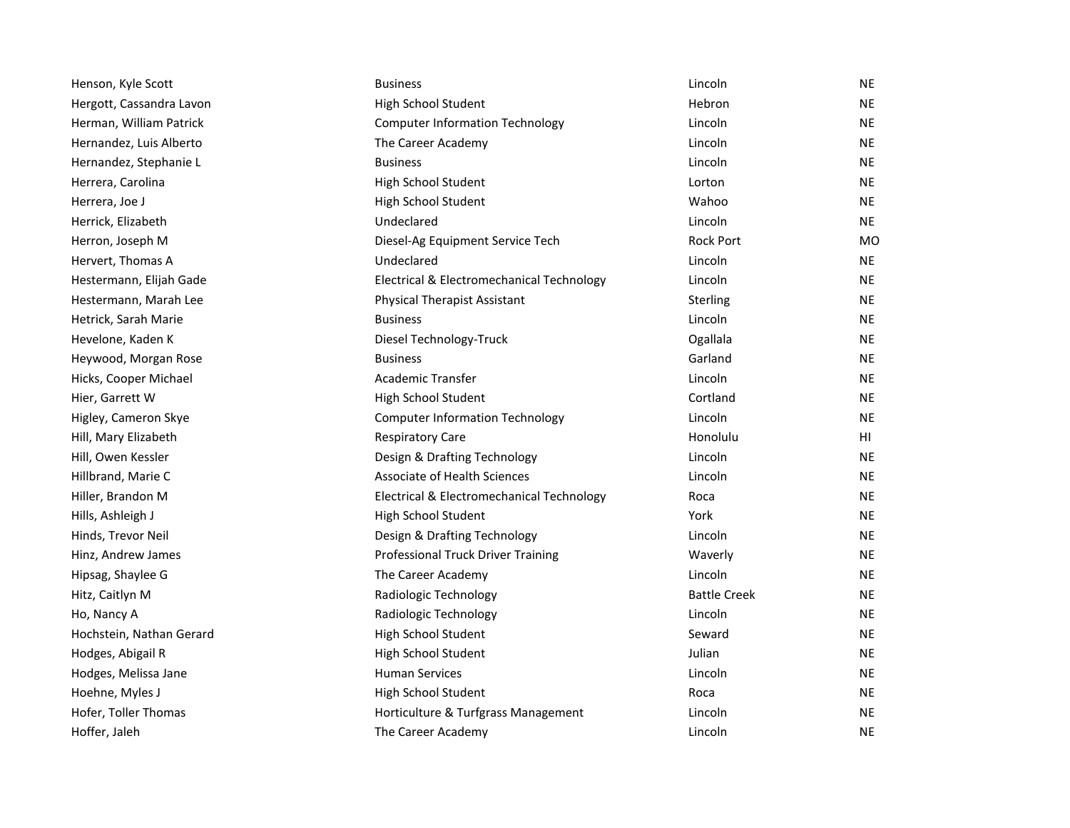| | | | |
|---|---|---|---|
| Henson, Kyle Scott | Business | Lincoln | NE |
| Hergott, Cassandra Lavon | High School Student | Hebron | NE |
| Herman, William Patrick | Computer Information Technology | Lincoln | NE |
| Hernandez, Luis Alberto | The Career Academy | Lincoln | NE |
| Hernandez, Stephanie L | Business | Lincoln | NE |
| Herrera, Carolina | High School Student | Lorton | NE |
| Herrera, Joe J | High School Student | Wahoo | NE |
| Herrick, Elizabeth | Undeclared | Lincoln | NE |
| Herron, Joseph M | Diesel-Ag Equipment Service Tech | Rock Port | MO |
| Hervert, Thomas A | Undeclared | Lincoln | NE |
| Hestermann, Elijah Gade | Electrical & Electromechanical Technology | Lincoln | NE |
| Hestermann, Marah Lee | Physical Therapist Assistant | Sterling | NE |
| Hetrick, Sarah Marie | Business | Lincoln | NE |
| Hevelone, Kaden K | Diesel Technology-Truck | Ogallala | NE |
| Heywood, Morgan Rose | Business | Garland | NE |
| Hicks, Cooper Michael | Academic Transfer | Lincoln | NE |
| Hier, Garrett W | High School Student | Cortland | NE |
| Higley, Cameron Skye | Computer Information Technology | Lincoln | NE |
| Hill, Mary Elizabeth | Respiratory Care | Honolulu | HI |
| Hill, Owen Kessler | Design & Drafting Technology | Lincoln | NE |
| Hillbrand, Marie C | Associate of Health Sciences | Lincoln | NE |
| Hiller, Brandon M | Electrical & Electromechanical Technology | Roca | NE |
| Hills, Ashleigh J | High School Student | York | NE |
| Hinds, Trevor Neil | Design & Drafting Technology | Lincoln | NE |
| Hinz, Andrew James | Professional Truck Driver Training | Waverly | NE |
| Hipsag, Shaylee G | The Career Academy | Lincoln | NE |
| Hitz, Caitlyn M | Radiologic Technology | Battle Creek | NE |
| Ho, Nancy A | Radiologic Technology | Lincoln | NE |
| Hochstein, Nathan Gerard | High School Student | Seward | NE |
| Hodges, Abigail R | High School Student | Julian | NE |
| Hodges, Melissa Jane | Human Services | Lincoln | NE |
| Hoehne, Myles J | High School Student | Roca | NE |
| Hofer, Toller Thomas | Horticulture & Turfgrass Management | Lincoln | NE |
| Hoffer, Jaleh | The Career Academy | Lincoln | NE |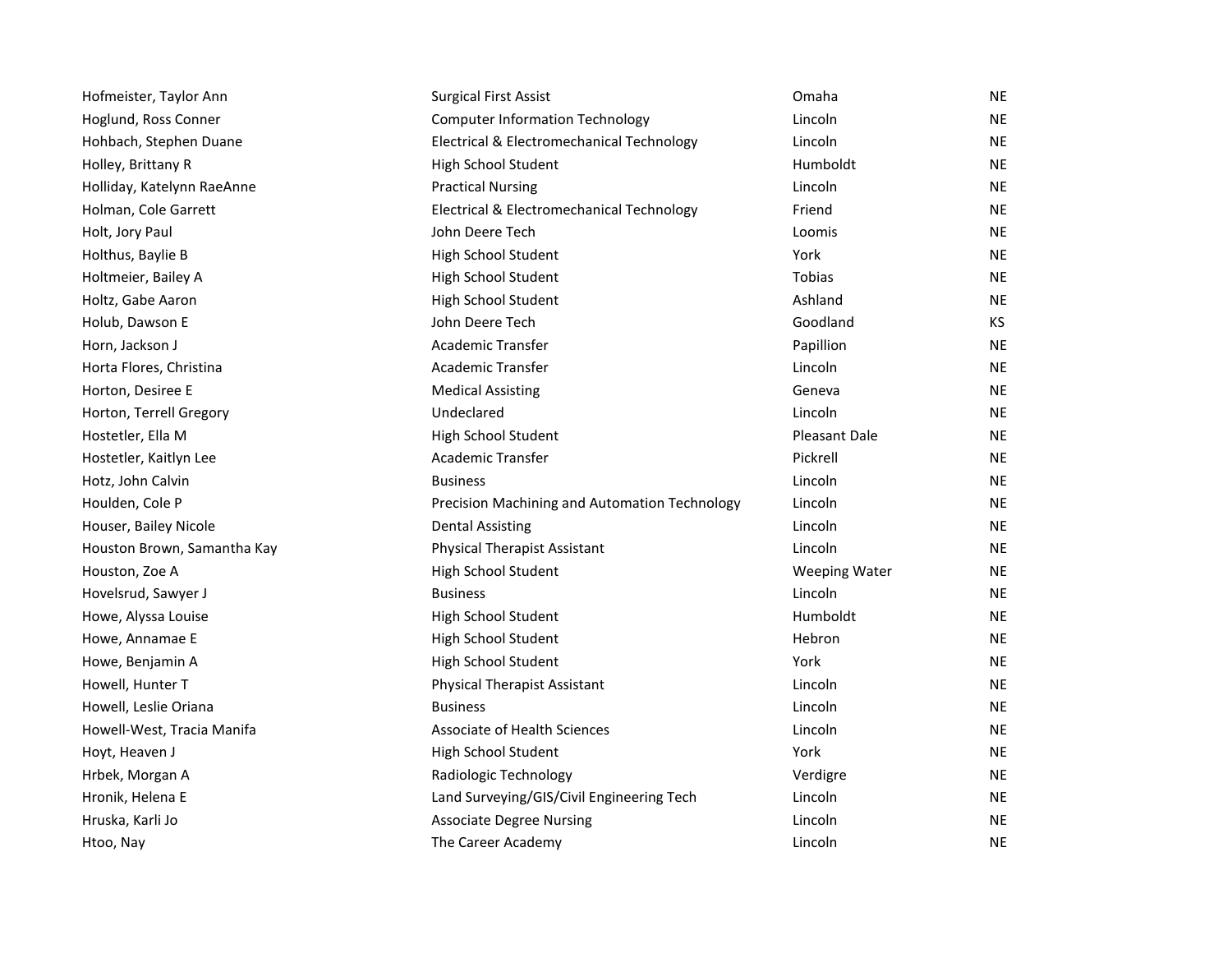| | | | |
|---|---|---|---|
| Hofmeister, Taylor Ann | Surgical First Assist | Omaha | NE |
| Hoglund, Ross Conner | Computer Information Technology | Lincoln | NE |
| Hohbach, Stephen Duane | Electrical & Electromechanical Technology | Lincoln | NE |
| Holley, Brittany R | High School Student | Humboldt | NE |
| Holliday, Katelynn RaeAnne | Practical Nursing | Lincoln | NE |
| Holman, Cole Garrett | Electrical & Electromechanical Technology | Friend | NE |
| Holt, Jory Paul | John Deere Tech | Loomis | NE |
| Holthus, Baylie B | High School Student | York | NE |
| Holtmeier, Bailey A | High School Student | Tobias | NE |
| Holtz, Gabe Aaron | High School Student | Ashland | NE |
| Holub, Dawson E | John Deere Tech | Goodland | KS |
| Horn, Jackson J | Academic Transfer | Papillion | NE |
| Horta Flores, Christina | Academic Transfer | Lincoln | NE |
| Horton, Desiree E | Medical Assisting | Geneva | NE |
| Horton, Terrell Gregory | Undeclared | Lincoln | NE |
| Hostetler, Ella M | High School Student | Pleasant Dale | NE |
| Hostetler, Kaitlyn Lee | Academic Transfer | Pickrell | NE |
| Hotz, John Calvin | Business | Lincoln | NE |
| Houlden, Cole P | Precision Machining and Automation Technology | Lincoln | NE |
| Houser, Bailey Nicole | Dental Assisting | Lincoln | NE |
| Houston Brown, Samantha Kay | Physical Therapist Assistant | Lincoln | NE |
| Houston, Zoe A | High School Student | Weeping Water | NE |
| Hovelsrud, Sawyer J | Business | Lincoln | NE |
| Howe, Alyssa Louise | High School Student | Humboldt | NE |
| Howe, Annamae E | High School Student | Hebron | NE |
| Howe, Benjamin A | High School Student | York | NE |
| Howell, Hunter T | Physical Therapist Assistant | Lincoln | NE |
| Howell, Leslie Oriana | Business | Lincoln | NE |
| Howell-West, Tracia Manifa | Associate of Health Sciences | Lincoln | NE |
| Hoyt, Heaven J | High School Student | York | NE |
| Hrbek, Morgan A | Radiologic Technology | Verdigre | NE |
| Hronik, Helena E | Land Surveying/GIS/Civil Engineering Tech | Lincoln | NE |
| Hruska, Karli Jo | Associate Degree Nursing | Lincoln | NE |
| Htoo, Nay | The Career Academy | Lincoln | NE |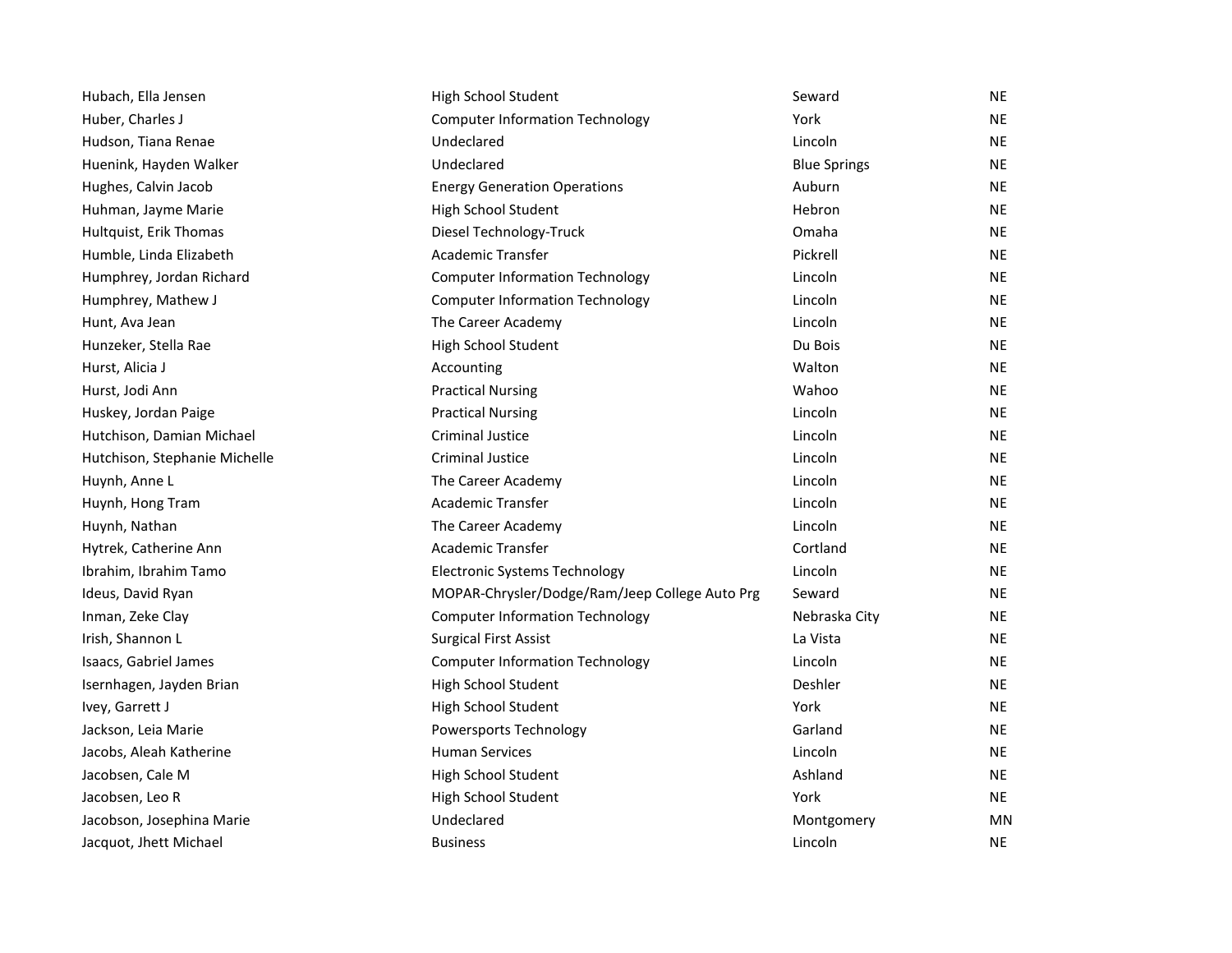| | | | |
|---|---|---|---|
| Hubach, Ella Jensen | High School Student | Seward | NE |
| Huber, Charles J | Computer Information Technology | York | NE |
| Hudson, Tiana Renae | Undeclared | Lincoln | NE |
| Huenink, Hayden Walker | Undeclared | Blue Springs | NE |
| Hughes, Calvin Jacob | Energy Generation Operations | Auburn | NE |
| Huhman, Jayme Marie | High School Student | Hebron | NE |
| Hultquist, Erik Thomas | Diesel Technology-Truck | Omaha | NE |
| Humble, Linda Elizabeth | Academic Transfer | Pickrell | NE |
| Humphrey, Jordan Richard | Computer Information Technology | Lincoln | NE |
| Humphrey, Mathew J | Computer Information Technology | Lincoln | NE |
| Hunt, Ava Jean | The Career Academy | Lincoln | NE |
| Hunzeker, Stella Rae | High School Student | Du Bois | NE |
| Hurst, Alicia J | Accounting | Walton | NE |
| Hurst, Jodi Ann | Practical Nursing | Wahoo | NE |
| Huskey, Jordan Paige | Practical Nursing | Lincoln | NE |
| Hutchison, Damian Michael | Criminal Justice | Lincoln | NE |
| Hutchison, Stephanie Michelle | Criminal Justice | Lincoln | NE |
| Huynh, Anne L | The Career Academy | Lincoln | NE |
| Huynh, Hong Tram | Academic Transfer | Lincoln | NE |
| Huynh, Nathan | The Career Academy | Lincoln | NE |
| Hytrek, Catherine Ann | Academic Transfer | Cortland | NE |
| Ibrahim, Ibrahim Tamo | Electronic Systems Technology | Lincoln | NE |
| Ideus, David Ryan | MOPAR-Chrysler/Dodge/Ram/Jeep College Auto Prg | Seward | NE |
| Inman, Zeke Clay | Computer Information Technology | Nebraska City | NE |
| Irish, Shannon L | Surgical First Assist | La Vista | NE |
| Isaacs, Gabriel James | Computer Information Technology | Lincoln | NE |
| Isernhagen, Jayden Brian | High School Student | Deshler | NE |
| Ivey, Garrett J | High School Student | York | NE |
| Jackson, Leia Marie | Powersports Technology | Garland | NE |
| Jacobs, Aleah Katherine | Human Services | Lincoln | NE |
| Jacobsen, Cale M | High School Student | Ashland | NE |
| Jacobsen, Leo R | High School Student | York | NE |
| Jacobson, Josephina Marie | Undeclared | Montgomery | MN |
| Jacquot, Jhett Michael | Business | Lincoln | NE |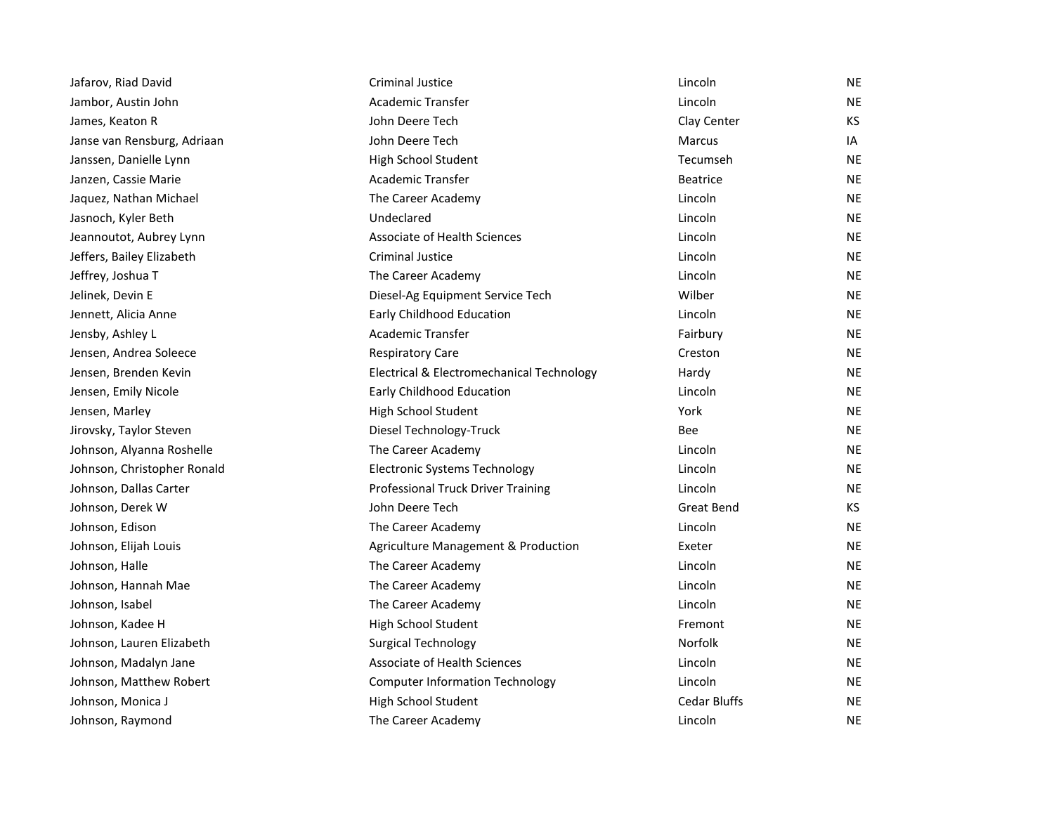| | | | |
|---|---|---|---|
| Jafarov, Riad David | Criminal Justice | Lincoln | NE |
| Jambor, Austin John | Academic Transfer | Lincoln | NE |
| James, Keaton R | John Deere Tech | Clay Center | KS |
| Janse van Rensburg, Adriaan | John Deere Tech | Marcus | IA |
| Janssen, Danielle Lynn | High School Student | Tecumseh | NE |
| Janzen, Cassie Marie | Academic Transfer | Beatrice | NE |
| Jaquez, Nathan Michael | The Career Academy | Lincoln | NE |
| Jasnoch, Kyler Beth | Undeclared | Lincoln | NE |
| Jeannoutot, Aubrey Lynn | Associate of Health Sciences | Lincoln | NE |
| Jeffers, Bailey Elizabeth | Criminal Justice | Lincoln | NE |
| Jeffrey, Joshua T | The Career Academy | Lincoln | NE |
| Jelinek, Devin E | Diesel-Ag Equipment Service Tech | Wilber | NE |
| Jennett, Alicia Anne | Early Childhood Education | Lincoln | NE |
| Jensby, Ashley L | Academic Transfer | Fairbury | NE |
| Jensen, Andrea Soleece | Respiratory Care | Creston | NE |
| Jensen, Brenden Kevin | Electrical & Electromechanical Technology | Hardy | NE |
| Jensen, Emily Nicole | Early Childhood Education | Lincoln | NE |
| Jensen, Marley | High School Student | York | NE |
| Jirovsky, Taylor Steven | Diesel Technology-Truck | Bee | NE |
| Johnson, Alyanna Roshelle | The Career Academy | Lincoln | NE |
| Johnson, Christopher Ronald | Electronic Systems Technology | Lincoln | NE |
| Johnson, Dallas Carter | Professional Truck Driver Training | Lincoln | NE |
| Johnson, Derek W | John Deere Tech | Great Bend | KS |
| Johnson, Edison | The Career Academy | Lincoln | NE |
| Johnson, Elijah Louis | Agriculture Management & Production | Exeter | NE |
| Johnson, Halle | The Career Academy | Lincoln | NE |
| Johnson, Hannah Mae | The Career Academy | Lincoln | NE |
| Johnson, Isabel | The Career Academy | Lincoln | NE |
| Johnson, Kadee H | High School Student | Fremont | NE |
| Johnson, Lauren Elizabeth | Surgical Technology | Norfolk | NE |
| Johnson, Madalyn Jane | Associate of Health Sciences | Lincoln | NE |
| Johnson, Matthew Robert | Computer Information Technology | Lincoln | NE |
| Johnson, Monica J | High School Student | Cedar Bluffs | NE |
| Johnson, Raymond | The Career Academy | Lincoln | NE |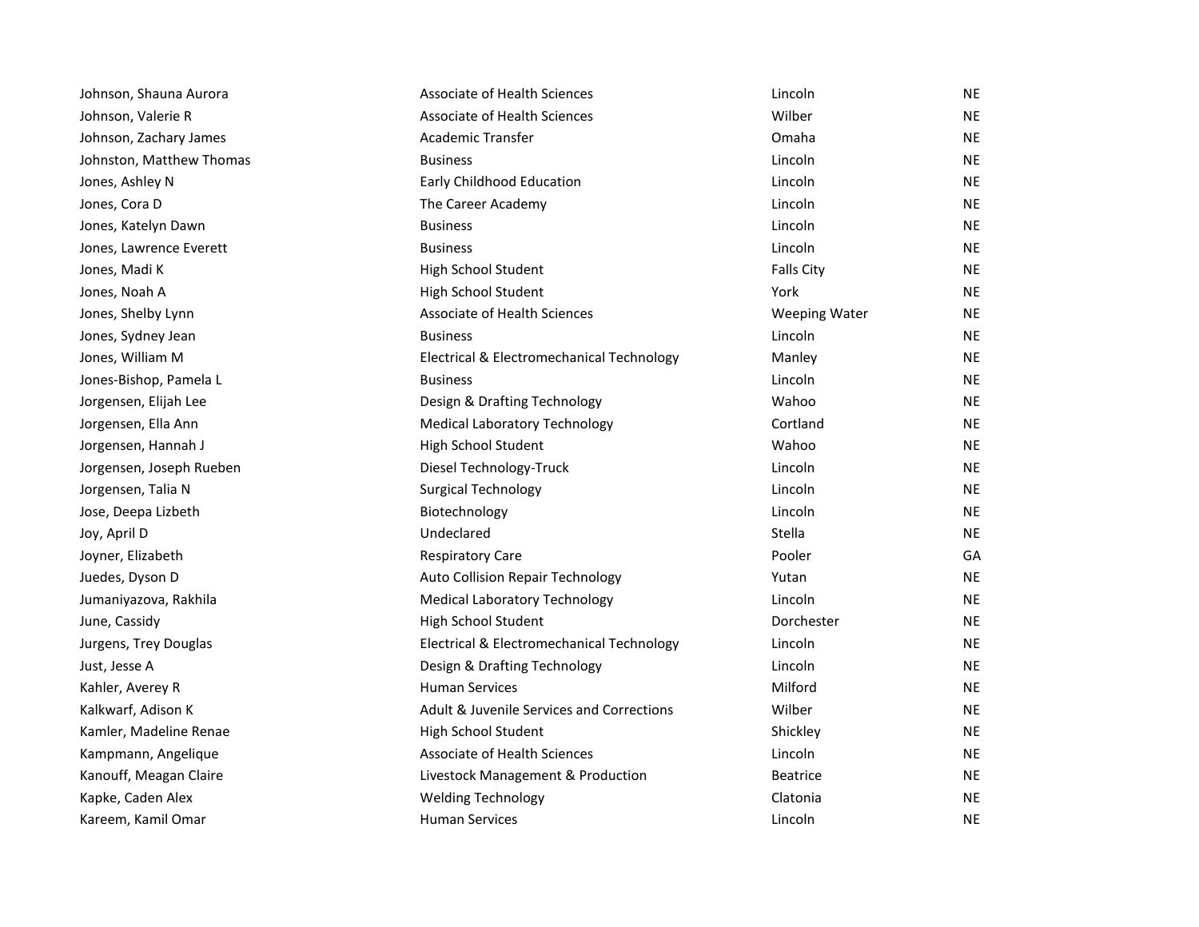| | | | |
|---|---|---|---|
| Johnson, Shauna Aurora | Associate of Health Sciences | Lincoln | NE |
| Johnson, Valerie R | Associate of Health Sciences | Wilber | NE |
| Johnson, Zachary James | Academic Transfer | Omaha | NE |
| Johnston, Matthew Thomas | Business | Lincoln | NE |
| Jones, Ashley N | Early Childhood Education | Lincoln | NE |
| Jones, Cora D | The Career Academy | Lincoln | NE |
| Jones, Katelyn Dawn | Business | Lincoln | NE |
| Jones, Lawrence Everett | Business | Lincoln | NE |
| Jones, Madi K | High School Student | Falls City | NE |
| Jones, Noah A | High School Student | York | NE |
| Jones, Shelby Lynn | Associate of Health Sciences | Weeping Water | NE |
| Jones, Sydney Jean | Business | Lincoln | NE |
| Jones, William M | Electrical & Electromechanical Technology | Manley | NE |
| Jones-Bishop, Pamela L | Business | Lincoln | NE |
| Jorgensen, Elijah Lee | Design & Drafting Technology | Wahoo | NE |
| Jorgensen, Ella Ann | Medical Laboratory Technology | Cortland | NE |
| Jorgensen, Hannah J | High School Student | Wahoo | NE |
| Jorgensen, Joseph Rueben | Diesel Technology-Truck | Lincoln | NE |
| Jorgensen, Talia N | Surgical Technology | Lincoln | NE |
| Jose, Deepa Lizbeth | Biotechnology | Lincoln | NE |
| Joy, April D | Undeclared | Stella | NE |
| Joyner, Elizabeth | Respiratory Care | Pooler | GA |
| Juedes, Dyson D | Auto Collision Repair Technology | Yutan | NE |
| Jumaniyazova, Rakhila | Medical Laboratory Technology | Lincoln | NE |
| June, Cassidy | High School Student | Dorchester | NE |
| Jurgens, Trey Douglas | Electrical & Electromechanical Technology | Lincoln | NE |
| Just, Jesse A | Design & Drafting Technology | Lincoln | NE |
| Kahler, Averey R | Human Services | Milford | NE |
| Kalkwarf, Adison K | Adult & Juvenile Services and Corrections | Wilber | NE |
| Kamler, Madeline Renae | High School Student | Shickley | NE |
| Kampmann, Angelique | Associate of Health Sciences | Lincoln | NE |
| Kanouff, Meagan Claire | Livestock Management & Production | Beatrice | NE |
| Kapke, Caden Alex | Welding Technology | Clatonia | NE |
| Kareem, Kamil Omar | Human Services | Lincoln | NE |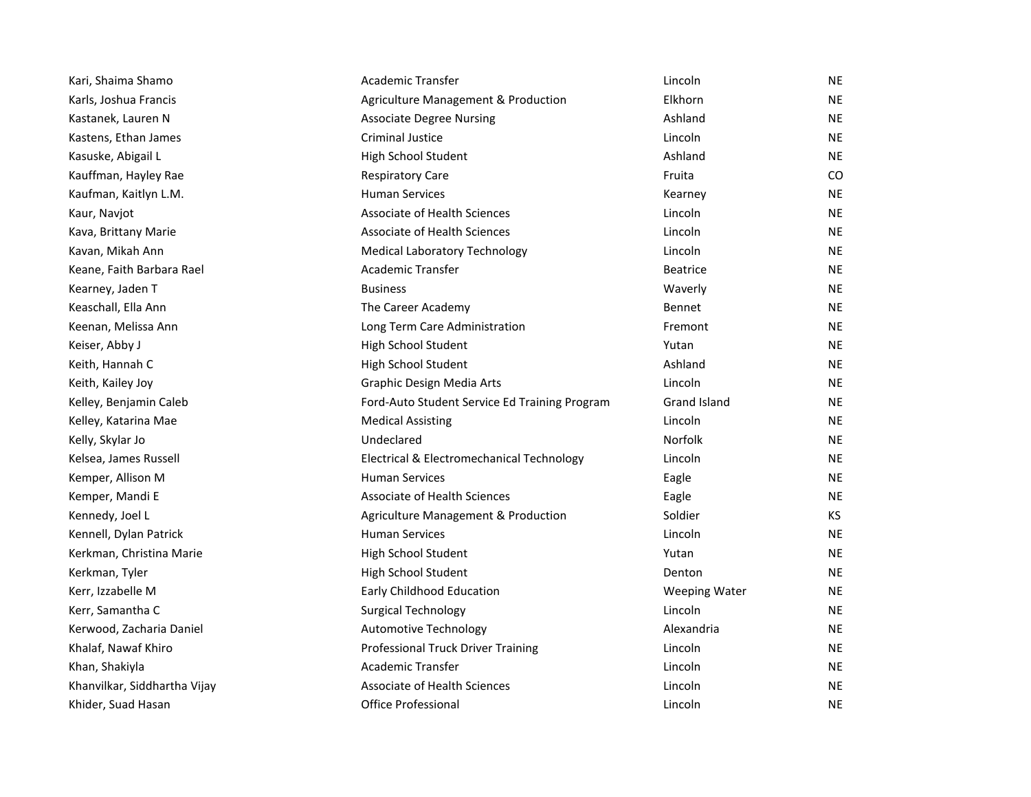| | | | |
|---|---|---|---|
| Kari, Shaima Shamo | Academic Transfer | Lincoln | NE |
| Karls, Joshua Francis | Agriculture Management & Production | Elkhorn | NE |
| Kastanek, Lauren N | Associate Degree Nursing | Ashland | NE |
| Kastens, Ethan James | Criminal Justice | Lincoln | NE |
| Kasuske, Abigail L | High School Student | Ashland | NE |
| Kauffman, Hayley Rae | Respiratory Care | Fruita | CO |
| Kaufman, Kaitlyn L.M. | Human Services | Kearney | NE |
| Kaur, Navjot | Associate of Health Sciences | Lincoln | NE |
| Kava, Brittany Marie | Associate of Health Sciences | Lincoln | NE |
| Kavan, Mikah Ann | Medical Laboratory Technology | Lincoln | NE |
| Keane, Faith Barbara Rael | Academic Transfer | Beatrice | NE |
| Kearney, Jaden T | Business | Waverly | NE |
| Keaschall, Ella Ann | The Career Academy | Bennet | NE |
| Keenan, Melissa Ann | Long Term Care Administration | Fremont | NE |
| Keiser, Abby J | High School Student | Yutan | NE |
| Keith, Hannah C | High School Student | Ashland | NE |
| Keith, Kailey Joy | Graphic Design Media Arts | Lincoln | NE |
| Kelley, Benjamin Caleb | Ford-Auto Student Service Ed Training Program | Grand Island | NE |
| Kelley, Katarina Mae | Medical Assisting | Lincoln | NE |
| Kelly, Skylar Jo | Undeclared | Norfolk | NE |
| Kelsea, James Russell | Electrical & Electromechanical Technology | Lincoln | NE |
| Kemper, Allison M | Human Services | Eagle | NE |
| Kemper, Mandi E | Associate of Health Sciences | Eagle | NE |
| Kennedy, Joel L | Agriculture Management & Production | Soldier | KS |
| Kennell, Dylan Patrick | Human Services | Lincoln | NE |
| Kerkman, Christina Marie | High School Student | Yutan | NE |
| Kerkman, Tyler | High School Student | Denton | NE |
| Kerr, Izzabelle M | Early Childhood Education | Weeping Water | NE |
| Kerr, Samantha C | Surgical Technology | Lincoln | NE |
| Kerwood, Zacharia Daniel | Automotive Technology | Alexandria | NE |
| Khalaf, Nawaf Khiro | Professional Truck Driver Training | Lincoln | NE |
| Khan, Shakiyla | Academic Transfer | Lincoln | NE |
| Khanvilkar, Siddhartha Vijay | Associate of Health Sciences | Lincoln | NE |
| Khider, Suad Hasan | Office Professional | Lincoln | NE |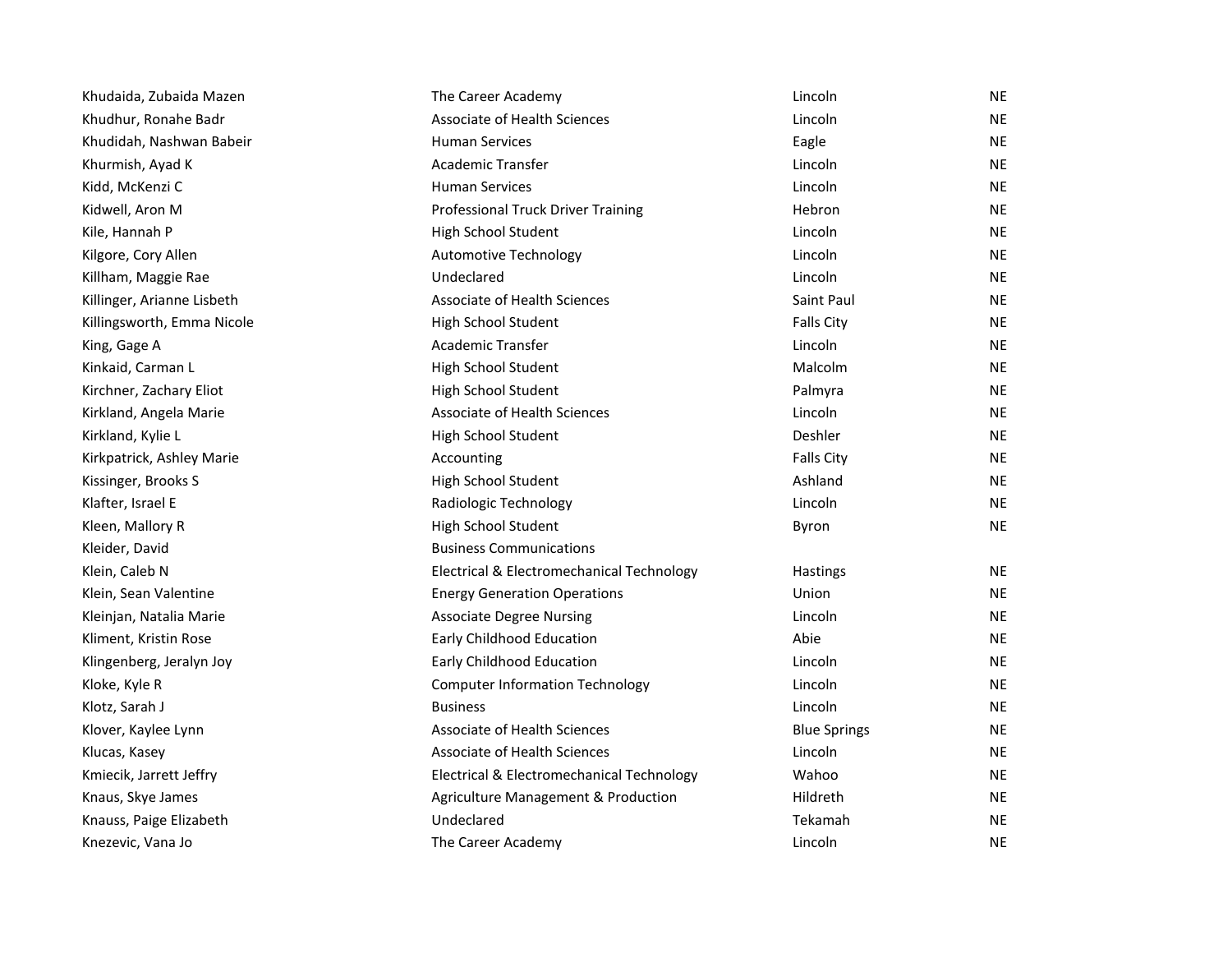| | | | |
|---|---|---|---|
| Khudaida, Zubaida Mazen | The Career Academy | Lincoln | NE |
| Khudhur, Ronahe Badr | Associate of Health Sciences | Lincoln | NE |
| Khudidah, Nashwan Babeir | Human Services | Eagle | NE |
| Khurmish, Ayad K | Academic Transfer | Lincoln | NE |
| Kidd, McKenzi C | Human Services | Lincoln | NE |
| Kidwell, Aron M | Professional Truck Driver Training | Hebron | NE |
| Kile, Hannah P | High School Student | Lincoln | NE |
| Kilgore, Cory Allen | Automotive Technology | Lincoln | NE |
| Killham, Maggie Rae | Undeclared | Lincoln | NE |
| Killinger, Arianne Lisbeth | Associate of Health Sciences | Saint Paul | NE |
| Killingsworth, Emma Nicole | High School Student | Falls City | NE |
| King, Gage A | Academic Transfer | Lincoln | NE |
| Kinkaid, Carman L | High School Student | Malcolm | NE |
| Kirchner, Zachary Eliot | High School Student | Palmyra | NE |
| Kirkland, Angela Marie | Associate of Health Sciences | Lincoln | NE |
| Kirkland, Kylie L | High School Student | Deshler | NE |
| Kirkpatrick, Ashley Marie | Accounting | Falls City | NE |
| Kissinger, Brooks S | High School Student | Ashland | NE |
| Klafter, Israel E | Radiologic Technology | Lincoln | NE |
| Kleen, Mallory R | High School Student | Byron | NE |
| Kleider, David | Business Communications | | |
| Klein, Caleb N | Electrical & Electromechanical Technology | Hastings | NE |
| Klein, Sean Valentine | Energy Generation Operations | Union | NE |
| Kleinjan, Natalia Marie | Associate Degree Nursing | Lincoln | NE |
| Kliment, Kristin Rose | Early Childhood Education | Abie | NE |
| Klingenberg, Jeralyn Joy | Early Childhood Education | Lincoln | NE |
| Kloke, Kyle R | Computer Information Technology | Lincoln | NE |
| Klotz, Sarah J | Business | Lincoln | NE |
| Klover, Kaylee Lynn | Associate of Health Sciences | Blue Springs | NE |
| Klucas, Kasey | Associate of Health Sciences | Lincoln | NE |
| Kmiecik, Jarrett Jeffry | Electrical & Electromechanical Technology | Wahoo | NE |
| Knaus, Skye James | Agriculture Management & Production | Hildreth | NE |
| Knauss, Paige Elizabeth | Undeclared | Tekamah | NE |
| Knezevic, Vana Jo | The Career Academy | Lincoln | NE |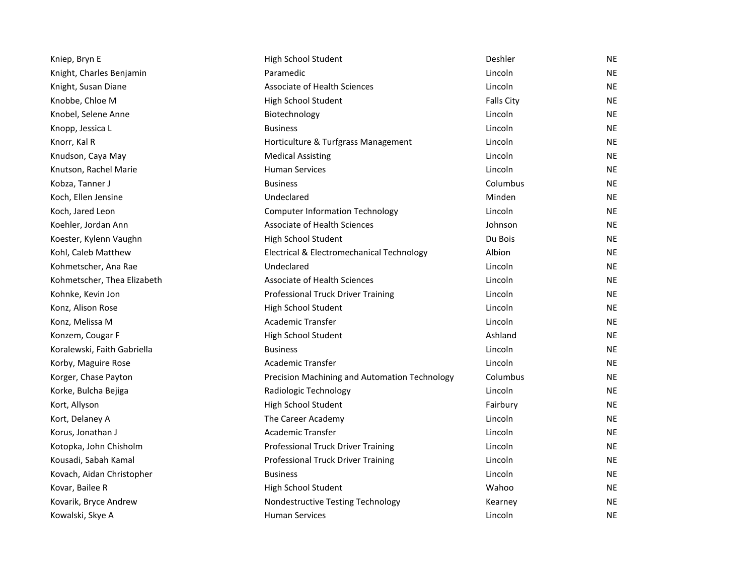| | | | |
|---|---|---|---|
| Kniep, Bryn E | High School Student | Deshler | NE |
| Knight, Charles Benjamin | Paramedic | Lincoln | NE |
| Knight, Susan Diane | Associate of Health Sciences | Lincoln | NE |
| Knobbe, Chloe M | High School Student | Falls City | NE |
| Knobel, Selene Anne | Biotechnology | Lincoln | NE |
| Knopp, Jessica L | Business | Lincoln | NE |
| Knorr, Kal R | Horticulture & Turfgrass Management | Lincoln | NE |
| Knudson, Caya May | Medical Assisting | Lincoln | NE |
| Knutson, Rachel Marie | Human Services | Lincoln | NE |
| Kobza, Tanner J | Business | Columbus | NE |
| Koch, Ellen Jensine | Undeclared | Minden | NE |
| Koch, Jared Leon | Computer Information Technology | Lincoln | NE |
| Koehler, Jordan Ann | Associate of Health Sciences | Johnson | NE |
| Koester, Kylenn Vaughn | High School Student | Du Bois | NE |
| Kohl, Caleb Matthew | Electrical & Electromechanical Technology | Albion | NE |
| Kohmetscher, Ana Rae | Undeclared | Lincoln | NE |
| Kohmetscher, Thea Elizabeth | Associate of Health Sciences | Lincoln | NE |
| Kohnke, Kevin Jon | Professional Truck Driver Training | Lincoln | NE |
| Konz, Alison Rose | High School Student | Lincoln | NE |
| Konz, Melissa M | Academic Transfer | Lincoln | NE |
| Konzem, Cougar F | High School Student | Ashland | NE |
| Koralewski, Faith Gabriella | Business | Lincoln | NE |
| Korby, Maguire Rose | Academic Transfer | Lincoln | NE |
| Korger, Chase Payton | Precision Machining and Automation Technology | Columbus | NE |
| Korke, Bulcha Bejiga | Radiologic Technology | Lincoln | NE |
| Kort, Allyson | High School Student | Fairbury | NE |
| Kort, Delaney A | The Career Academy | Lincoln | NE |
| Korus, Jonathan J | Academic Transfer | Lincoln | NE |
| Kotopka, John Chisholm | Professional Truck Driver Training | Lincoln | NE |
| Kousadi, Sabah Kamal | Professional Truck Driver Training | Lincoln | NE |
| Kovach, Aidan Christopher | Business | Lincoln | NE |
| Kovar, Bailee R | High School Student | Wahoo | NE |
| Kovarik, Bryce Andrew | Nondestructive Testing Technology | Kearney | NE |
| Kowalski, Skye A | Human Services | Lincoln | NE |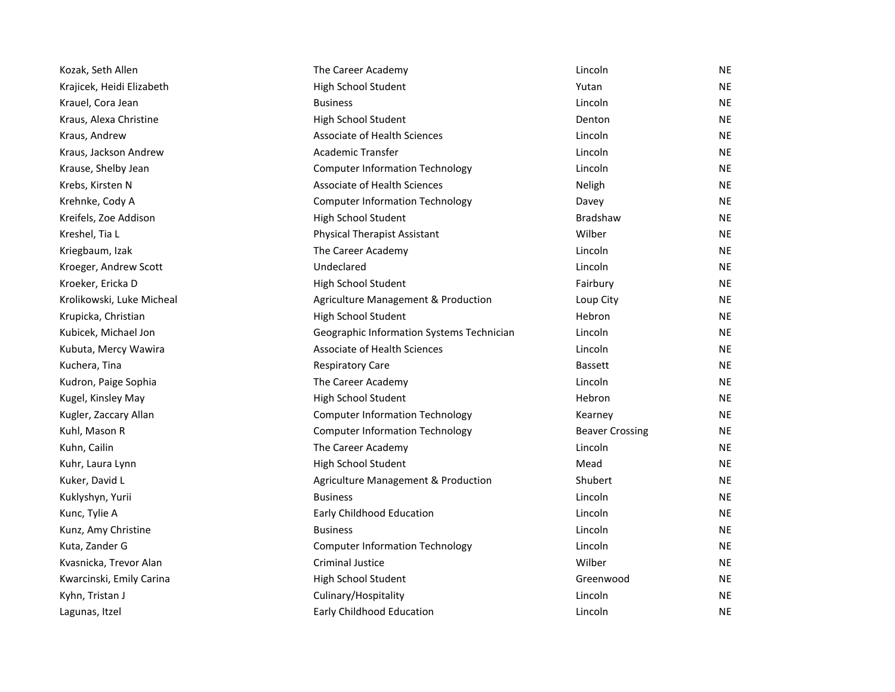| | | | |
|---|---|---|---|
| Kozak, Seth Allen | The Career Academy | Lincoln | NE |
| Krajicek, Heidi Elizabeth | High School Student | Yutan | NE |
| Krauel, Cora Jean | Business | Lincoln | NE |
| Kraus, Alexa Christine | High School Student | Denton | NE |
| Kraus, Andrew | Associate of Health Sciences | Lincoln | NE |
| Kraus, Jackson Andrew | Academic Transfer | Lincoln | NE |
| Krause, Shelby Jean | Computer Information Technology | Lincoln | NE |
| Krebs, Kirsten N | Associate of Health Sciences | Neligh | NE |
| Krehnke, Cody A | Computer Information Technology | Davey | NE |
| Kreifels, Zoe Addison | High School Student | Bradshaw | NE |
| Kreshel, Tia L | Physical Therapist Assistant | Wilber | NE |
| Kriegbaum, Izak | The Career Academy | Lincoln | NE |
| Kroeger, Andrew Scott | Undeclared | Lincoln | NE |
| Kroeker, Ericka D | High School Student | Fairbury | NE |
| Krolikowski, Luke Micheal | Agriculture Management & Production | Loup City | NE |
| Krupicka, Christian | High School Student | Hebron | NE |
| Kubicek, Michael Jon | Geographic Information Systems Technician | Lincoln | NE |
| Kubuta, Mercy Wawira | Associate of Health Sciences | Lincoln | NE |
| Kuchera, Tina | Respiratory Care | Bassett | NE |
| Kudron, Paige Sophia | The Career Academy | Lincoln | NE |
| Kugel, Kinsley May | High School Student | Hebron | NE |
| Kugler, Zaccary Allan | Computer Information Technology | Kearney | NE |
| Kuhl, Mason R | Computer Information Technology | Beaver Crossing | NE |
| Kuhn, Cailin | The Career Academy | Lincoln | NE |
| Kuhr, Laura Lynn | High School Student | Mead | NE |
| Kuker, David L | Agriculture Management & Production | Shubert | NE |
| Kuklyshyn, Yurii | Business | Lincoln | NE |
| Kunc, Tylie A | Early Childhood Education | Lincoln | NE |
| Kunz, Amy Christine | Business | Lincoln | NE |
| Kuta, Zander G | Computer Information Technology | Lincoln | NE |
| Kvasnicka, Trevor Alan | Criminal Justice | Wilber | NE |
| Kwarcinski, Emily Carina | High School Student | Greenwood | NE |
| Kyhn, Tristan J | Culinary/Hospitality | Lincoln | NE |
| Lagunas, Itzel | Early Childhood Education | Lincoln | NE |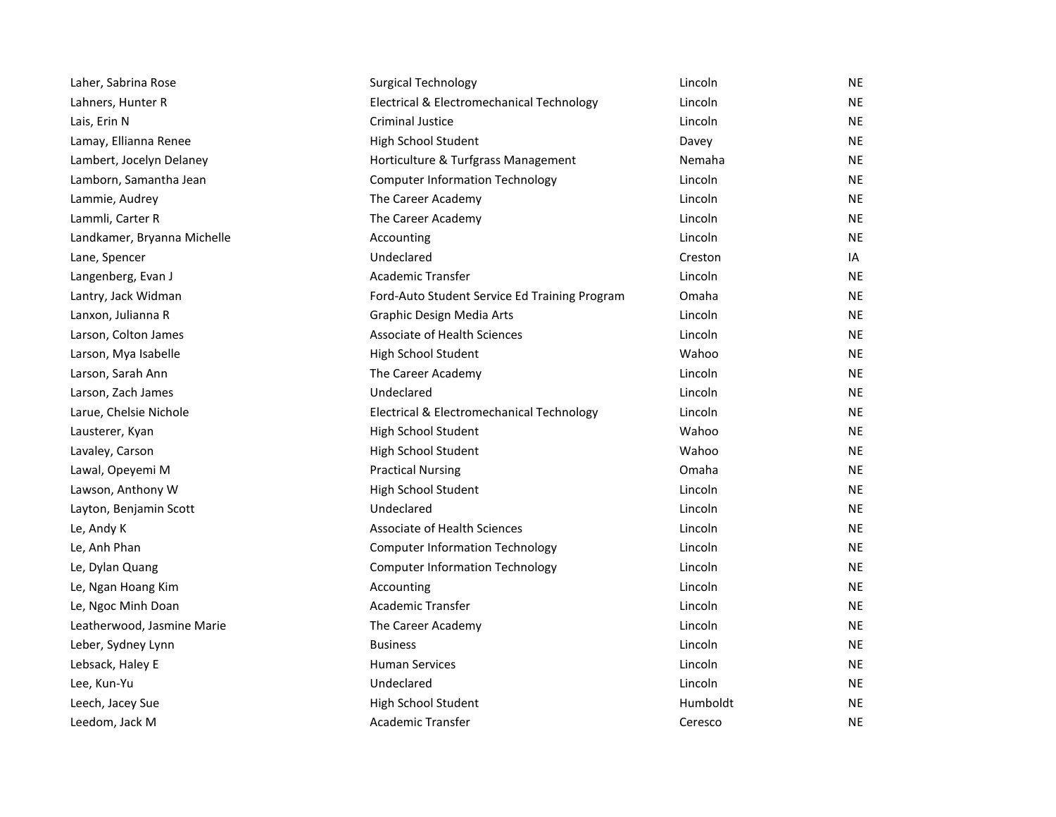| | | | |
|---|---|---|---|
| Laher, Sabrina Rose | Surgical Technology | Lincoln | NE |
| Lahners, Hunter R | Electrical & Electromechanical Technology | Lincoln | NE |
| Lais, Erin N | Criminal Justice | Lincoln | NE |
| Lamay, Ellianna Renee | High School Student | Davey | NE |
| Lambert, Jocelyn Delaney | Horticulture & Turfgrass Management | Nemaha | NE |
| Lamborn, Samantha Jean | Computer Information Technology | Lincoln | NE |
| Lammie, Audrey | The Career Academy | Lincoln | NE |
| Lammli, Carter R | The Career Academy | Lincoln | NE |
| Landkamer, Bryanna Michelle | Accounting | Lincoln | NE |
| Lane, Spencer | Undeclared | Creston | IA |
| Langenberg, Evan J | Academic Transfer | Lincoln | NE |
| Lantry, Jack Widman | Ford-Auto Student Service Ed Training Program | Omaha | NE |
| Lanxon, Julianna R | Graphic Design Media Arts | Lincoln | NE |
| Larson, Colton James | Associate of Health Sciences | Lincoln | NE |
| Larson, Mya Isabelle | High School Student | Wahoo | NE |
| Larson, Sarah Ann | The Career Academy | Lincoln | NE |
| Larson, Zach James | Undeclared | Lincoln | NE |
| Larue, Chelsie Nichole | Electrical & Electromechanical Technology | Lincoln | NE |
| Lausterer, Kyan | High School Student | Wahoo | NE |
| Lavaley, Carson | High School Student | Wahoo | NE |
| Lawal, Opeyemi M | Practical Nursing | Omaha | NE |
| Lawson, Anthony W | High School Student | Lincoln | NE |
| Layton, Benjamin Scott | Undeclared | Lincoln | NE |
| Le, Andy K | Associate of Health Sciences | Lincoln | NE |
| Le, Anh Phan | Computer Information Technology | Lincoln | NE |
| Le, Dylan Quang | Computer Information Technology | Lincoln | NE |
| Le, Ngan Hoang Kim | Accounting | Lincoln | NE |
| Le, Ngoc Minh Doan | Academic Transfer | Lincoln | NE |
| Leatherwood, Jasmine Marie | The Career Academy | Lincoln | NE |
| Leber, Sydney Lynn | Business | Lincoln | NE |
| Lebsack, Haley E | Human Services | Lincoln | NE |
| Lee, Kun-Yu | Undeclared | Lincoln | NE |
| Leech, Jacey Sue | High School Student | Humboldt | NE |
| Leedom, Jack M | Academic Transfer | Ceresco | NE |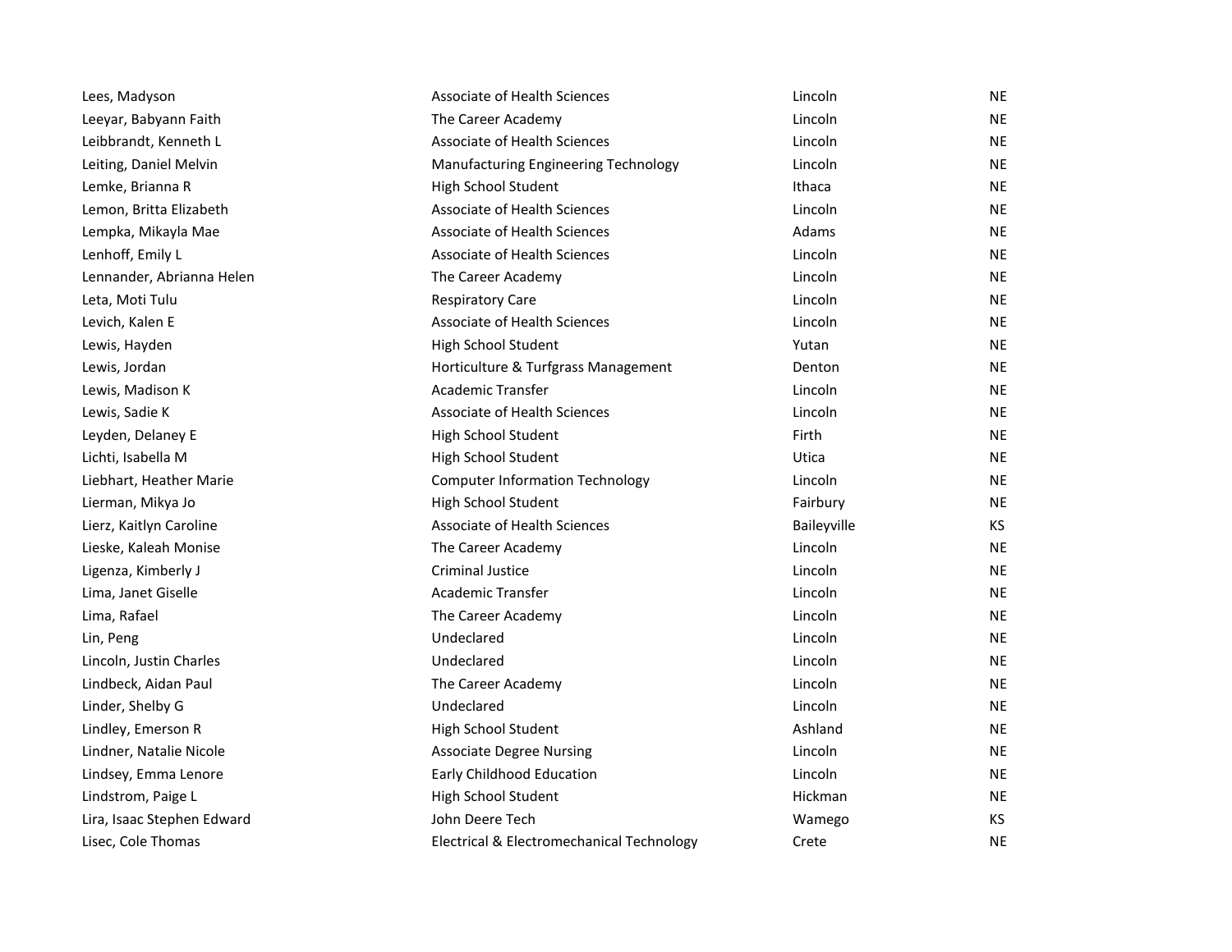| | | | |
|---|---|---|---|
| Lees, Madyson | Associate of Health Sciences | Lincoln | NE |
| Leeyar, Babyann Faith | The Career Academy | Lincoln | NE |
| Leibbrandt, Kenneth L | Associate of Health Sciences | Lincoln | NE |
| Leiting, Daniel Melvin | Manufacturing Engineering Technology | Lincoln | NE |
| Lemke, Brianna R | High School Student | Ithaca | NE |
| Lemon, Britta Elizabeth | Associate of Health Sciences | Lincoln | NE |
| Lempka, Mikayla Mae | Associate of Health Sciences | Adams | NE |
| Lenhoff, Emily L | Associate of Health Sciences | Lincoln | NE |
| Lennander, Abrianna Helen | The Career Academy | Lincoln | NE |
| Leta, Moti Tulu | Respiratory Care | Lincoln | NE |
| Levich, Kalen E | Associate of Health Sciences | Lincoln | NE |
| Lewis, Hayden | High School Student | Yutan | NE |
| Lewis, Jordan | Horticulture & Turfgrass Management | Denton | NE |
| Lewis, Madison K | Academic Transfer | Lincoln | NE |
| Lewis, Sadie K | Associate of Health Sciences | Lincoln | NE |
| Leyden, Delaney E | High School Student | Firth | NE |
| Lichti, Isabella M | High School Student | Utica | NE |
| Liebhart, Heather Marie | Computer Information Technology | Lincoln | NE |
| Lierman, Mikya Jo | High School Student | Fairbury | NE |
| Lierz, Kaitlyn Caroline | Associate of Health Sciences | Baileyville | KS |
| Lieske, Kaleah Monise | The Career Academy | Lincoln | NE |
| Ligenza, Kimberly J | Criminal Justice | Lincoln | NE |
| Lima, Janet Giselle | Academic Transfer | Lincoln | NE |
| Lima, Rafael | The Career Academy | Lincoln | NE |
| Lin, Peng | Undeclared | Lincoln | NE |
| Lincoln, Justin Charles | Undeclared | Lincoln | NE |
| Lindbeck, Aidan Paul | The Career Academy | Lincoln | NE |
| Linder, Shelby G | Undeclared | Lincoln | NE |
| Lindley, Emerson R | High School Student | Ashland | NE |
| Lindner, Natalie Nicole | Associate Degree Nursing | Lincoln | NE |
| Lindsey, Emma Lenore | Early Childhood Education | Lincoln | NE |
| Lindstrom, Paige L | High School Student | Hickman | NE |
| Lira, Isaac Stephen Edward | John Deere Tech | Wamego | KS |
| Lisec, Cole Thomas | Electrical & Electromechanical Technology | Crete | NE |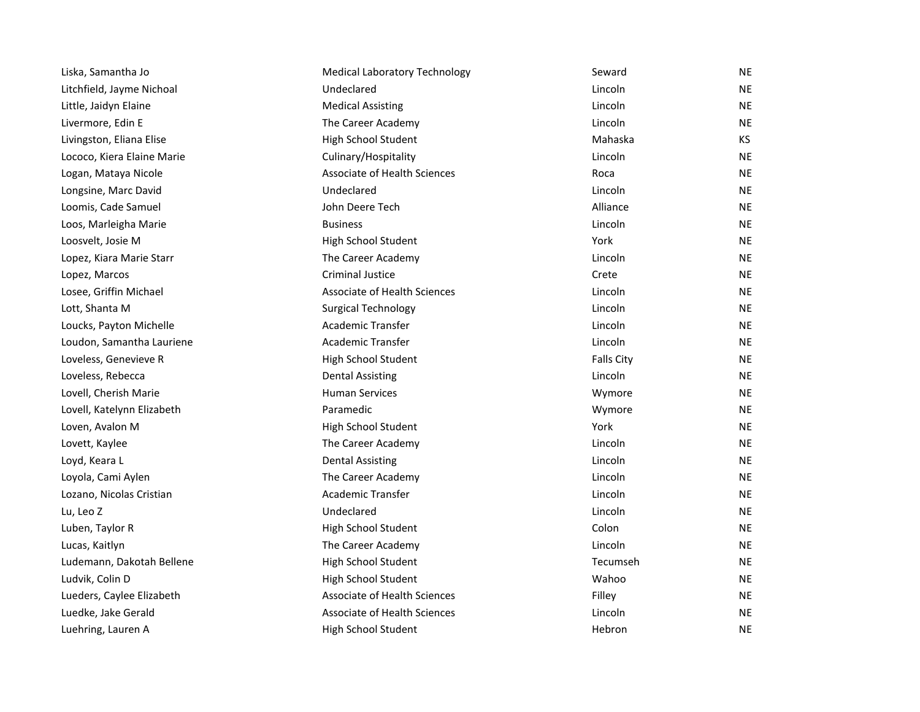| | | | |
|---|---|---|---|
| Liska, Samantha Jo | Medical Laboratory Technology | Seward | NE |
| Litchfield, Jayme Nichoal | Undeclared | Lincoln | NE |
| Little, Jaidyn Elaine | Medical Assisting | Lincoln | NE |
| Livermore, Edin E | The Career Academy | Lincoln | NE |
| Livingston, Eliana Elise | High School Student | Mahaska | KS |
| Lococo, Kiera Elaine Marie | Culinary/Hospitality | Lincoln | NE |
| Logan, Mataya Nicole | Associate of Health Sciences | Roca | NE |
| Longsine, Marc David | Undeclared | Lincoln | NE |
| Loomis, Cade Samuel | John Deere Tech | Alliance | NE |
| Loos, Marleigha Marie | Business | Lincoln | NE |
| Loosvelt, Josie M | High School Student | York | NE |
| Lopez, Kiara Marie Starr | The Career Academy | Lincoln | NE |
| Lopez, Marcos | Criminal Justice | Crete | NE |
| Losee, Griffin Michael | Associate of Health Sciences | Lincoln | NE |
| Lott, Shanta M | Surgical Technology | Lincoln | NE |
| Loucks, Payton Michelle | Academic Transfer | Lincoln | NE |
| Loudon, Samantha Lauriene | Academic Transfer | Lincoln | NE |
| Loveless, Genevieve R | High School Student | Falls City | NE |
| Loveless, Rebecca | Dental Assisting | Lincoln | NE |
| Lovell, Cherish Marie | Human Services | Wymore | NE |
| Lovell, Katelynn Elizabeth | Paramedic | Wymore | NE |
| Loven, Avalon M | High School Student | York | NE |
| Lovett, Kaylee | The Career Academy | Lincoln | NE |
| Loyd, Keara L | Dental Assisting | Lincoln | NE |
| Loyola, Cami Aylen | The Career Academy | Lincoln | NE |
| Lozano, Nicolas Cristian | Academic Transfer | Lincoln | NE |
| Lu, Leo Z | Undeclared | Lincoln | NE |
| Luben, Taylor R | High School Student | Colon | NE |
| Lucas, Kaitlyn | The Career Academy | Lincoln | NE |
| Ludemann, Dakotah Bellene | High School Student | Tecumseh | NE |
| Ludvik, Colin D | High School Student | Wahoo | NE |
| Lueders, Caylee Elizabeth | Associate of Health Sciences | Filley | NE |
| Luedke, Jake Gerald | Associate of Health Sciences | Lincoln | NE |
| Luehring, Lauren A | High School Student | Hebron | NE |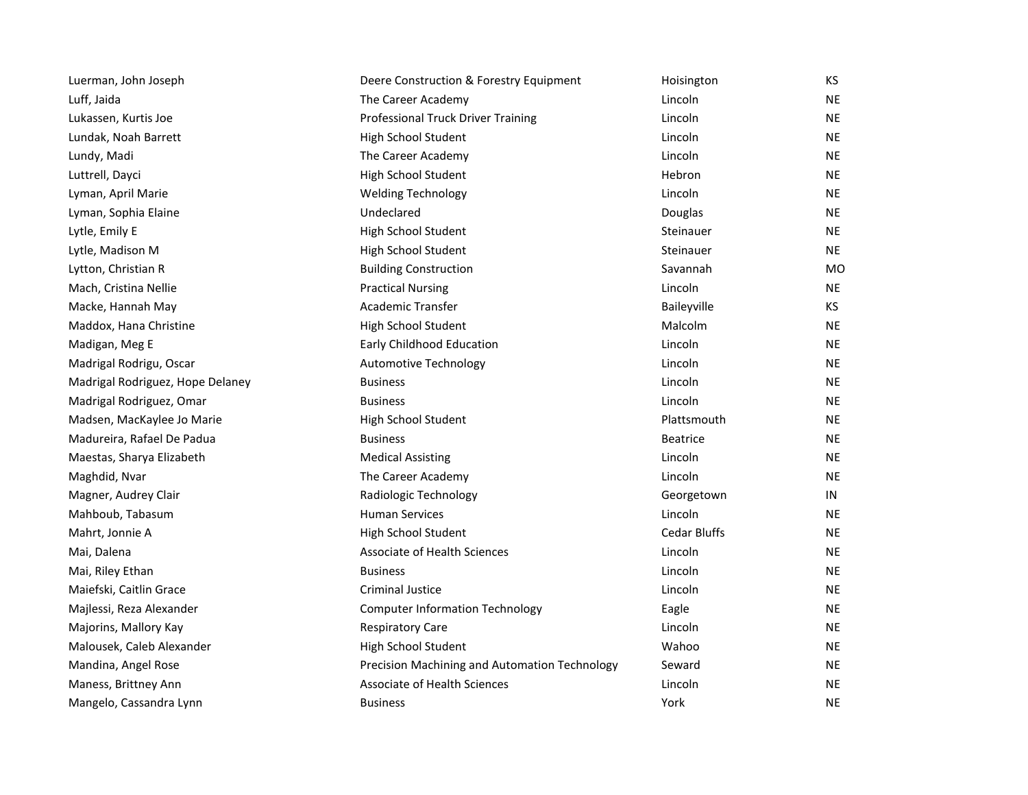| | | | |
|---|---|---|---|
| Luerman, John Joseph | Deere Construction & Forestry Equipment | Hoisington | KS |
| Luff, Jaida | The Career Academy | Lincoln | NE |
| Lukassen, Kurtis Joe | Professional Truck Driver Training | Lincoln | NE |
| Lundak, Noah Barrett | High School Student | Lincoln | NE |
| Lundy, Madi | The Career Academy | Lincoln | NE |
| Luttrell, Dayci | High School Student | Hebron | NE |
| Lyman, April Marie | Welding Technology | Lincoln | NE |
| Lyman, Sophia Elaine | Undeclared | Douglas | NE |
| Lytle, Emily E | High School Student | Steinauer | NE |
| Lytle, Madison M | High School Student | Steinauer | NE |
| Lytton, Christian R | Building Construction | Savannah | MO |
| Mach, Cristina Nellie | Practical Nursing | Lincoln | NE |
| Macke, Hannah May | Academic Transfer | Baileyville | KS |
| Maddox, Hana Christine | High School Student | Malcolm | NE |
| Madigan, Meg E | Early Childhood Education | Lincoln | NE |
| Madrigal Rodrigu, Oscar | Automotive Technology | Lincoln | NE |
| Madrigal Rodriguez, Hope Delaney | Business | Lincoln | NE |
| Madrigal Rodriguez, Omar | Business | Lincoln | NE |
| Madsen, MacKaylee Jo Marie | High School Student | Plattsmouth | NE |
| Madureira, Rafael De Padua | Business | Beatrice | NE |
| Maestas, Sharya Elizabeth | Medical Assisting | Lincoln | NE |
| Maghdid, Nvar | The Career Academy | Lincoln | NE |
| Magner, Audrey Clair | Radiologic Technology | Georgetown | IN |
| Mahboub, Tabasum | Human Services | Lincoln | NE |
| Mahrt, Jonnie A | High School Student | Cedar Bluffs | NE |
| Mai, Dalena | Associate of Health Sciences | Lincoln | NE |
| Mai, Riley Ethan | Business | Lincoln | NE |
| Maiefski, Caitlin Grace | Criminal Justice | Lincoln | NE |
| Majlessi, Reza Alexander | Computer Information Technology | Eagle | NE |
| Majorins, Mallory Kay | Respiratory Care | Lincoln | NE |
| Malousek, Caleb Alexander | High School Student | Wahoo | NE |
| Mandina, Angel Rose | Precision Machining and Automation Technology | Seward | NE |
| Maness, Brittney Ann | Associate of Health Sciences | Lincoln | NE |
| Mangelo, Cassandra Lynn | Business | York | NE |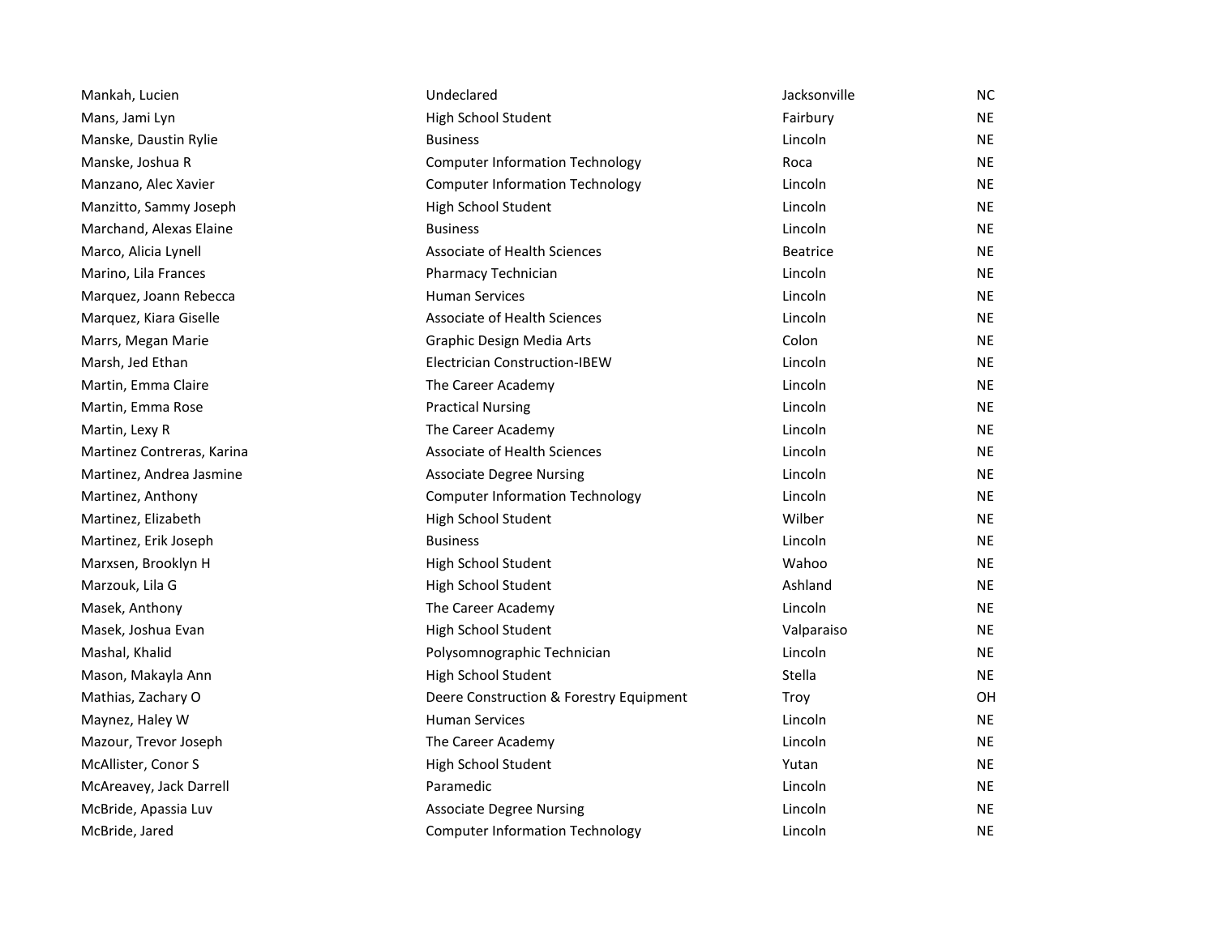| | | | |
|---|---|---|---|
| Mankah, Lucien | Undeclared | Jacksonville | NC |
| Mans, Jami Lyn | High School Student | Fairbury | NE |
| Manske, Daustin Rylie | Business | Lincoln | NE |
| Manske, Joshua R | Computer Information Technology | Roca | NE |
| Manzano, Alec Xavier | Computer Information Technology | Lincoln | NE |
| Manzitto, Sammy Joseph | High School Student | Lincoln | NE |
| Marchand, Alexas Elaine | Business | Lincoln | NE |
| Marco, Alicia Lynell | Associate of Health Sciences | Beatrice | NE |
| Marino, Lila Frances | Pharmacy Technician | Lincoln | NE |
| Marquez, Joann Rebecca | Human Services | Lincoln | NE |
| Marquez, Kiara Giselle | Associate of Health Sciences | Lincoln | NE |
| Marrs, Megan Marie | Graphic Design Media Arts | Colon | NE |
| Marsh, Jed Ethan | Electrician Construction-IBEW | Lincoln | NE |
| Martin, Emma Claire | The Career Academy | Lincoln | NE |
| Martin, Emma Rose | Practical Nursing | Lincoln | NE |
| Martin, Lexy R | The Career Academy | Lincoln | NE |
| Martinez Contreras, Karina | Associate of Health Sciences | Lincoln | NE |
| Martinez, Andrea Jasmine | Associate Degree Nursing | Lincoln | NE |
| Martinez, Anthony | Computer Information Technology | Lincoln | NE |
| Martinez, Elizabeth | High School Student | Wilber | NE |
| Martinez, Erik Joseph | Business | Lincoln | NE |
| Marxsen, Brooklyn H | High School Student | Wahoo | NE |
| Marzouk, Lila G | High School Student | Ashland | NE |
| Masek, Anthony | The Career Academy | Lincoln | NE |
| Masek, Joshua Evan | High School Student | Valparaiso | NE |
| Mashal, Khalid | Polysomnographic Technician | Lincoln | NE |
| Mason, Makayla Ann | High School Student | Stella | NE |
| Mathias, Zachary O | Deere Construction & Forestry Equipment | Troy | OH |
| Maynez, Haley W | Human Services | Lincoln | NE |
| Mazour, Trevor Joseph | The Career Academy | Lincoln | NE |
| McAllister, Conor S | High School Student | Yutan | NE |
| McAreavey, Jack Darrell | Paramedic | Lincoln | NE |
| McBride, Apassia Luv | Associate Degree Nursing | Lincoln | NE |
| McBride, Jared | Computer Information Technology | Lincoln | NE |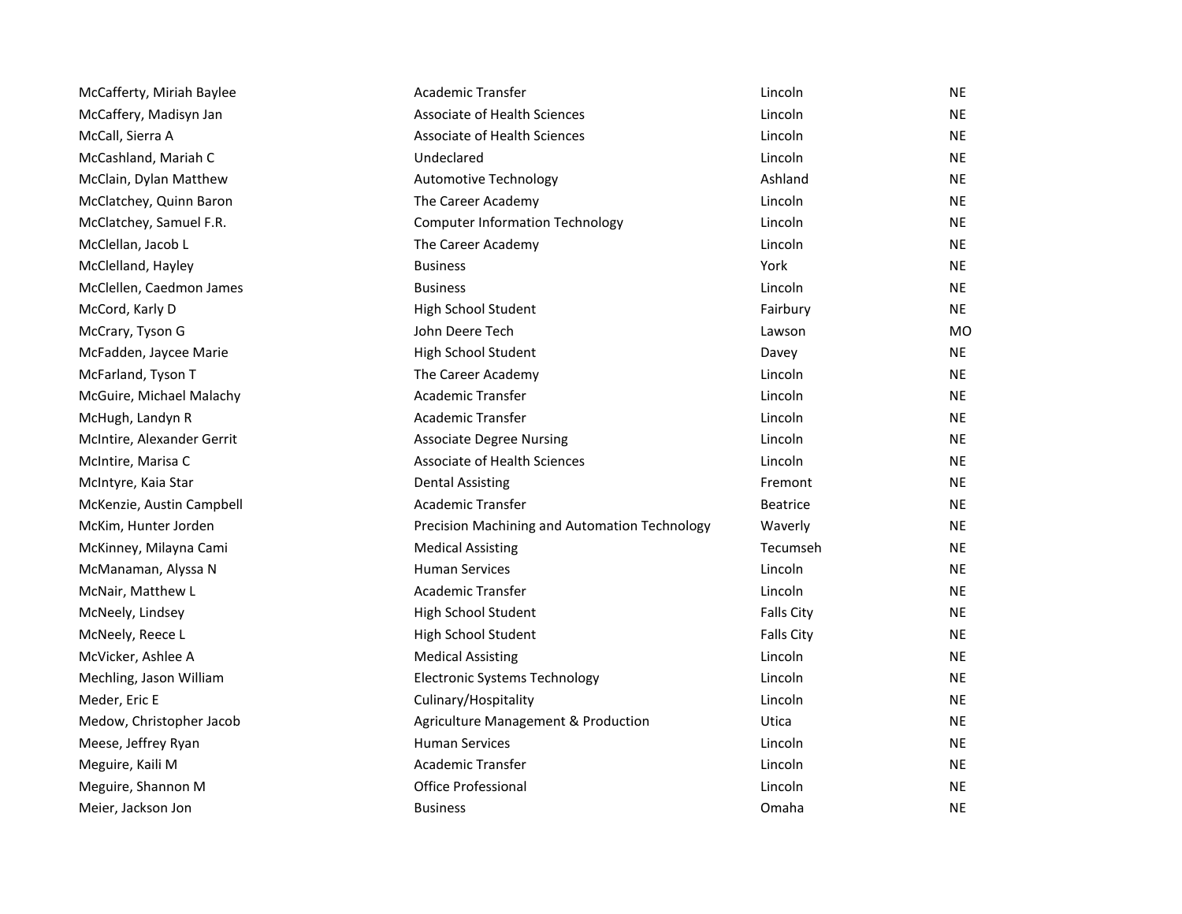| | | | |
|---|---|---|---|
| McCafferty, Miriah Baylee | Academic Transfer | Lincoln | NE |
| McCaffery, Madisyn Jan | Associate of Health Sciences | Lincoln | NE |
| McCall, Sierra A | Associate of Health Sciences | Lincoln | NE |
| McCashland, Mariah C | Undeclared | Lincoln | NE |
| McClain, Dylan Matthew | Automotive Technology | Ashland | NE |
| McClatchey, Quinn Baron | The Career Academy | Lincoln | NE |
| McClatchey, Samuel F.R. | Computer Information Technology | Lincoln | NE |
| McClellan, Jacob L | The Career Academy | Lincoln | NE |
| McClelland, Hayley | Business | York | NE |
| McClellen, Caedmon James | Business | Lincoln | NE |
| McCord, Karly D | High School Student | Fairbury | NE |
| McCrary, Tyson G | John Deere Tech | Lawson | MO |
| McFadden, Jaycee Marie | High School Student | Davey | NE |
| McFarland, Tyson T | The Career Academy | Lincoln | NE |
| McGuire, Michael Malachy | Academic Transfer | Lincoln | NE |
| McHugh, Landyn R | Academic Transfer | Lincoln | NE |
| McIntire, Alexander Gerrit | Associate Degree Nursing | Lincoln | NE |
| McIntire, Marisa C | Associate of Health Sciences | Lincoln | NE |
| McIntyre, Kaia Star | Dental Assisting | Fremont | NE |
| McKenzie, Austin Campbell | Academic Transfer | Beatrice | NE |
| McKim, Hunter Jorden | Precision Machining and Automation Technology | Waverly | NE |
| McKinney, Milayna Cami | Medical Assisting | Tecumseh | NE |
| McManaman, Alyssa N | Human Services | Lincoln | NE |
| McNair, Matthew L | Academic Transfer | Lincoln | NE |
| McNeely, Lindsey | High School Student | Falls City | NE |
| McNeely, Reece L | High School Student | Falls City | NE |
| McVicker, Ashlee A | Medical Assisting | Lincoln | NE |
| Mechling, Jason William | Electronic Systems Technology | Lincoln | NE |
| Meder, Eric E | Culinary/Hospitality | Lincoln | NE |
| Medow, Christopher Jacob | Agriculture Management & Production | Utica | NE |
| Meese, Jeffrey Ryan | Human Services | Lincoln | NE |
| Meguire, Kaili M | Academic Transfer | Lincoln | NE |
| Meguire, Shannon M | Office Professional | Lincoln | NE |
| Meier, Jackson Jon | Business | Omaha | NE |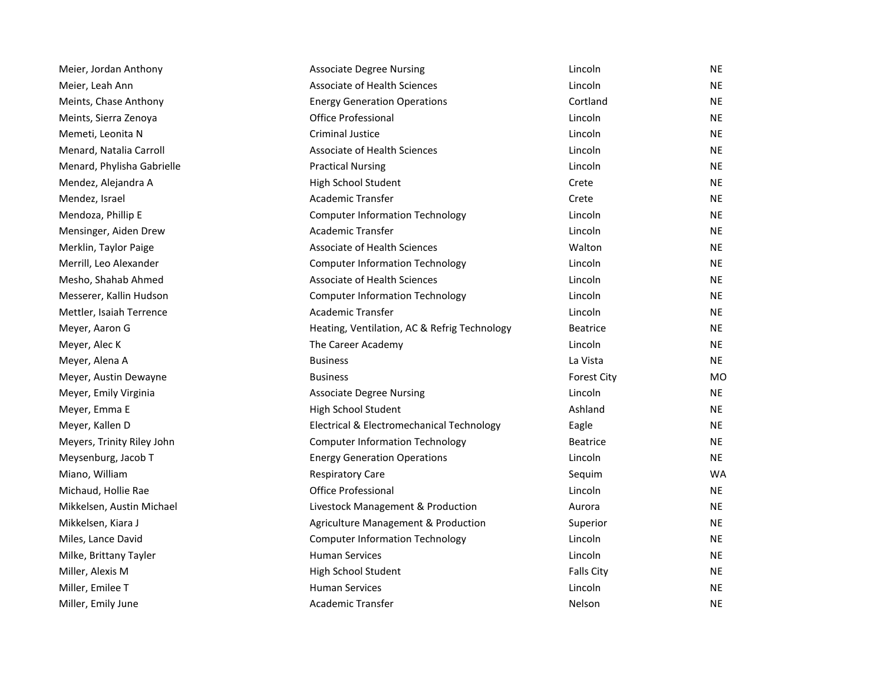| | | | |
|---|---|---|---|
| Meier, Jordan Anthony | Associate Degree Nursing | Lincoln | NE |
| Meier, Leah Ann | Associate of Health Sciences | Lincoln | NE |
| Meints, Chase Anthony | Energy Generation Operations | Cortland | NE |
| Meints, Sierra Zenoya | Office Professional | Lincoln | NE |
| Memeti, Leonita N | Criminal Justice | Lincoln | NE |
| Menard, Natalia Carroll | Associate of Health Sciences | Lincoln | NE |
| Menard, Phylisha Gabrielle | Practical Nursing | Lincoln | NE |
| Mendez, Alejandra A | High School Student | Crete | NE |
| Mendez, Israel | Academic Transfer | Crete | NE |
| Mendoza, Phillip E | Computer Information Technology | Lincoln | NE |
| Mensinger, Aiden Drew | Academic Transfer | Lincoln | NE |
| Merklin, Taylor Paige | Associate of Health Sciences | Walton | NE |
| Merrill, Leo Alexander | Computer Information Technology | Lincoln | NE |
| Mesho, Shahab Ahmed | Associate of Health Sciences | Lincoln | NE |
| Messerer, Kallin Hudson | Computer Information Technology | Lincoln | NE |
| Mettler, Isaiah Terrence | Academic Transfer | Lincoln | NE |
| Meyer, Aaron G | Heating, Ventilation, AC & Refrig Technology | Beatrice | NE |
| Meyer, Alec K | The Career Academy | Lincoln | NE |
| Meyer, Alena A | Business | La Vista | NE |
| Meyer, Austin Dewayne | Business | Forest City | MO |
| Meyer, Emily Virginia | Associate Degree Nursing | Lincoln | NE |
| Meyer, Emma E | High School Student | Ashland | NE |
| Meyer, Kallen D | Electrical & Electromechanical Technology | Eagle | NE |
| Meyers, Trinity Riley John | Computer Information Technology | Beatrice | NE |
| Meysenburg, Jacob T | Energy Generation Operations | Lincoln | NE |
| Miano, William | Respiratory Care | Sequim | WA |
| Michaud, Hollie Rae | Office Professional | Lincoln | NE |
| Mikkelsen, Austin Michael | Livestock Management & Production | Aurora | NE |
| Mikkelsen, Kiara J | Agriculture Management & Production | Superior | NE |
| Miles, Lance David | Computer Information Technology | Lincoln | NE |
| Milke, Brittany Tayler | Human Services | Lincoln | NE |
| Miller, Alexis M | High School Student | Falls City | NE |
| Miller, Emilee T | Human Services | Lincoln | NE |
| Miller, Emily June | Academic Transfer | Nelson | NE |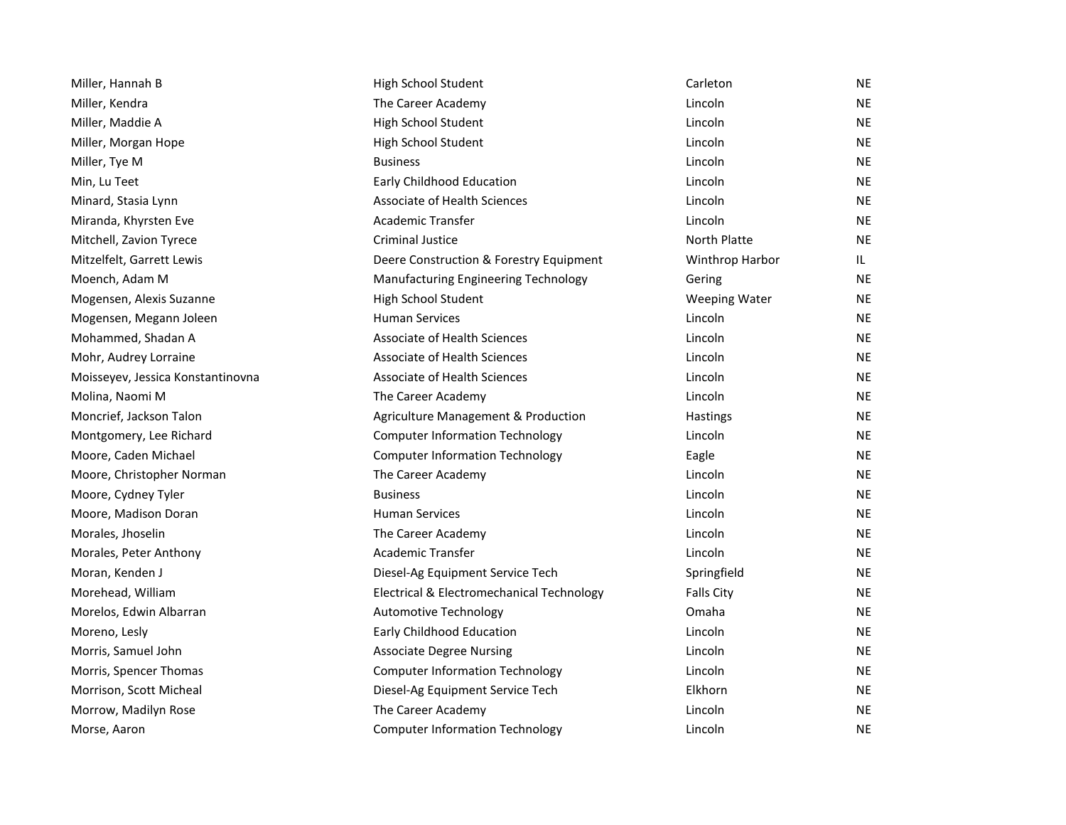| | | | |
|---|---|---|---|
| Miller, Hannah B | High School Student | Carleton | NE |
| Miller, Kendra | The Career Academy | Lincoln | NE |
| Miller, Maddie A | High School Student | Lincoln | NE |
| Miller, Morgan Hope | High School Student | Lincoln | NE |
| Miller, Tye M | Business | Lincoln | NE |
| Min, Lu Teet | Early Childhood Education | Lincoln | NE |
| Minard, Stasia Lynn | Associate of Health Sciences | Lincoln | NE |
| Miranda, Khyrsten Eve | Academic Transfer | Lincoln | NE |
| Mitchell, Zavion Tyrece | Criminal Justice | North Platte | NE |
| Mitzelfelt, Garrett Lewis | Deere Construction & Forestry Equipment | Winthrop Harbor | IL |
| Moench, Adam M | Manufacturing Engineering Technology | Gering | NE |
| Mogensen, Alexis Suzanne | High School Student | Weeping Water | NE |
| Mogensen, Megann Joleen | Human Services | Lincoln | NE |
| Mohammed, Shadan A | Associate of Health Sciences | Lincoln | NE |
| Mohr, Audrey Lorraine | Associate of Health Sciences | Lincoln | NE |
| Moisseyev, Jessica Konstantinovna | Associate of Health Sciences | Lincoln | NE |
| Molina, Naomi M | The Career Academy | Lincoln | NE |
| Moncrief, Jackson Talon | Agriculture Management & Production | Hastings | NE |
| Montgomery, Lee Richard | Computer Information Technology | Lincoln | NE |
| Moore, Caden Michael | Computer Information Technology | Eagle | NE |
| Moore, Christopher Norman | The Career Academy | Lincoln | NE |
| Moore, Cydney Tyler | Business | Lincoln | NE |
| Moore, Madison Doran | Human Services | Lincoln | NE |
| Morales, Jhoselin | The Career Academy | Lincoln | NE |
| Morales, Peter Anthony | Academic Transfer | Lincoln | NE |
| Moran, Kenden J | Diesel-Ag Equipment Service Tech | Springfield | NE |
| Morehead, William | Electrical & Electromechanical Technology | Falls City | NE |
| Morelos, Edwin Albarran | Automotive Technology | Omaha | NE |
| Moreno, Lesly | Early Childhood Education | Lincoln | NE |
| Morris, Samuel John | Associate Degree Nursing | Lincoln | NE |
| Morris, Spencer Thomas | Computer Information Technology | Lincoln | NE |
| Morrison, Scott Micheal | Diesel-Ag Equipment Service Tech | Elkhorn | NE |
| Morrow, Madilyn Rose | The Career Academy | Lincoln | NE |
| Morse, Aaron | Computer Information Technology | Lincoln | NE |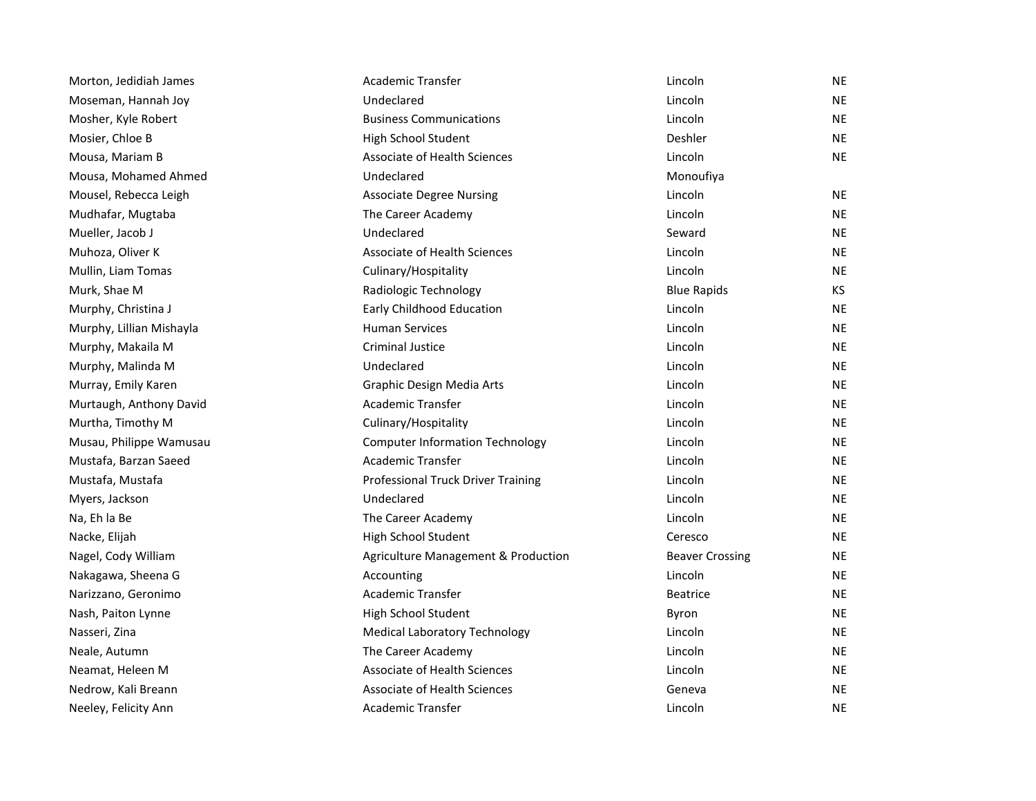| | | | |
|---|---|---|---|
| Morton, Jedidiah James | Academic Transfer | Lincoln | NE |
| Moseman, Hannah Joy | Undeclared | Lincoln | NE |
| Mosher, Kyle Robert | Business Communications | Lincoln | NE |
| Mosier, Chloe B | High School Student | Deshler | NE |
| Mousa, Mariam B | Associate of Health Sciences | Lincoln | NE |
| Mousa, Mohamed Ahmed | Undeclared | Monoufiya | |
| Mousel, Rebecca Leigh | Associate Degree Nursing | Lincoln | NE |
| Mudhafar, Mugtaba | The Career Academy | Lincoln | NE |
| Mueller, Jacob J | Undeclared | Seward | NE |
| Muhoza, Oliver K | Associate of Health Sciences | Lincoln | NE |
| Mullin, Liam Tomas | Culinary/Hospitality | Lincoln | NE |
| Murk, Shae M | Radiologic Technology | Blue Rapids | KS |
| Murphy, Christina J | Early Childhood Education | Lincoln | NE |
| Murphy, Lillian Mishayla | Human Services | Lincoln | NE |
| Murphy, Makaila M | Criminal Justice | Lincoln | NE |
| Murphy, Malinda M | Undeclared | Lincoln | NE |
| Murray, Emily Karen | Graphic Design Media Arts | Lincoln | NE |
| Murtaugh, Anthony David | Academic Transfer | Lincoln | NE |
| Murtha, Timothy M | Culinary/Hospitality | Lincoln | NE |
| Musau, Philippe Wamusau | Computer Information Technology | Lincoln | NE |
| Mustafa, Barzan Saeed | Academic Transfer | Lincoln | NE |
| Mustafa, Mustafa | Professional Truck Driver Training | Lincoln | NE |
| Myers, Jackson | Undeclared | Lincoln | NE |
| Na, Eh la Be | The Career Academy | Lincoln | NE |
| Nacke, Elijah | High School Student | Ceresco | NE |
| Nagel, Cody William | Agriculture Management & Production | Beaver Crossing | NE |
| Nakagawa, Sheena G | Accounting | Lincoln | NE |
| Narizzano, Geronimo | Academic Transfer | Beatrice | NE |
| Nash, Paiton Lynne | High School Student | Byron | NE |
| Nasseri, Zina | Medical Laboratory Technology | Lincoln | NE |
| Neale, Autumn | The Career Academy | Lincoln | NE |
| Neamat, Heleen M | Associate of Health Sciences | Lincoln | NE |
| Nedrow, Kali Breann | Associate of Health Sciences | Geneva | NE |
| Neeley, Felicity Ann | Academic Transfer | Lincoln | NE |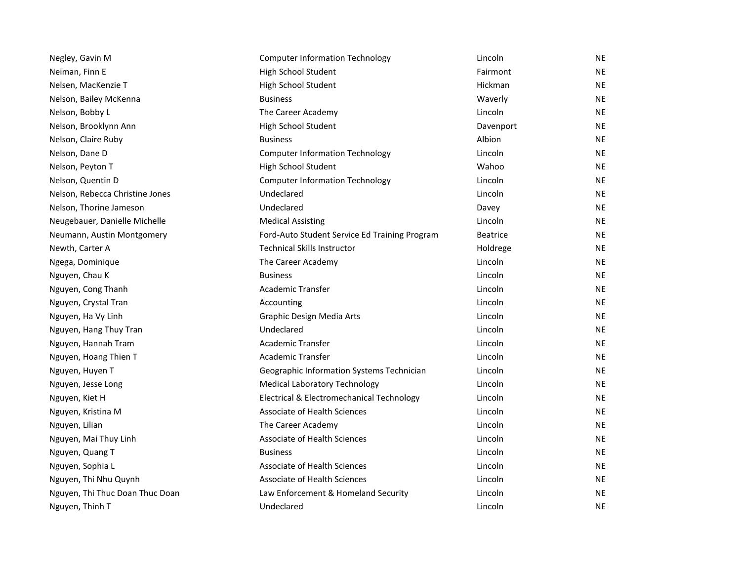| | | | |
|---|---|---|---|
| Negley, Gavin M | Computer Information Technology | Lincoln | NE |
| Neiman, Finn E | High School Student | Fairmont | NE |
| Nelsen, MacKenzie T | High School Student | Hickman | NE |
| Nelson, Bailey McKenna | Business | Waverly | NE |
| Nelson, Bobby L | The Career Academy | Lincoln | NE |
| Nelson, Brooklynn Ann | High School Student | Davenport | NE |
| Nelson, Claire Ruby | Business | Albion | NE |
| Nelson, Dane D | Computer Information Technology | Lincoln | NE |
| Nelson, Peyton T | High School Student | Wahoo | NE |
| Nelson, Quentin D | Computer Information Technology | Lincoln | NE |
| Nelson, Rebecca Christine Jones | Undeclared | Lincoln | NE |
| Nelson, Thorine Jameson | Undeclared | Davey | NE |
| Neugebauer, Danielle Michelle | Medical Assisting | Lincoln | NE |
| Neumann, Austin Montgomery | Ford-Auto Student Service Ed Training Program | Beatrice | NE |
| Newth, Carter A | Technical Skills Instructor | Holdrege | NE |
| Ngega, Dominique | The Career Academy | Lincoln | NE |
| Nguyen, Chau K | Business | Lincoln | NE |
| Nguyen, Cong Thanh | Academic Transfer | Lincoln | NE |
| Nguyen, Crystal Tran | Accounting | Lincoln | NE |
| Nguyen, Ha Vy Linh | Graphic Design Media Arts | Lincoln | NE |
| Nguyen, Hang Thuy Tran | Undeclared | Lincoln | NE |
| Nguyen, Hannah Tram | Academic Transfer | Lincoln | NE |
| Nguyen, Hoang Thien T | Academic Transfer | Lincoln | NE |
| Nguyen, Huyen T | Geographic Information Systems Technician | Lincoln | NE |
| Nguyen, Jesse Long | Medical Laboratory Technology | Lincoln | NE |
| Nguyen, Kiet H | Electrical & Electromechanical Technology | Lincoln | NE |
| Nguyen, Kristina M | Associate of Health Sciences | Lincoln | NE |
| Nguyen, Lilian | The Career Academy | Lincoln | NE |
| Nguyen, Mai Thuy Linh | Associate of Health Sciences | Lincoln | NE |
| Nguyen, Quang T | Business | Lincoln | NE |
| Nguyen, Sophia L | Associate of Health Sciences | Lincoln | NE |
| Nguyen, Thi Nhu Quynh | Associate of Health Sciences | Lincoln | NE |
| Nguyen, Thi Thuc Doan Thuc Doan | Law Enforcement & Homeland Security | Lincoln | NE |
| Nguyen, Thinh T | Undeclared | Lincoln | NE |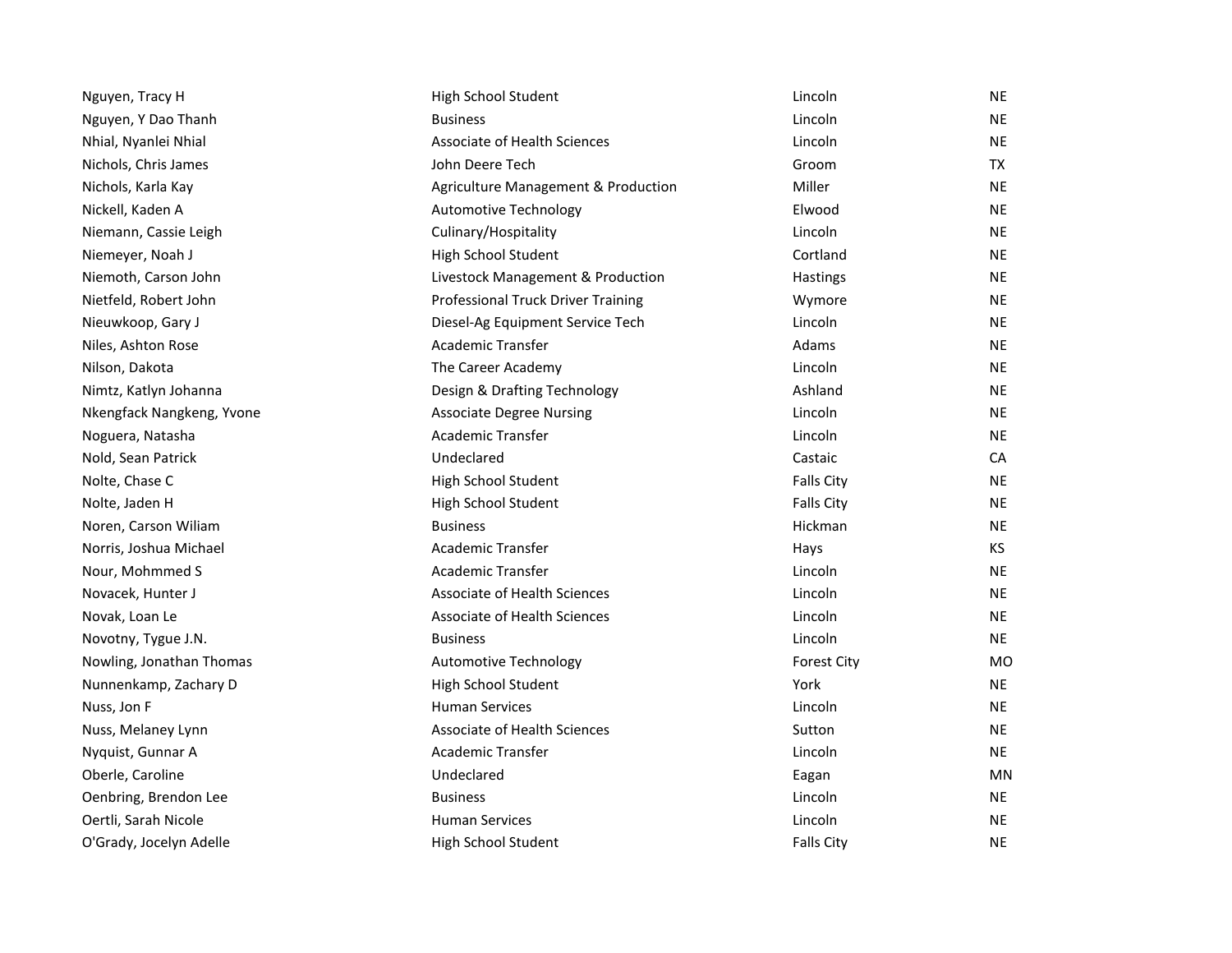| | | | |
|---|---|---|---|
| Nguyen, Tracy H | High School Student | Lincoln | NE |
| Nguyen, Y Dao Thanh | Business | Lincoln | NE |
| Nhial, Nyanlei Nhial | Associate of Health Sciences | Lincoln | NE |
| Nichols, Chris James | John Deere Tech | Groom | TX |
| Nichols, Karla Kay | Agriculture Management & Production | Miller | NE |
| Nickell, Kaden A | Automotive Technology | Elwood | NE |
| Niemann, Cassie Leigh | Culinary/Hospitality | Lincoln | NE |
| Niemeyer, Noah J | High School Student | Cortland | NE |
| Niemoth, Carson John | Livestock Management & Production | Hastings | NE |
| Nietfeld, Robert John | Professional Truck Driver Training | Wymore | NE |
| Nieuwkoop, Gary J | Diesel-Ag Equipment Service Tech | Lincoln | NE |
| Niles, Ashton Rose | Academic Transfer | Adams | NE |
| Nilson, Dakota | The Career Academy | Lincoln | NE |
| Nimtz, Katlyn Johanna | Design & Drafting Technology | Ashland | NE |
| Nkengfack Nangkeng, Yvone | Associate Degree Nursing | Lincoln | NE |
| Noguera, Natasha | Academic Transfer | Lincoln | NE |
| Nold, Sean Patrick | Undeclared | Castaic | CA |
| Nolte, Chase C | High School Student | Falls City | NE |
| Nolte, Jaden H | High School Student | Falls City | NE |
| Noren, Carson Wiliam | Business | Hickman | NE |
| Norris, Joshua Michael | Academic Transfer | Hays | KS |
| Nour, Mohmmed S | Academic Transfer | Lincoln | NE |
| Novacek, Hunter J | Associate of Health Sciences | Lincoln | NE |
| Novak, Loan Le | Associate of Health Sciences | Lincoln | NE |
| Novotny, Tygue J.N. | Business | Lincoln | NE |
| Nowling, Jonathan Thomas | Automotive Technology | Forest City | MO |
| Nunnenkamp, Zachary D | High School Student | York | NE |
| Nuss, Jon F | Human Services | Lincoln | NE |
| Nuss, Melaney Lynn | Associate of Health Sciences | Sutton | NE |
| Nyquist, Gunnar A | Academic Transfer | Lincoln | NE |
| Oberle, Caroline | Undeclared | Eagan | MN |
| Oenbring, Brendon Lee | Business | Lincoln | NE |
| Oertli, Sarah Nicole | Human Services | Lincoln | NE |
| O'Grady, Jocelyn Adelle | High School Student | Falls City | NE |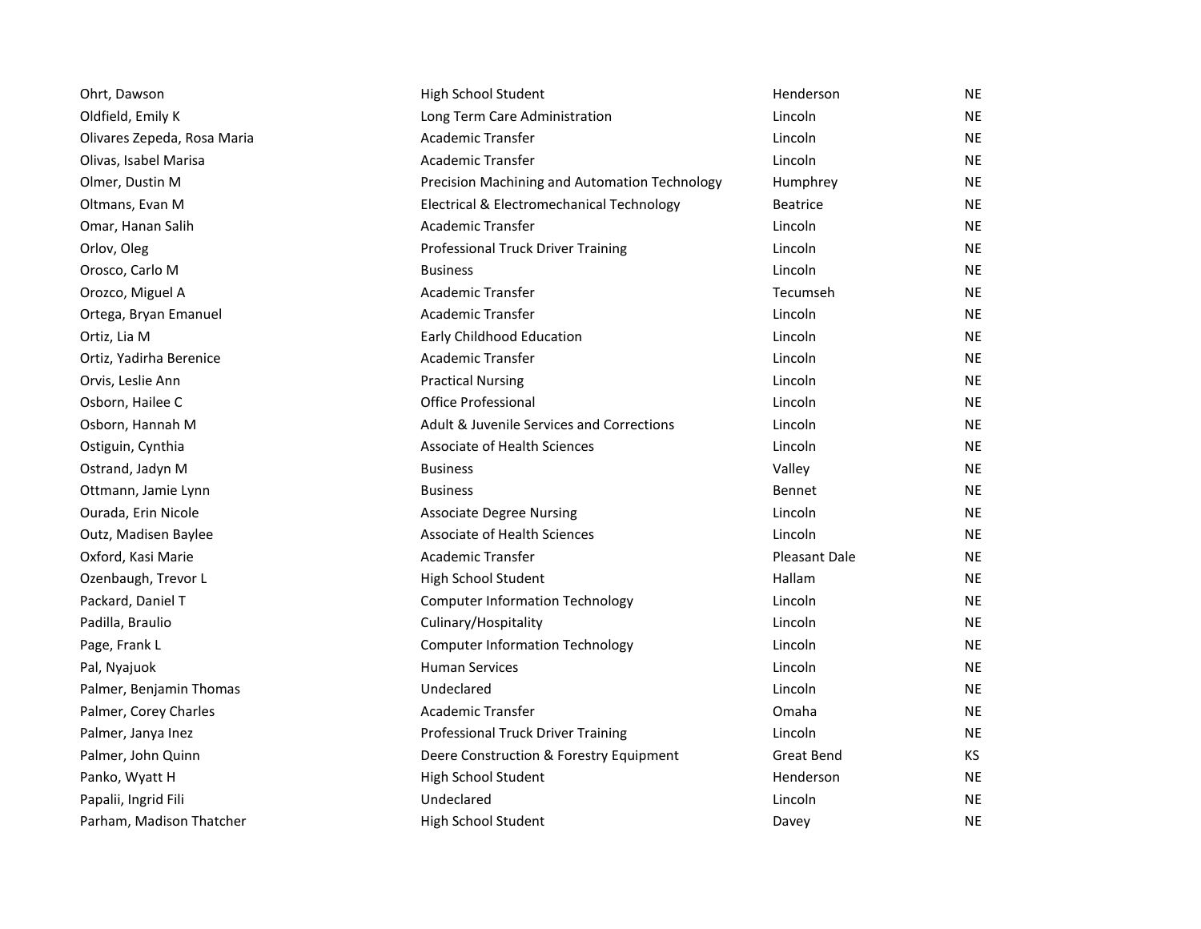| | | | |
|---|---|---|---|
| Ohrt, Dawson | High School Student | Henderson | NE |
| Oldfield, Emily K | Long Term Care Administration | Lincoln | NE |
| Olivares Zepeda, Rosa Maria | Academic Transfer | Lincoln | NE |
| Olivas, Isabel Marisa | Academic Transfer | Lincoln | NE |
| Olmer, Dustin M | Precision Machining and Automation Technology | Humphrey | NE |
| Oltmans, Evan M | Electrical & Electromechanical Technology | Beatrice | NE |
| Omar, Hanan Salih | Academic Transfer | Lincoln | NE |
| Orlov, Oleg | Professional Truck Driver Training | Lincoln | NE |
| Orosco, Carlo M | Business | Lincoln | NE |
| Orozco, Miguel A | Academic Transfer | Tecumseh | NE |
| Ortega, Bryan Emanuel | Academic Transfer | Lincoln | NE |
| Ortiz, Lia M | Early Childhood Education | Lincoln | NE |
| Ortiz, Yadirha Berenice | Academic Transfer | Lincoln | NE |
| Orvis, Leslie Ann | Practical Nursing | Lincoln | NE |
| Osborn, Hailee C | Office Professional | Lincoln | NE |
| Osborn, Hannah M | Adult & Juvenile Services and Corrections | Lincoln | NE |
| Ostiguin, Cynthia | Associate of Health Sciences | Lincoln | NE |
| Ostrand, Jadyn M | Business | Valley | NE |
| Ottmann, Jamie Lynn | Business | Bennet | NE |
| Ourada, Erin Nicole | Associate Degree Nursing | Lincoln | NE |
| Outz, Madisen Baylee | Associate of Health Sciences | Lincoln | NE |
| Oxford, Kasi Marie | Academic Transfer | Pleasant Dale | NE |
| Ozenbaugh, Trevor L | High School Student | Hallam | NE |
| Packard, Daniel T | Computer Information Technology | Lincoln | NE |
| Padilla, Braulio | Culinary/Hospitality | Lincoln | NE |
| Page, Frank L | Computer Information Technology | Lincoln | NE |
| Pal, Nyajuok | Human Services | Lincoln | NE |
| Palmer, Benjamin Thomas | Undeclared | Lincoln | NE |
| Palmer, Corey Charles | Academic Transfer | Omaha | NE |
| Palmer, Janya Inez | Professional Truck Driver Training | Lincoln | NE |
| Palmer, John Quinn | Deere Construction & Forestry Equipment | Great Bend | KS |
| Panko, Wyatt H | High School Student | Henderson | NE |
| Papalii, Ingrid Fili | Undeclared | Lincoln | NE |
| Parham, Madison Thatcher | High School Student | Davey | NE |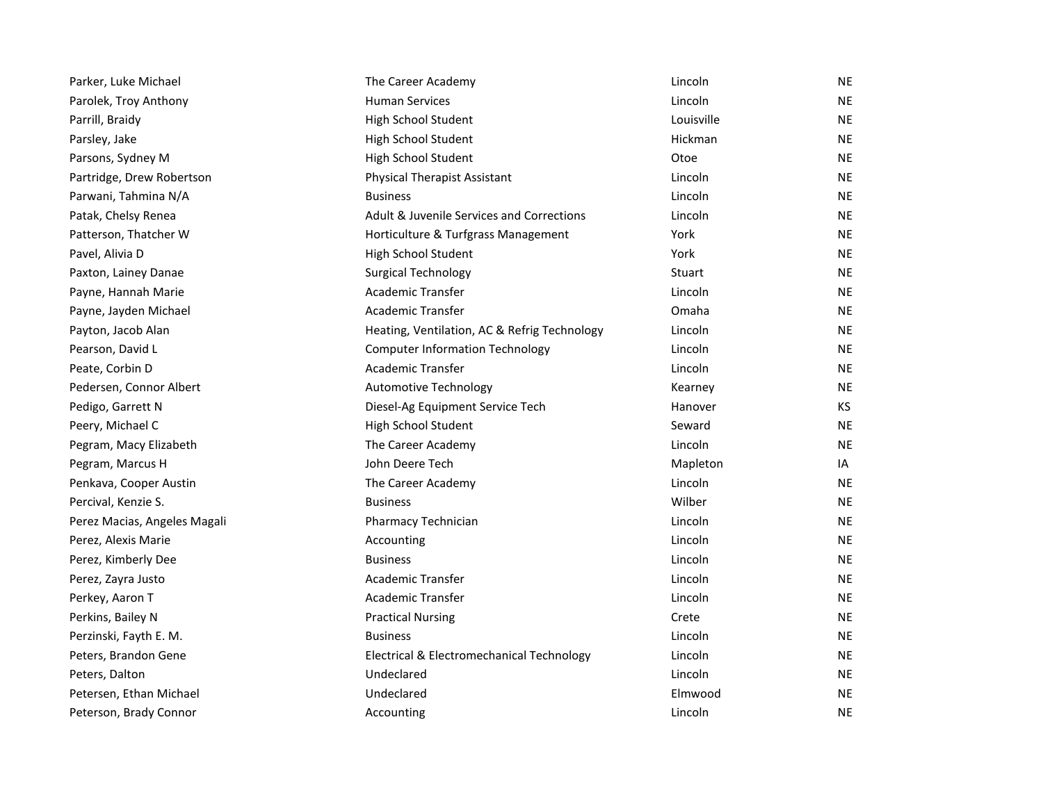| | | | |
|---|---|---|---|
| Parker, Luke Michael | The Career Academy | Lincoln | NE |
| Parolek, Troy Anthony | Human Services | Lincoln | NE |
| Parrill, Braidy | High School Student | Louisville | NE |
| Parsley, Jake | High School Student | Hickman | NE |
| Parsons, Sydney M | High School Student | Otoe | NE |
| Partridge, Drew Robertson | Physical Therapist Assistant | Lincoln | NE |
| Parwani, Tahmina N/A | Business | Lincoln | NE |
| Patak, Chelsy Renea | Adult & Juvenile Services and Corrections | Lincoln | NE |
| Patterson, Thatcher W | Horticulture & Turfgrass Management | York | NE |
| Pavel, Alivia D | High School Student | York | NE |
| Paxton, Lainey Danae | Surgical Technology | Stuart | NE |
| Payne, Hannah Marie | Academic Transfer | Lincoln | NE |
| Payne, Jayden Michael | Academic Transfer | Omaha | NE |
| Payton, Jacob Alan | Heating, Ventilation, AC & Refrig Technology | Lincoln | NE |
| Pearson, David L | Computer Information Technology | Lincoln | NE |
| Peate, Corbin D | Academic Transfer | Lincoln | NE |
| Pedersen, Connor Albert | Automotive Technology | Kearney | NE |
| Pedigo, Garrett N | Diesel-Ag Equipment Service Tech | Hanover | KS |
| Peery, Michael C | High School Student | Seward | NE |
| Pegram, Macy Elizabeth | The Career Academy | Lincoln | NE |
| Pegram, Marcus H | John Deere Tech | Mapleton | IA |
| Penkava, Cooper Austin | The Career Academy | Lincoln | NE |
| Percival, Kenzie S. | Business | Wilber | NE |
| Perez Macias, Angeles Magali | Pharmacy Technician | Lincoln | NE |
| Perez, Alexis Marie | Accounting | Lincoln | NE |
| Perez, Kimberly Dee | Business | Lincoln | NE |
| Perez, Zayra Justo | Academic Transfer | Lincoln | NE |
| Perkey, Aaron T | Academic Transfer | Lincoln | NE |
| Perkins, Bailey N | Practical Nursing | Crete | NE |
| Perzinski, Fayth E. M. | Business | Lincoln | NE |
| Peters, Brandon Gene | Electrical & Electromechanical Technology | Lincoln | NE |
| Peters, Dalton | Undeclared | Lincoln | NE |
| Petersen, Ethan Michael | Undeclared | Elmwood | NE |
| Peterson, Brady Connor | Accounting | Lincoln | NE |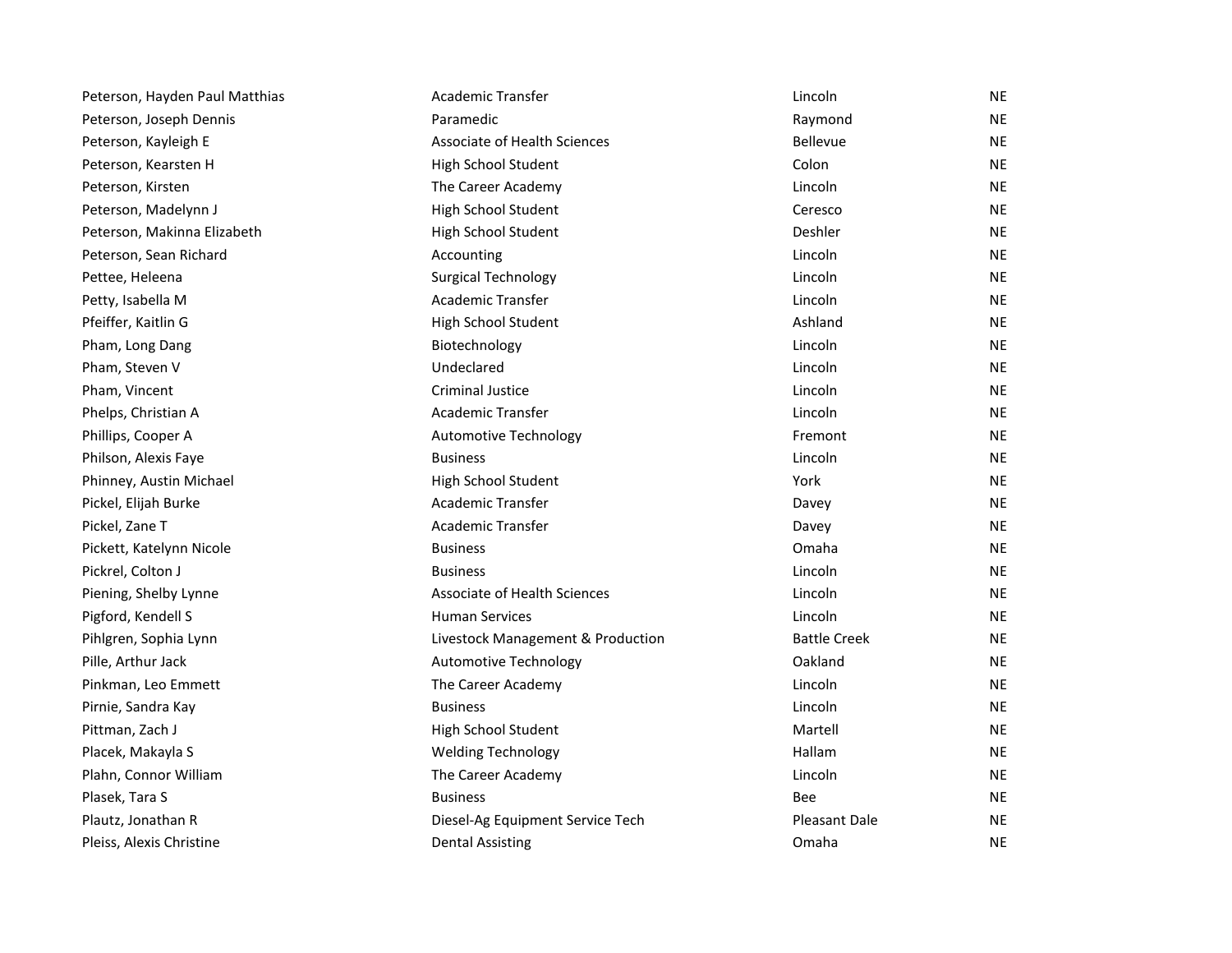| | | | |
|---|---|---|---|
| Peterson, Hayden Paul Matthias | Academic Transfer | Lincoln | NE |
| Peterson, Joseph Dennis | Paramedic | Raymond | NE |
| Peterson, Kayleigh E | Associate of Health Sciences | Bellevue | NE |
| Peterson, Kearsten H | High School Student | Colon | NE |
| Peterson, Kirsten | The Career Academy | Lincoln | NE |
| Peterson, Madelynn J | High School Student | Ceresco | NE |
| Peterson, Makinna Elizabeth | High School Student | Deshler | NE |
| Peterson, Sean Richard | Accounting | Lincoln | NE |
| Pettee, Heleena | Surgical Technology | Lincoln | NE |
| Petty, Isabella M | Academic Transfer | Lincoln | NE |
| Pfeiffer, Kaitlin G | High School Student | Ashland | NE |
| Pham, Long Dang | Biotechnology | Lincoln | NE |
| Pham, Steven V | Undeclared | Lincoln | NE |
| Pham, Vincent | Criminal Justice | Lincoln | NE |
| Phelps, Christian A | Academic Transfer | Lincoln | NE |
| Phillips, Cooper A | Automotive Technology | Fremont | NE |
| Philson, Alexis Faye | Business | Lincoln | NE |
| Phinney, Austin Michael | High School Student | York | NE |
| Pickel, Elijah Burke | Academic Transfer | Davey | NE |
| Pickel, Zane T | Academic Transfer | Davey | NE |
| Pickett, Katelynn Nicole | Business | Omaha | NE |
| Pickrel, Colton J | Business | Lincoln | NE |
| Piening, Shelby Lynne | Associate of Health Sciences | Lincoln | NE |
| Pigford, Kendell S | Human Services | Lincoln | NE |
| Pihlgren, Sophia Lynn | Livestock Management & Production | Battle Creek | NE |
| Pille, Arthur Jack | Automotive Technology | Oakland | NE |
| Pinkman, Leo Emmett | The Career Academy | Lincoln | NE |
| Pirnie, Sandra Kay | Business | Lincoln | NE |
| Pittman, Zach J | High School Student | Martell | NE |
| Placek, Makayla S | Welding Technology | Hallam | NE |
| Plahn, Connor William | The Career Academy | Lincoln | NE |
| Plasek, Tara S | Business | Bee | NE |
| Plautz, Jonathan R | Diesel-Ag Equipment Service Tech | Pleasant Dale | NE |
| Pleiss, Alexis Christine | Dental Assisting | Omaha | NE |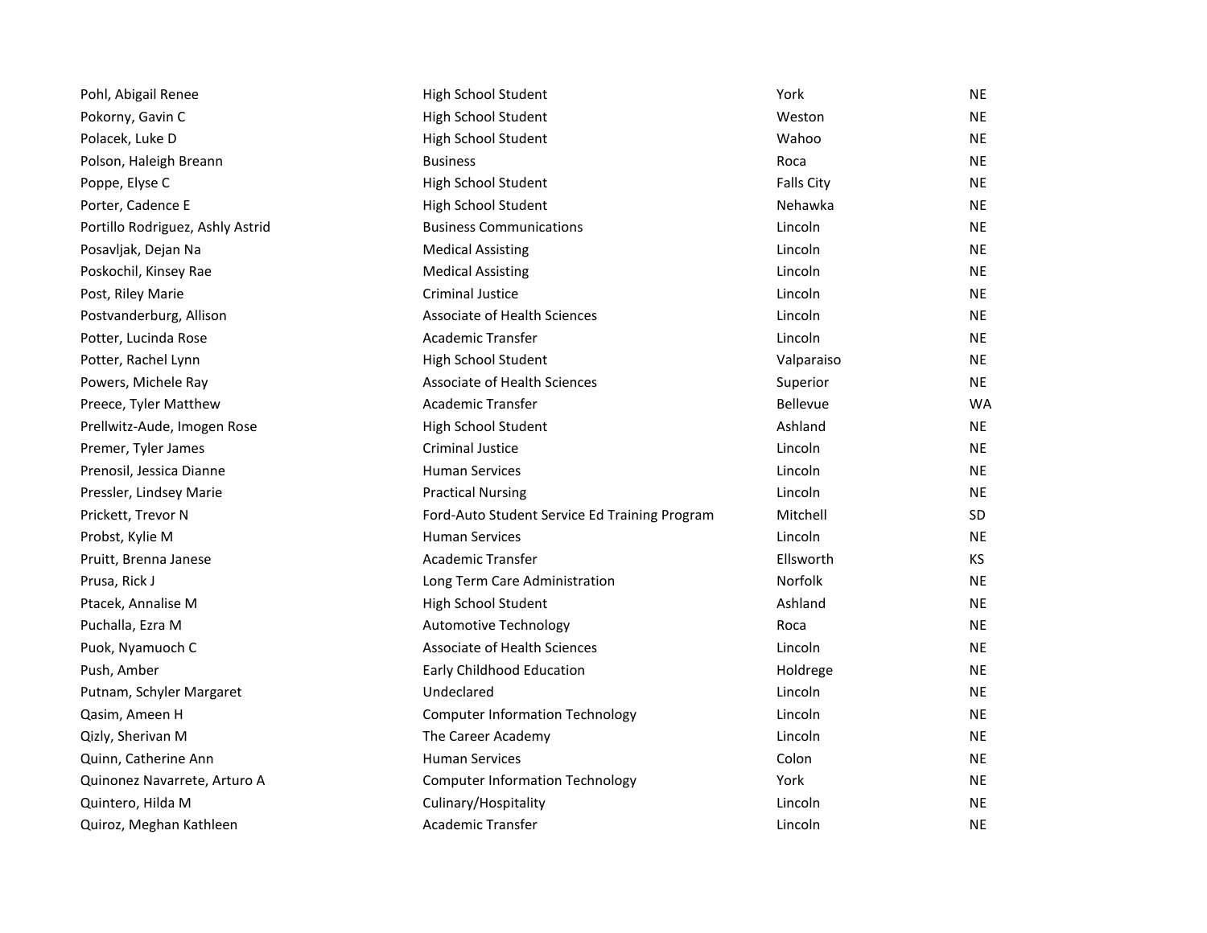| | | | |
|---|---|---|---|
| Pohl, Abigail Renee | High School Student | York | NE |
| Pokorny, Gavin C | High School Student | Weston | NE |
| Polacek, Luke D | High School Student | Wahoo | NE |
| Polson, Haleigh Breann | Business | Roca | NE |
| Poppe, Elyse C | High School Student | Falls City | NE |
| Porter, Cadence E | High School Student | Nehawka | NE |
| Portillo Rodriguez, Ashly Astrid | Business Communications | Lincoln | NE |
| Posavljak, Dejan Na | Medical Assisting | Lincoln | NE |
| Poskochil, Kinsey Rae | Medical Assisting | Lincoln | NE |
| Post, Riley Marie | Criminal Justice | Lincoln | NE |
| Postvanderburg, Allison | Associate of Health Sciences | Lincoln | NE |
| Potter, Lucinda Rose | Academic Transfer | Lincoln | NE |
| Potter, Rachel Lynn | High School Student | Valparaiso | NE |
| Powers, Michele Ray | Associate of Health Sciences | Superior | NE |
| Preece, Tyler Matthew | Academic Transfer | Bellevue | WA |
| Prellwitz-Aude, Imogen Rose | High School Student | Ashland | NE |
| Premer, Tyler James | Criminal Justice | Lincoln | NE |
| Prenosil, Jessica Dianne | Human Services | Lincoln | NE |
| Pressler, Lindsey Marie | Practical Nursing | Lincoln | NE |
| Prickett, Trevor N | Ford-Auto Student Service Ed Training Program | Mitchell | SD |
| Probst, Kylie M | Human Services | Lincoln | NE |
| Pruitt, Brenna Janese | Academic Transfer | Ellsworth | KS |
| Prusa, Rick J | Long Term Care Administration | Norfolk | NE |
| Ptacek, Annalise M | High School Student | Ashland | NE |
| Puchalla, Ezra M | Automotive Technology | Roca | NE |
| Puok, Nyamuoch C | Associate of Health Sciences | Lincoln | NE |
| Push, Amber | Early Childhood Education | Holdrege | NE |
| Putnam, Schyler Margaret | Undeclared | Lincoln | NE |
| Qasim, Ameen H | Computer Information Technology | Lincoln | NE |
| Qizly, Sherivan M | The Career Academy | Lincoln | NE |
| Quinn, Catherine Ann | Human Services | Colon | NE |
| Quinonez Navarrete, Arturo A | Computer Information Technology | York | NE |
| Quintero, Hilda M | Culinary/Hospitality | Lincoln | NE |
| Quiroz, Meghan Kathleen | Academic Transfer | Lincoln | NE |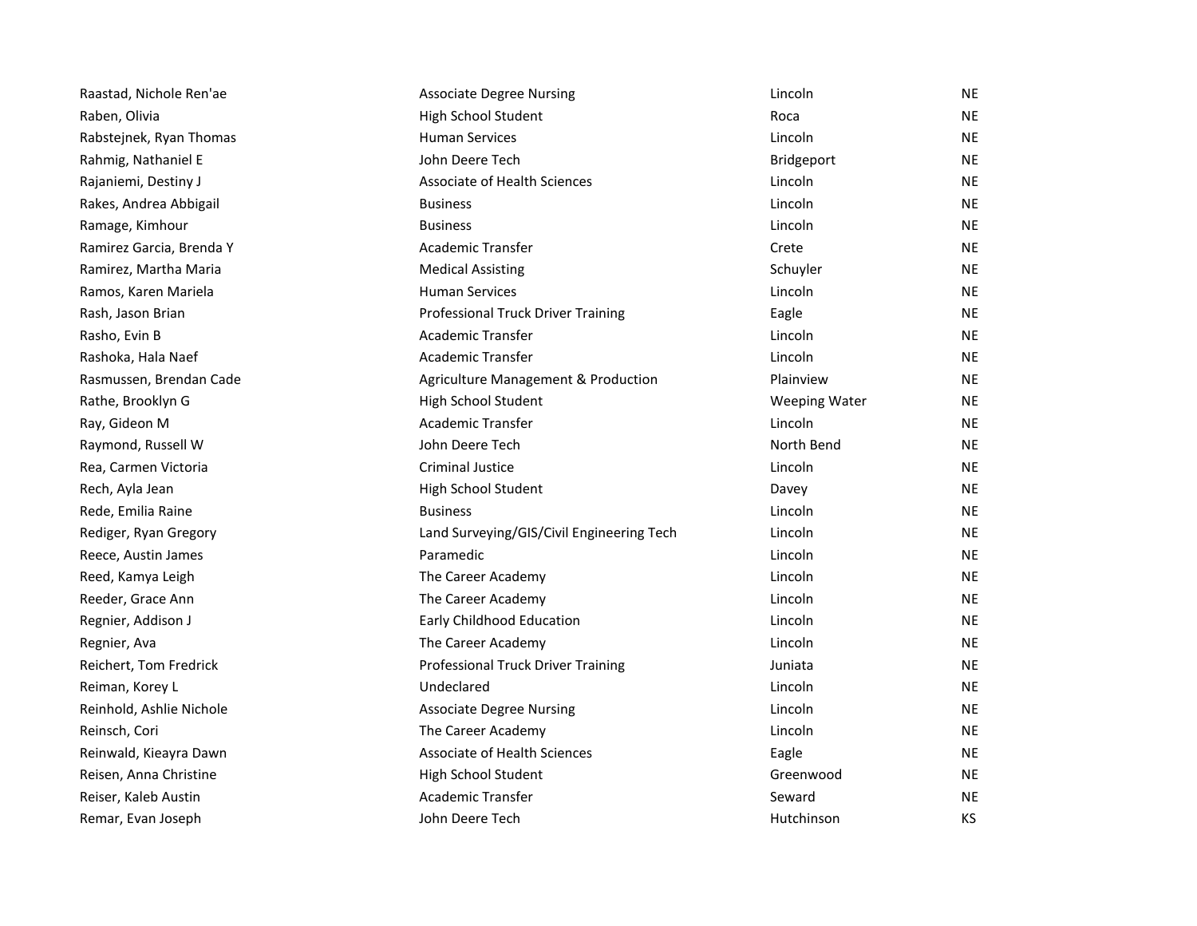| | | | |
|---|---|---|---|
| Raastad, Nichole Ren'ae | Associate Degree Nursing | Lincoln | NE |
| Raben, Olivia | High School Student | Roca | NE |
| Rabstejnek, Ryan Thomas | Human Services | Lincoln | NE |
| Rahmig, Nathaniel E | John Deere Tech | Bridgeport | NE |
| Rajaniemi, Destiny J | Associate of Health Sciences | Lincoln | NE |
| Rakes, Andrea Abbigail | Business | Lincoln | NE |
| Ramage, Kimhour | Business | Lincoln | NE |
| Ramirez Garcia, Brenda Y | Academic Transfer | Crete | NE |
| Ramirez, Martha Maria | Medical Assisting | Schuyler | NE |
| Ramos, Karen Mariela | Human Services | Lincoln | NE |
| Rash, Jason Brian | Professional Truck Driver Training | Eagle | NE |
| Rasho, Evin B | Academic Transfer | Lincoln | NE |
| Rashoka, Hala Naef | Academic Transfer | Lincoln | NE |
| Rasmussen, Brendan Cade | Agriculture Management & Production | Plainview | NE |
| Rathe, Brooklyn G | High School Student | Weeping Water | NE |
| Ray, Gideon M | Academic Transfer | Lincoln | NE |
| Raymond, Russell W | John Deere Tech | North Bend | NE |
| Rea, Carmen Victoria | Criminal Justice | Lincoln | NE |
| Rech, Ayla Jean | High School Student | Davey | NE |
| Rede, Emilia Raine | Business | Lincoln | NE |
| Rediger, Ryan Gregory | Land Surveying/GIS/Civil Engineering Tech | Lincoln | NE |
| Reece, Austin James | Paramedic | Lincoln | NE |
| Reed, Kamya Leigh | The Career Academy | Lincoln | NE |
| Reeder, Grace Ann | The Career Academy | Lincoln | NE |
| Regnier, Addison J | Early Childhood Education | Lincoln | NE |
| Regnier, Ava | The Career Academy | Lincoln | NE |
| Reichert, Tom Fredrick | Professional Truck Driver Training | Juniata | NE |
| Reiman, Korey L | Undeclared | Lincoln | NE |
| Reinhold, Ashlie Nichole | Associate Degree Nursing | Lincoln | NE |
| Reinsch, Cori | The Career Academy | Lincoln | NE |
| Reinwald, Kieayra Dawn | Associate of Health Sciences | Eagle | NE |
| Reisen, Anna Christine | High School Student | Greenwood | NE |
| Reiser, Kaleb Austin | Academic Transfer | Seward | NE |
| Remar, Evan Joseph | John Deere Tech | Hutchinson | KS |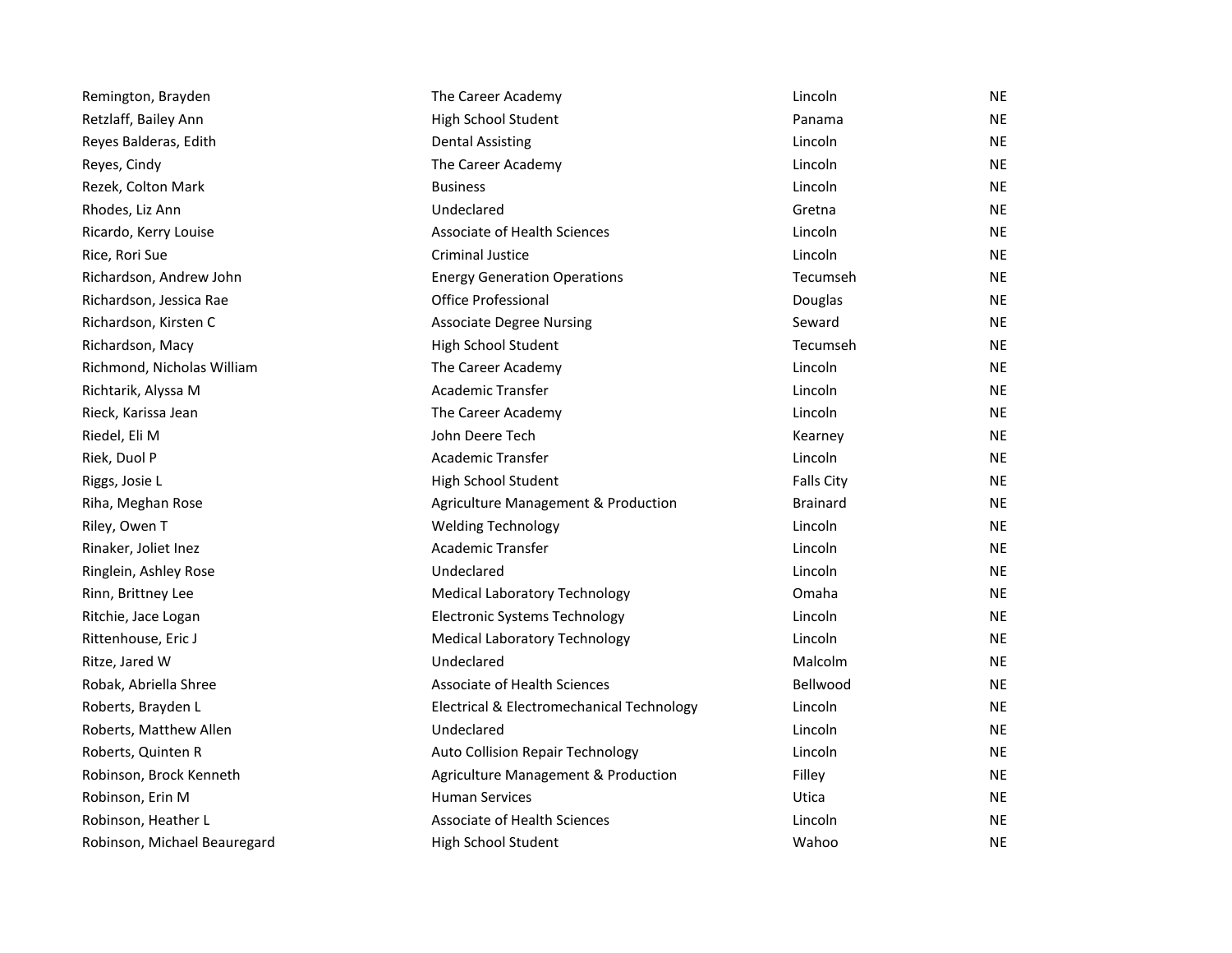| | | | |
|---|---|---|---|
| Remington, Brayden | The Career Academy | Lincoln | NE |
| Retzlaff, Bailey Ann | High School Student | Panama | NE |
| Reyes Balderas, Edith | Dental Assisting | Lincoln | NE |
| Reyes, Cindy | The Career Academy | Lincoln | NE |
| Rezek, Colton Mark | Business | Lincoln | NE |
| Rhodes, Liz Ann | Undeclared | Gretna | NE |
| Ricardo, Kerry Louise | Associate of Health Sciences | Lincoln | NE |
| Rice, Rori Sue | Criminal Justice | Lincoln | NE |
| Richardson, Andrew John | Energy Generation Operations | Tecumseh | NE |
| Richardson, Jessica Rae | Office Professional | Douglas | NE |
| Richardson, Kirsten C | Associate Degree Nursing | Seward | NE |
| Richardson, Macy | High School Student | Tecumseh | NE |
| Richmond, Nicholas William | The Career Academy | Lincoln | NE |
| Richtarik, Alyssa M | Academic Transfer | Lincoln | NE |
| Rieck, Karissa Jean | The Career Academy | Lincoln | NE |
| Riedel, Eli M | John Deere Tech | Kearney | NE |
| Riek, Duol P | Academic Transfer | Lincoln | NE |
| Riggs, Josie L | High School Student | Falls City | NE |
| Riha, Meghan Rose | Agriculture Management & Production | Brainard | NE |
| Riley, Owen T | Welding Technology | Lincoln | NE |
| Rinaker, Joliet Inez | Academic Transfer | Lincoln | NE |
| Ringlein, Ashley Rose | Undeclared | Lincoln | NE |
| Rinn, Brittney Lee | Medical Laboratory Technology | Omaha | NE |
| Ritchie, Jace Logan | Electronic Systems Technology | Lincoln | NE |
| Rittenhouse, Eric J | Medical Laboratory Technology | Lincoln | NE |
| Ritze, Jared W | Undeclared | Malcolm | NE |
| Robak, Abriella Shree | Associate of Health Sciences | Bellwood | NE |
| Roberts, Brayden L | Electrical & Electromechanical Technology | Lincoln | NE |
| Roberts, Matthew Allen | Undeclared | Lincoln | NE |
| Roberts, Quinten R | Auto Collision Repair Technology | Lincoln | NE |
| Robinson, Brock Kenneth | Agriculture Management & Production | Filley | NE |
| Robinson, Erin M | Human Services | Utica | NE |
| Robinson, Heather L | Associate of Health Sciences | Lincoln | NE |
| Robinson, Michael Beauregard | High School Student | Wahoo | NE |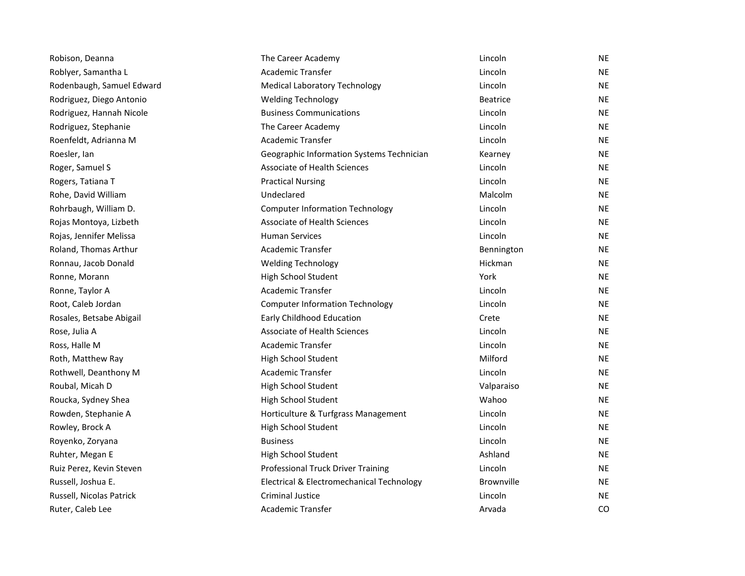| | | | |
|---|---|---|---|
| Robison, Deanna | The Career Academy | Lincoln | NE |
| Roblyer, Samantha L | Academic Transfer | Lincoln | NE |
| Rodenbaugh, Samuel Edward | Medical Laboratory Technology | Lincoln | NE |
| Rodriguez, Diego Antonio | Welding Technology | Beatrice | NE |
| Rodriguez, Hannah Nicole | Business Communications | Lincoln | NE |
| Rodriguez, Stephanie | The Career Academy | Lincoln | NE |
| Roenfeldt, Adrianna M | Academic Transfer | Lincoln | NE |
| Roesler, Ian | Geographic Information Systems Technician | Kearney | NE |
| Roger, Samuel S | Associate of Health Sciences | Lincoln | NE |
| Rogers, Tatiana T | Practical Nursing | Lincoln | NE |
| Rohe, David William | Undeclared | Malcolm | NE |
| Rohrbaugh, William D. | Computer Information Technology | Lincoln | NE |
| Rojas Montoya, Lizbeth | Associate of Health Sciences | Lincoln | NE |
| Rojas, Jennifer Melissa | Human Services | Lincoln | NE |
| Roland, Thomas Arthur | Academic Transfer | Bennington | NE |
| Ronnau, Jacob Donald | Welding Technology | Hickman | NE |
| Ronne, Morann | High School Student | York | NE |
| Ronne, Taylor A | Academic Transfer | Lincoln | NE |
| Root, Caleb Jordan | Computer Information Technology | Lincoln | NE |
| Rosales, Betsabe Abigail | Early Childhood Education | Crete | NE |
| Rose, Julia A | Associate of Health Sciences | Lincoln | NE |
| Ross, Halle M | Academic Transfer | Lincoln | NE |
| Roth, Matthew Ray | High School Student | Milford | NE |
| Rothwell, Deanthony M | Academic Transfer | Lincoln | NE |
| Roubal, Micah D | High School Student | Valparaiso | NE |
| Roucka, Sydney Shea | High School Student | Wahoo | NE |
| Rowden, Stephanie A | Horticulture & Turfgrass Management | Lincoln | NE |
| Rowley, Brock A | High School Student | Lincoln | NE |
| Royenko, Zoryana | Business | Lincoln | NE |
| Ruhter, Megan E | High School Student | Ashland | NE |
| Ruiz Perez, Kevin Steven | Professional Truck Driver Training | Lincoln | NE |
| Russell, Joshua E. | Electrical & Electromechanical Technology | Brownville | NE |
| Russell, Nicolas Patrick | Criminal Justice | Lincoln | NE |
| Ruter, Caleb Lee | Academic Transfer | Arvada | CO |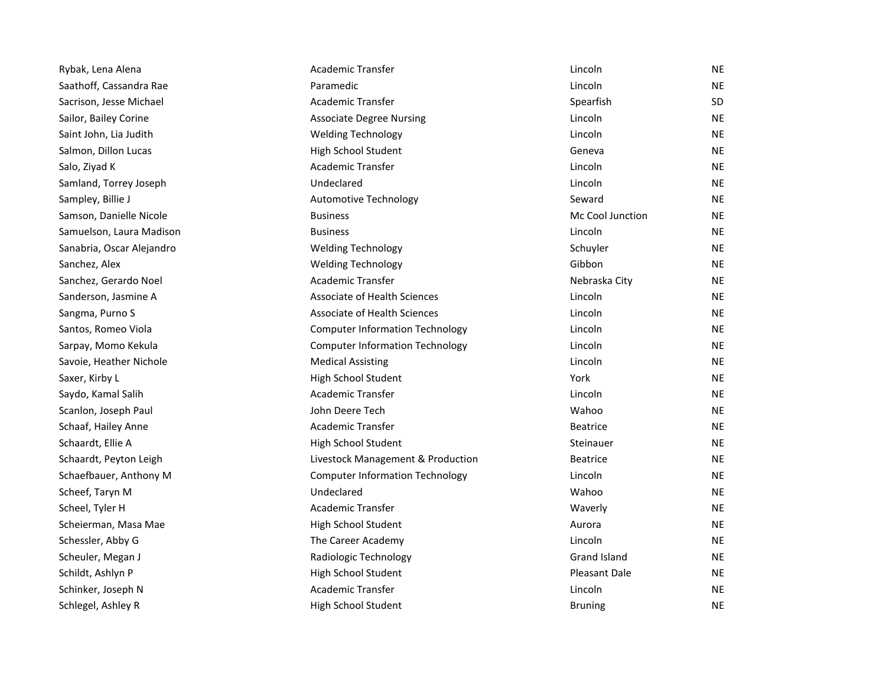| | | | |
|---|---|---|---|
| Rybak, Lena Alena | Academic Transfer | Lincoln | NE |
| Saathoff, Cassandra Rae | Paramedic | Lincoln | NE |
| Sacrison, Jesse Michael | Academic Transfer | Spearfish | SD |
| Sailor, Bailey Corine | Associate Degree Nursing | Lincoln | NE |
| Saint John, Lia Judith | Welding Technology | Lincoln | NE |
| Salmon, Dillon Lucas | High School Student | Geneva | NE |
| Salo, Ziyad K | Academic Transfer | Lincoln | NE |
| Samland, Torrey Joseph | Undeclared | Lincoln | NE |
| Sampley, Billie J | Automotive Technology | Seward | NE |
| Samson, Danielle Nicole | Business | Mc Cool Junction | NE |
| Samuelson, Laura Madison | Business | Lincoln | NE |
| Sanabria, Oscar Alejandro | Welding Technology | Schuyler | NE |
| Sanchez, Alex | Welding Technology | Gibbon | NE |
| Sanchez, Gerardo Noel | Academic Transfer | Nebraska City | NE |
| Sanderson, Jasmine A | Associate of Health Sciences | Lincoln | NE |
| Sangma, Purno S | Associate of Health Sciences | Lincoln | NE |
| Santos, Romeo Viola | Computer Information Technology | Lincoln | NE |
| Sarpay, Momo Kekula | Computer Information Technology | Lincoln | NE |
| Savoie, Heather Nichole | Medical Assisting | Lincoln | NE |
| Saxer, Kirby L | High School Student | York | NE |
| Saydo, Kamal Salih | Academic Transfer | Lincoln | NE |
| Scanlon, Joseph Paul | John Deere Tech | Wahoo | NE |
| Schaaf, Hailey Anne | Academic Transfer | Beatrice | NE |
| Schaardt, Ellie A | High School Student | Steinauer | NE |
| Schaardt, Peyton Leigh | Livestock Management & Production | Beatrice | NE |
| Schaefbauer, Anthony M | Computer Information Technology | Lincoln | NE |
| Scheef, Taryn M | Undeclared | Wahoo | NE |
| Scheel, Tyler H | Academic Transfer | Waverly | NE |
| Scheierman, Masa Mae | High School Student | Aurora | NE |
| Schessler, Abby G | The Career Academy | Lincoln | NE |
| Scheuler, Megan J | Radiologic Technology | Grand Island | NE |
| Schildt, Ashlyn P | High School Student | Pleasant Dale | NE |
| Schinker, Joseph N | Academic Transfer | Lincoln | NE |
| Schlegel, Ashley R | High School Student | Bruning | NE |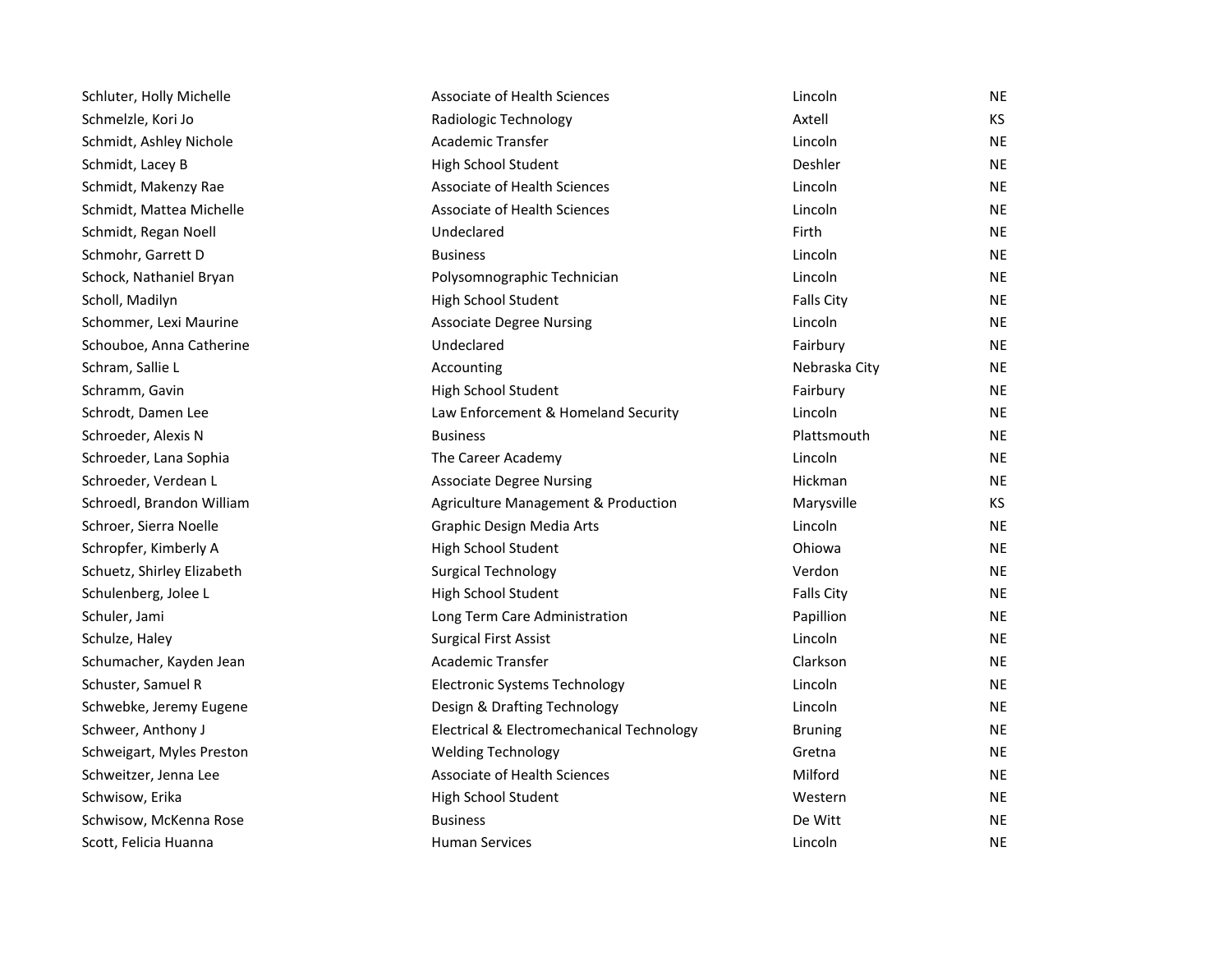| | | | |
|---|---|---|---|
| Schluter, Holly Michelle | Associate of Health Sciences | Lincoln | NE |
| Schmelzle, Kori Jo | Radiologic Technology | Axtell | KS |
| Schmidt, Ashley Nichole | Academic Transfer | Lincoln | NE |
| Schmidt, Lacey B | High School Student | Deshler | NE |
| Schmidt, Makenzy Rae | Associate of Health Sciences | Lincoln | NE |
| Schmidt, Mattea Michelle | Associate of Health Sciences | Lincoln | NE |
| Schmidt, Regan Noell | Undeclared | Firth | NE |
| Schmohr, Garrett D | Business | Lincoln | NE |
| Schock, Nathaniel Bryan | Polysomnographic Technician | Lincoln | NE |
| Scholl, Madilyn | High School Student | Falls City | NE |
| Schommer, Lexi Maurine | Associate Degree Nursing | Lincoln | NE |
| Schouboe, Anna Catherine | Undeclared | Fairbury | NE |
| Schram, Sallie L | Accounting | Nebraska City | NE |
| Schramm, Gavin | High School Student | Fairbury | NE |
| Schrodt, Damen Lee | Law Enforcement & Homeland Security | Lincoln | NE |
| Schroeder, Alexis N | Business | Plattsmouth | NE |
| Schroeder, Lana Sophia | The Career Academy | Lincoln | NE |
| Schroeder, Verdean L | Associate Degree Nursing | Hickman | NE |
| Schroedl, Brandon William | Agriculture Management & Production | Marysville | KS |
| Schroer, Sierra Noelle | Graphic Design Media Arts | Lincoln | NE |
| Schropfer, Kimberly A | High School Student | Ohiowa | NE |
| Schuetz, Shirley Elizabeth | Surgical Technology | Verdon | NE |
| Schulenberg, Jolee L | High School Student | Falls City | NE |
| Schuler, Jami | Long Term Care Administration | Papillion | NE |
| Schulze, Haley | Surgical First Assist | Lincoln | NE |
| Schumacher, Kayden Jean | Academic Transfer | Clarkson | NE |
| Schuster, Samuel R | Electronic Systems Technology | Lincoln | NE |
| Schwebke, Jeremy Eugene | Design & Drafting Technology | Lincoln | NE |
| Schweer, Anthony J | Electrical & Electromechanical Technology | Bruning | NE |
| Schweigart, Myles Preston | Welding Technology | Gretna | NE |
| Schweitzer, Jenna Lee | Associate of Health Sciences | Milford | NE |
| Schwisow, Erika | High School Student | Western | NE |
| Schwisow, McKenna Rose | Business | De Witt | NE |
| Scott, Felicia Huanna | Human Services | Lincoln | NE |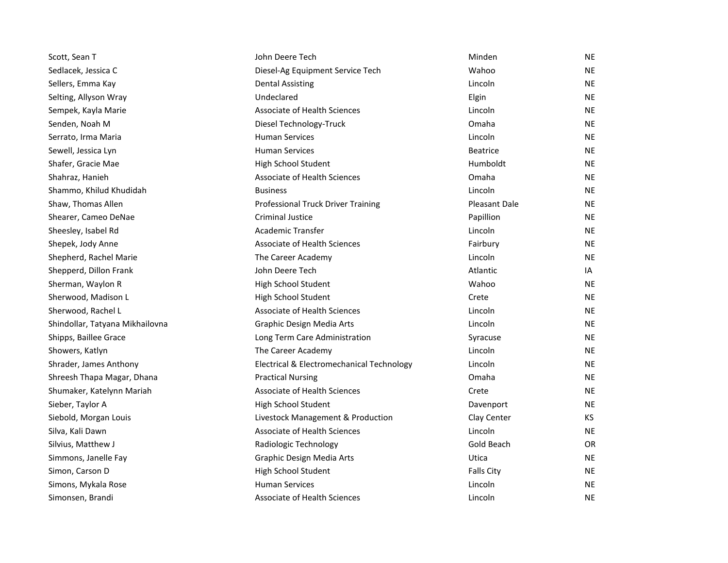| | | | |
|---|---|---|---|
| Scott, Sean T | John Deere Tech | Minden | NE |
| Sedlacek, Jessica C | Diesel-Ag Equipment Service Tech | Wahoo | NE |
| Sellers, Emma Kay | Dental Assisting | Lincoln | NE |
| Selting, Allyson Wray | Undeclared | Elgin | NE |
| Sempek, Kayla Marie | Associate of Health Sciences | Lincoln | NE |
| Senden, Noah M | Diesel Technology-Truck | Omaha | NE |
| Serrato, Irma Maria | Human Services | Lincoln | NE |
| Sewell, Jessica Lyn | Human Services | Beatrice | NE |
| Shafer, Gracie Mae | High School Student | Humboldt | NE |
| Shahraz, Hanieh | Associate of Health Sciences | Omaha | NE |
| Shammo, Khilud Khudidah | Business | Lincoln | NE |
| Shaw, Thomas Allen | Professional Truck Driver Training | Pleasant Dale | NE |
| Shearer, Cameo DeNae | Criminal Justice | Papillion | NE |
| Sheesley, Isabel Rd | Academic Transfer | Lincoln | NE |
| Shepek, Jody Anne | Associate of Health Sciences | Fairbury | NE |
| Shepherd, Rachel Marie | The Career Academy | Lincoln | NE |
| Shepperd, Dillon Frank | John Deere Tech | Atlantic | IA |
| Sherman, Waylon R | High School Student | Wahoo | NE |
| Sherwood, Madison L | High School Student | Crete | NE |
| Sherwood, Rachel L | Associate of Health Sciences | Lincoln | NE |
| Shindollar, Tatyana Mikhailovna | Graphic Design Media Arts | Lincoln | NE |
| Shipps, Baillee Grace | Long Term Care Administration | Syracuse | NE |
| Showers, Katlyn | The Career Academy | Lincoln | NE |
| Shrader, James Anthony | Electrical & Electromechanical Technology | Lincoln | NE |
| Shreesh Thapa Magar, Dhana | Practical Nursing | Omaha | NE |
| Shumaker, Katelynn Mariah | Associate of Health Sciences | Crete | NE |
| Sieber, Taylor A | High School Student | Davenport | NE |
| Siebold, Morgan Louis | Livestock Management & Production | Clay Center | KS |
| Silva, Kali Dawn | Associate of Health Sciences | Lincoln | NE |
| Silvius, Matthew J | Radiologic Technology | Gold Beach | OR |
| Simmons, Janelle Fay | Graphic Design Media Arts | Utica | NE |
| Simon, Carson D | High School Student | Falls City | NE |
| Simons, Mykala Rose | Human Services | Lincoln | NE |
| Simonsen, Brandi | Associate of Health Sciences | Lincoln | NE |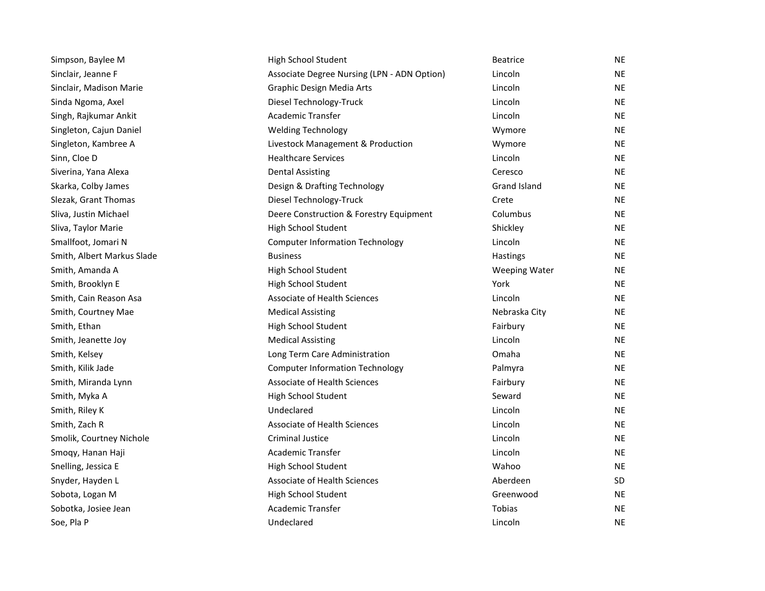| | | | |
|---|---|---|---|
| Simpson, Baylee M | High School Student | Beatrice | NE |
| Sinclair, Jeanne F | Associate Degree Nursing (LPN - ADN Option) | Lincoln | NE |
| Sinclair, Madison Marie | Graphic Design Media Arts | Lincoln | NE |
| Sinda Ngoma, Axel | Diesel Technology-Truck | Lincoln | NE |
| Singh, Rajkumar Ankit | Academic Transfer | Lincoln | NE |
| Singleton, Cajun Daniel | Welding Technology | Wymore | NE |
| Singleton, Kambree A | Livestock Management & Production | Wymore | NE |
| Sinn, Cloe D | Healthcare Services | Lincoln | NE |
| Siverina, Yana Alexa | Dental Assisting | Ceresco | NE |
| Skarka, Colby James | Design & Drafting Technology | Grand Island | NE |
| Slezak, Grant Thomas | Diesel Technology-Truck | Crete | NE |
| Sliva, Justin Michael | Deere Construction & Forestry Equipment | Columbus | NE |
| Sliva, Taylor Marie | High School Student | Shickley | NE |
| Smallfoot, Jomari N | Computer Information Technology | Lincoln | NE |
| Smith, Albert Markus Slade | Business | Hastings | NE |
| Smith, Amanda A | High School Student | Weeping Water | NE |
| Smith, Brooklyn E | High School Student | York | NE |
| Smith, Cain Reason Asa | Associate of Health Sciences | Lincoln | NE |
| Smith, Courtney Mae | Medical Assisting | Nebraska City | NE |
| Smith, Ethan | High School Student | Fairbury | NE |
| Smith, Jeanette Joy | Medical Assisting | Lincoln | NE |
| Smith, Kelsey | Long Term Care Administration | Omaha | NE |
| Smith, Kilik Jade | Computer Information Technology | Palmyra | NE |
| Smith, Miranda Lynn | Associate of Health Sciences | Fairbury | NE |
| Smith, Myka A | High School Student | Seward | NE |
| Smith, Riley K | Undeclared | Lincoln | NE |
| Smith, Zach R | Associate of Health Sciences | Lincoln | NE |
| Smolik, Courtney Nichole | Criminal Justice | Lincoln | NE |
| Smoqy, Hanan Haji | Academic Transfer | Lincoln | NE |
| Snelling, Jessica E | High School Student | Wahoo | NE |
| Snyder, Hayden L | Associate of Health Sciences | Aberdeen | SD |
| Sobota, Logan M | High School Student | Greenwood | NE |
| Sobotka, Josiee Jean | Academic Transfer | Tobias | NE |
| Soe, Pla P | Undeclared | Lincoln | NE |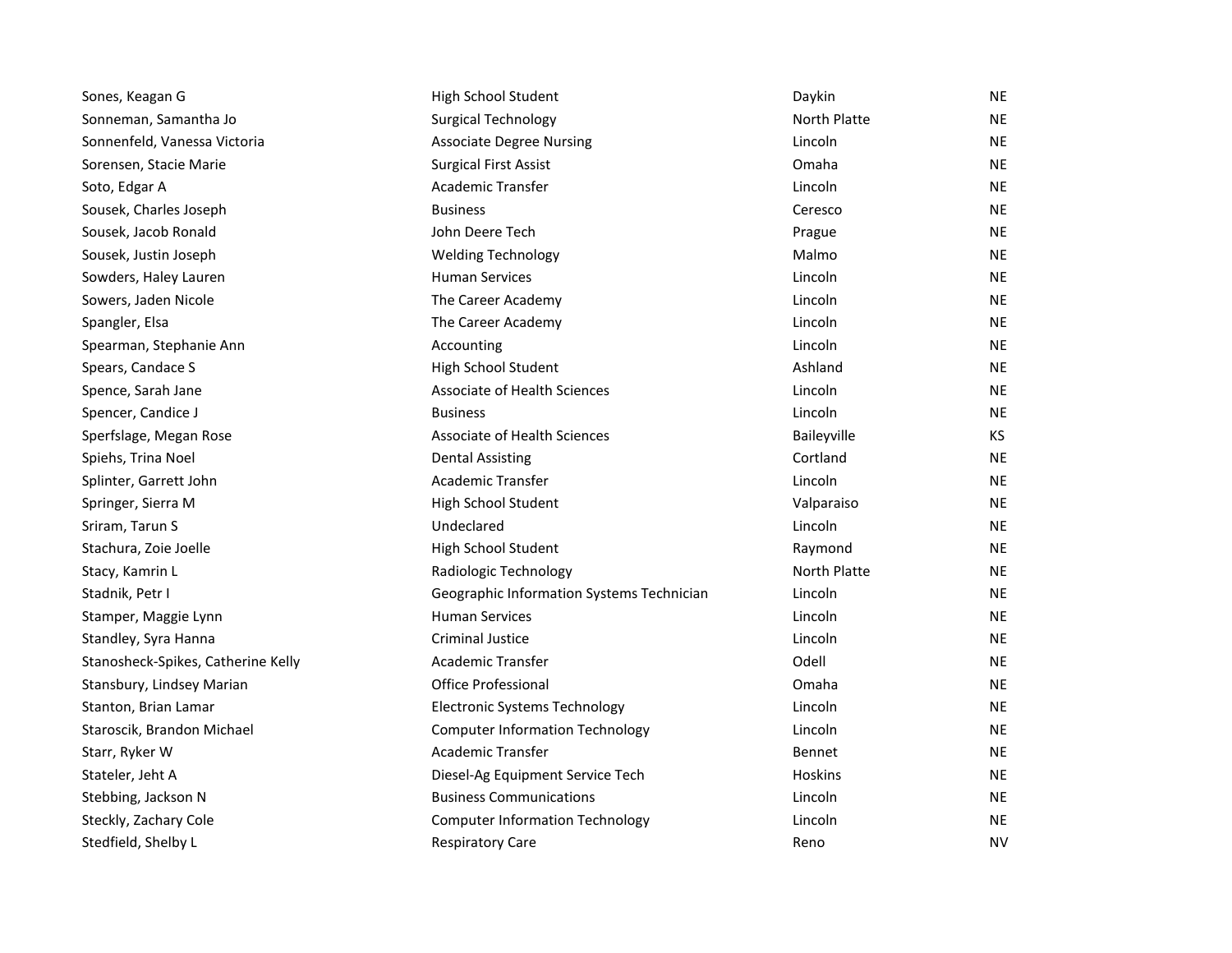| | | | |
|---|---|---|---|
| Sones, Keagan G | High School Student | Daykin | NE |
| Sonneman, Samantha Jo | Surgical Technology | North Platte | NE |
| Sonnenfeld, Vanessa Victoria | Associate Degree Nursing | Lincoln | NE |
| Sorensen, Stacie Marie | Surgical First Assist | Omaha | NE |
| Soto, Edgar A | Academic Transfer | Lincoln | NE |
| Sousek, Charles Joseph | Business | Ceresco | NE |
| Sousek, Jacob Ronald | John Deere Tech | Prague | NE |
| Sousek, Justin Joseph | Welding Technology | Malmo | NE |
| Sowders, Haley Lauren | Human Services | Lincoln | NE |
| Sowers, Jaden Nicole | The Career Academy | Lincoln | NE |
| Spangler, Elsa | The Career Academy | Lincoln | NE |
| Spearman, Stephanie Ann | Accounting | Lincoln | NE |
| Spears, Candace S | High School Student | Ashland | NE |
| Spence, Sarah Jane | Associate of Health Sciences | Lincoln | NE |
| Spencer, Candice J | Business | Lincoln | NE |
| Sperfslage, Megan Rose | Associate of Health Sciences | Baileyville | KS |
| Spiehs, Trina Noel | Dental Assisting | Cortland | NE |
| Splinter, Garrett John | Academic Transfer | Lincoln | NE |
| Springer, Sierra M | High School Student | Valparaiso | NE |
| Sriram, Tarun S | Undeclared | Lincoln | NE |
| Stachura, Zoie Joelle | High School Student | Raymond | NE |
| Stacy, Kamrin L | Radiologic Technology | North Platte | NE |
| Stadnik, Petr I | Geographic Information Systems Technician | Lincoln | NE |
| Stamper, Maggie Lynn | Human Services | Lincoln | NE |
| Standley, Syra Hanna | Criminal Justice | Lincoln | NE |
| Stanosheck-Spikes, Catherine Kelly | Academic Transfer | Odell | NE |
| Stansbury, Lindsey Marian | Office Professional | Omaha | NE |
| Stanton, Brian Lamar | Electronic Systems Technology | Lincoln | NE |
| Staroscik, Brandon Michael | Computer Information Technology | Lincoln | NE |
| Starr, Ryker W | Academic Transfer | Bennet | NE |
| Stateler, Jeht A | Diesel-Ag Equipment Service Tech | Hoskins | NE |
| Stebbing, Jackson N | Business Communications | Lincoln | NE |
| Steckly, Zachary Cole | Computer Information Technology | Lincoln | NE |
| Stedfield, Shelby L | Respiratory Care | Reno | NV |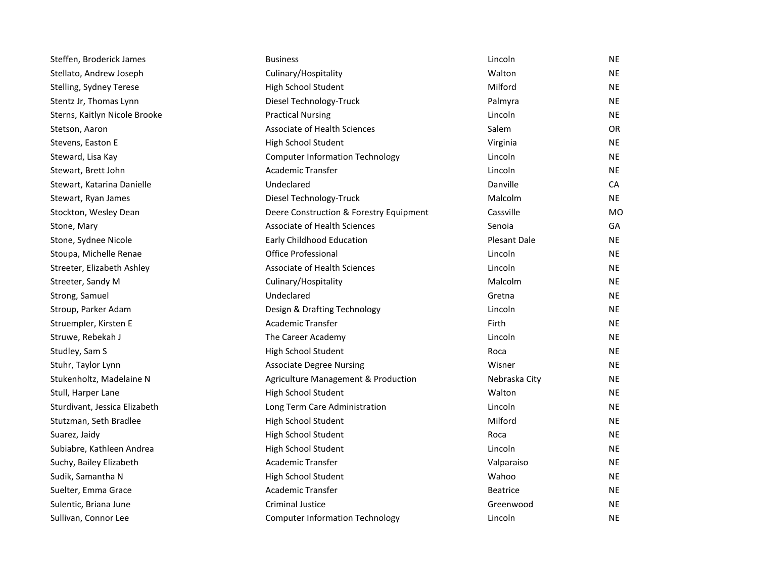| | | | |
|---|---|---|---|
| Steffen, Broderick James | Business | Lincoln | NE |
| Stellato, Andrew Joseph | Culinary/Hospitality | Walton | NE |
| Stelling, Sydney Terese | High School Student | Milford | NE |
| Stentz Jr, Thomas Lynn | Diesel Technology-Truck | Palmyra | NE |
| Sterns, Kaitlyn Nicole Brooke | Practical Nursing | Lincoln | NE |
| Stetson, Aaron | Associate of Health Sciences | Salem | OR |
| Stevens, Easton E | High School Student | Virginia | NE |
| Steward, Lisa Kay | Computer Information Technology | Lincoln | NE |
| Stewart, Brett John | Academic Transfer | Lincoln | NE |
| Stewart, Katarina Danielle | Undeclared | Danville | CA |
| Stewart, Ryan James | Diesel Technology-Truck | Malcolm | NE |
| Stockton, Wesley Dean | Deere Construction & Forestry Equipment | Cassville | MO |
| Stone, Mary | Associate of Health Sciences | Senoia | GA |
| Stone, Sydnee Nicole | Early Childhood Education | Plesant Dale | NE |
| Stoupa, Michelle Renae | Office Professional | Lincoln | NE |
| Streeter, Elizabeth Ashley | Associate of Health Sciences | Lincoln | NE |
| Streeter, Sandy M | Culinary/Hospitality | Malcolm | NE |
| Strong, Samuel | Undeclared | Gretna | NE |
| Stroup, Parker Adam | Design & Drafting Technology | Lincoln | NE |
| Struempler, Kirsten E | Academic Transfer | Firth | NE |
| Struwe, Rebekah J | The Career Academy | Lincoln | NE |
| Studley, Sam S | High School Student | Roca | NE |
| Stuhr, Taylor Lynn | Associate Degree Nursing | Wisner | NE |
| Stukenholtz, Madelaine N | Agriculture Management & Production | Nebraska City | NE |
| Stull, Harper Lane | High School Student | Walton | NE |
| Sturdivant, Jessica Elizabeth | Long Term Care Administration | Lincoln | NE |
| Stutzman, Seth Bradlee | High School Student | Milford | NE |
| Suarez, Jaidy | High School Student | Roca | NE |
| Subiabre, Kathleen Andrea | High School Student | Lincoln | NE |
| Suchy, Bailey Elizabeth | Academic Transfer | Valparaiso | NE |
| Sudik, Samantha N | High School Student | Wahoo | NE |
| Suelter, Emma Grace | Academic Transfer | Beatrice | NE |
| Sulentic, Briana June | Criminal Justice | Greenwood | NE |
| Sullivan, Connor Lee | Computer Information Technology | Lincoln | NE |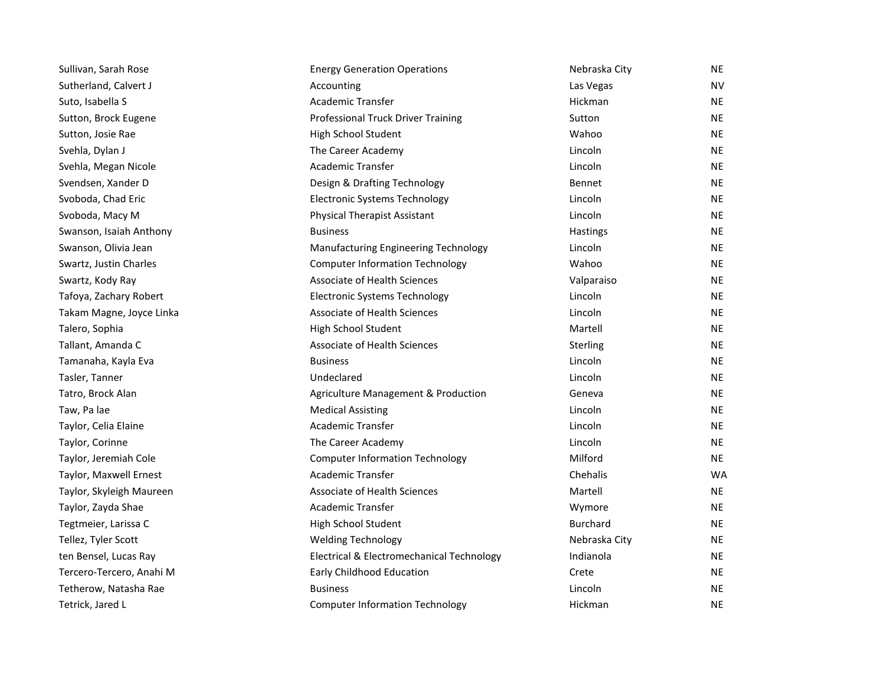| | | | |
|---|---|---|---|
| Sullivan, Sarah Rose | Energy Generation Operations | Nebraska City | NE |
| Sutherland, Calvert J | Accounting | Las Vegas | NV |
| Suto, Isabella S | Academic Transfer | Hickman | NE |
| Sutton, Brock Eugene | Professional Truck Driver Training | Sutton | NE |
| Sutton, Josie Rae | High School Student | Wahoo | NE |
| Svehla, Dylan J | The Career Academy | Lincoln | NE |
| Svehla, Megan Nicole | Academic Transfer | Lincoln | NE |
| Svendsen, Xander D | Design & Drafting Technology | Bennet | NE |
| Svoboda, Chad Eric | Electronic Systems Technology | Lincoln | NE |
| Svoboda, Macy M | Physical Therapist Assistant | Lincoln | NE |
| Swanson, Isaiah Anthony | Business | Hastings | NE |
| Swanson, Olivia Jean | Manufacturing Engineering Technology | Lincoln | NE |
| Swartz, Justin Charles | Computer Information Technology | Wahoo | NE |
| Swartz, Kody Ray | Associate of Health Sciences | Valparaiso | NE |
| Tafoya, Zachary Robert | Electronic Systems Technology | Lincoln | NE |
| Takam Magne, Joyce Linka | Associate of Health Sciences | Lincoln | NE |
| Talero, Sophia | High School Student | Martell | NE |
| Tallant, Amanda C | Associate of Health Sciences | Sterling | NE |
| Tamanaha, Kayla Eva | Business | Lincoln | NE |
| Tasler, Tanner | Undeclared | Lincoln | NE |
| Tatro, Brock Alan | Agriculture Management & Production | Geneva | NE |
| Taw, Pa lae | Medical Assisting | Lincoln | NE |
| Taylor, Celia Elaine | Academic Transfer | Lincoln | NE |
| Taylor, Corinne | The Career Academy | Lincoln | NE |
| Taylor, Jeremiah Cole | Computer Information Technology | Milford | NE |
| Taylor, Maxwell Ernest | Academic Transfer | Chehalis | WA |
| Taylor, Skyleigh Maureen | Associate of Health Sciences | Martell | NE |
| Taylor, Zayda Shae | Academic Transfer | Wymore | NE |
| Tegtmeier, Larissa C | High School Student | Burchard | NE |
| Tellez, Tyler Scott | Welding Technology | Nebraska City | NE |
| ten Bensel, Lucas Ray | Electrical & Electromechanical Technology | Indianola | NE |
| Tercero-Tercero, Anahi M | Early Childhood Education | Crete | NE |
| Tetherow, Natasha Rae | Business | Lincoln | NE |
| Tetrick, Jared L | Computer Information Technology | Hickman | NE |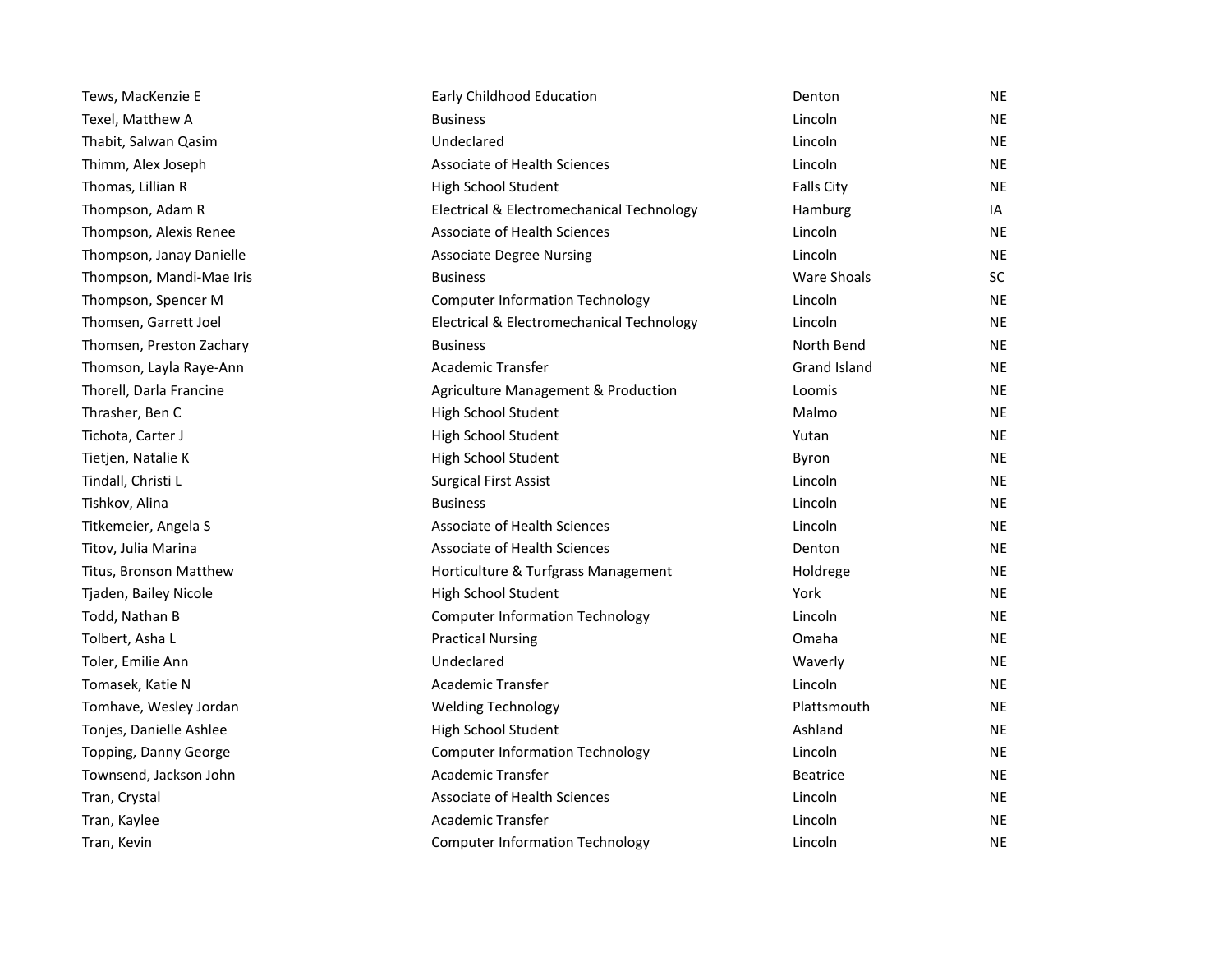| | | | |
|---|---|---|---|
| Tews, MacKenzie E | Early Childhood Education | Denton | NE |
| Texel, Matthew A | Business | Lincoln | NE |
| Thabit, Salwan Qasim | Undeclared | Lincoln | NE |
| Thimm, Alex Joseph | Associate of Health Sciences | Lincoln | NE |
| Thomas, Lillian R | High School Student | Falls City | NE |
| Thompson, Adam R | Electrical & Electromechanical Technology | Hamburg | IA |
| Thompson, Alexis Renee | Associate of Health Sciences | Lincoln | NE |
| Thompson, Janay Danielle | Associate Degree Nursing | Lincoln | NE |
| Thompson, Mandi-Mae Iris | Business | Ware Shoals | SC |
| Thompson, Spencer M | Computer Information Technology | Lincoln | NE |
| Thomsen, Garrett Joel | Electrical & Electromechanical Technology | Lincoln | NE |
| Thomsen, Preston Zachary | Business | North Bend | NE |
| Thomson, Layla Raye-Ann | Academic Transfer | Grand Island | NE |
| Thorell, Darla Francine | Agriculture Management & Production | Loomis | NE |
| Thrasher, Ben C | High School Student | Malmo | NE |
| Tichota, Carter J | High School Student | Yutan | NE |
| Tietjen, Natalie K | High School Student | Byron | NE |
| Tindall, Christi L | Surgical First Assist | Lincoln | NE |
| Tishkov, Alina | Business | Lincoln | NE |
| Titkemeier, Angela S | Associate of Health Sciences | Lincoln | NE |
| Titov, Julia Marina | Associate of Health Sciences | Denton | NE |
| Titus, Bronson Matthew | Horticulture & Turfgrass Management | Holdrege | NE |
| Tjaden, Bailey Nicole | High School Student | York | NE |
| Todd, Nathan B | Computer Information Technology | Lincoln | NE |
| Tolbert, Asha L | Practical Nursing | Omaha | NE |
| Toler, Emilie Ann | Undeclared | Waverly | NE |
| Tomasek, Katie N | Academic Transfer | Lincoln | NE |
| Tomhave, Wesley Jordan | Welding Technology | Plattsmouth | NE |
| Tonjes, Danielle Ashlee | High School Student | Ashland | NE |
| Topping, Danny George | Computer Information Technology | Lincoln | NE |
| Townsend, Jackson John | Academic Transfer | Beatrice | NE |
| Tran, Crystal | Associate of Health Sciences | Lincoln | NE |
| Tran, Kaylee | Academic Transfer | Lincoln | NE |
| Tran, Kevin | Computer Information Technology | Lincoln | NE |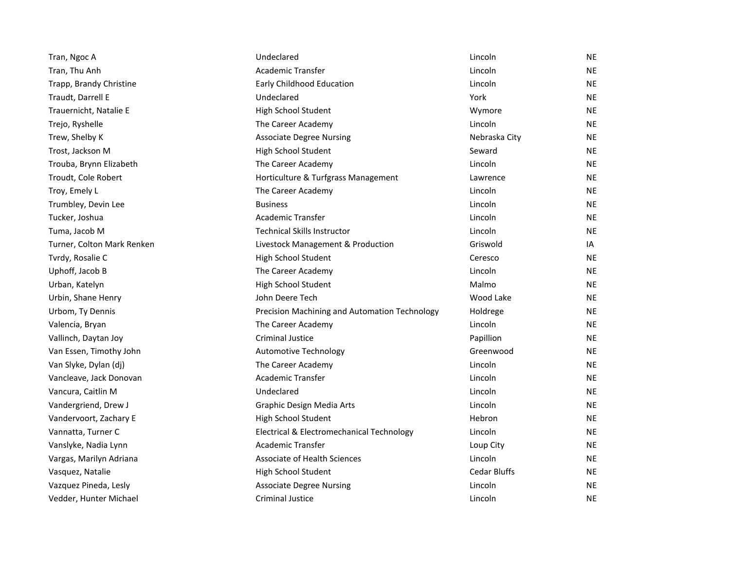| | | | |
|---|---|---|---|
| Tran, Ngoc A | Undeclared | Lincoln | NE |
| Tran, Thu Anh | Academic Transfer | Lincoln | NE |
| Trapp, Brandy Christine | Early Childhood Education | Lincoln | NE |
| Traudt, Darrell E | Undeclared | York | NE |
| Trauernicht, Natalie E | High School Student | Wymore | NE |
| Trejo, Ryshelle | The Career Academy | Lincoln | NE |
| Trew, Shelby K | Associate Degree Nursing | Nebraska City | NE |
| Trost, Jackson M | High School Student | Seward | NE |
| Trouba, Brynn Elizabeth | The Career Academy | Lincoln | NE |
| Troudt, Cole Robert | Horticulture & Turfgrass Management | Lawrence | NE |
| Troy, Emely L | The Career Academy | Lincoln | NE |
| Trumbley, Devin Lee | Business | Lincoln | NE |
| Tucker, Joshua | Academic Transfer | Lincoln | NE |
| Tuma, Jacob M | Technical Skills Instructor | Lincoln | NE |
| Turner, Colton Mark Renken | Livestock Management & Production | Griswold | IA |
| Tvrdy, Rosalie C | High School Student | Ceresco | NE |
| Uphoff, Jacob B | The Career Academy | Lincoln | NE |
| Urban, Katelyn | High School Student | Malmo | NE |
| Urbin, Shane Henry | John Deere Tech | Wood Lake | NE |
| Urbom, Ty Dennis | Precision Machining and Automation Technology | Holdrege | NE |
| Valencia, Bryan | The Career Academy | Lincoln | NE |
| Vallinch, Daytan Joy | Criminal Justice | Papillion | NE |
| Van Essen, Timothy John | Automotive Technology | Greenwood | NE |
| Van Slyke, Dylan (dj) | The Career Academy | Lincoln | NE |
| Vancleave, Jack Donovan | Academic Transfer | Lincoln | NE |
| Vancura, Caitlin M | Undeclared | Lincoln | NE |
| Vandergriend, Drew J | Graphic Design Media Arts | Lincoln | NE |
| Vandervoort, Zachary E | High School Student | Hebron | NE |
| Vannatta, Turner C | Electrical & Electromechanical Technology | Lincoln | NE |
| Vanslyke, Nadia Lynn | Academic Transfer | Loup City | NE |
| Vargas, Marilyn Adriana | Associate of Health Sciences | Lincoln | NE |
| Vasquez, Natalie | High School Student | Cedar Bluffs | NE |
| Vazquez Pineda, Lesly | Associate Degree Nursing | Lincoln | NE |
| Vedder, Hunter Michael | Criminal Justice | Lincoln | NE |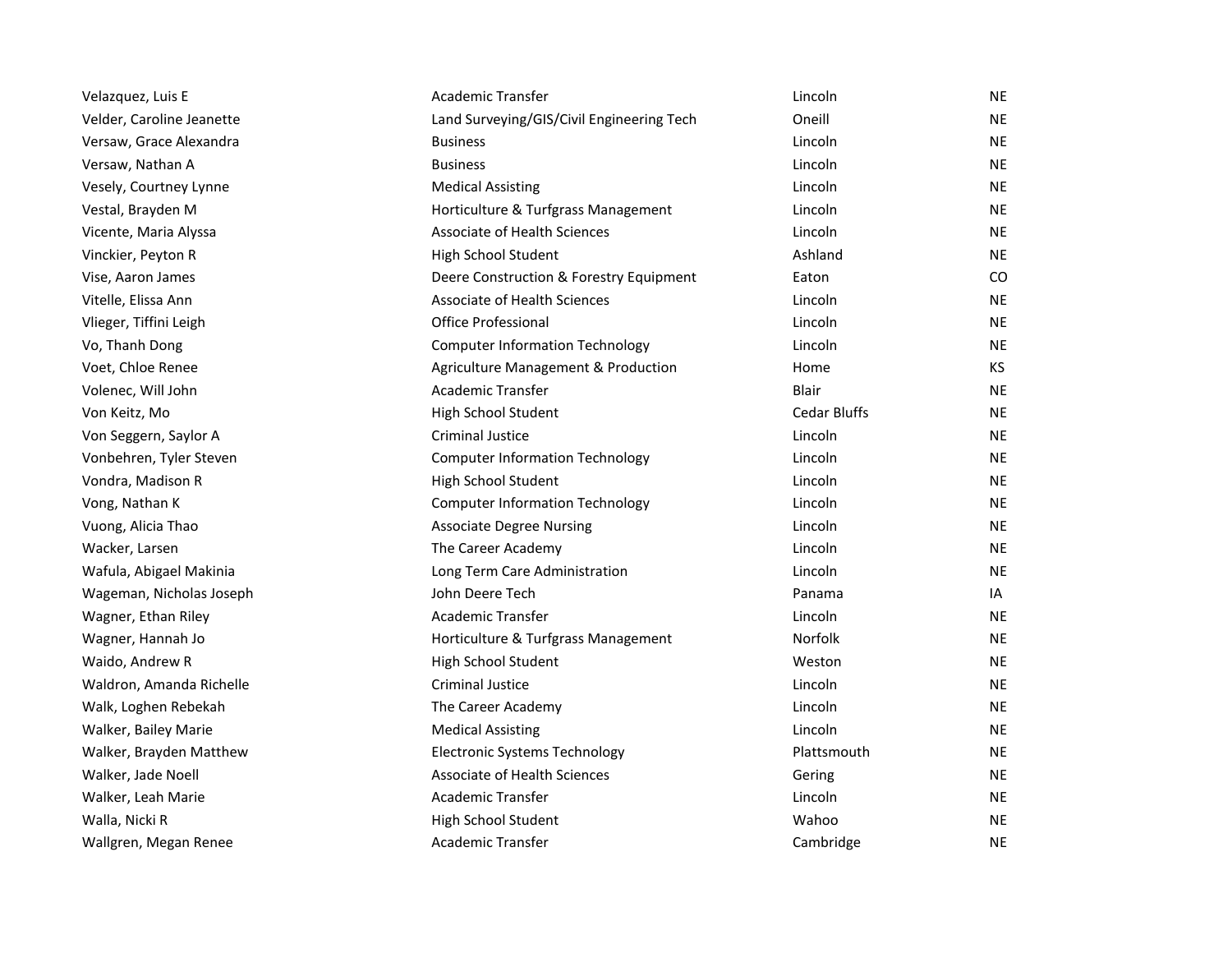| | | | |
|---|---|---|---|
| Velazquez, Luis E | Academic Transfer | Lincoln | NE |
| Velder, Caroline Jeanette | Land Surveying/GIS/Civil Engineering Tech | Oneill | NE |
| Versaw, Grace Alexandra | Business | Lincoln | NE |
| Versaw, Nathan A | Business | Lincoln | NE |
| Vesely, Courtney Lynne | Medical Assisting | Lincoln | NE |
| Vestal, Brayden M | Horticulture & Turfgrass Management | Lincoln | NE |
| Vicente, Maria Alyssa | Associate of Health Sciences | Lincoln | NE |
| Vinckier, Peyton R | High School Student | Ashland | NE |
| Vise, Aaron James | Deere Construction & Forestry Equipment | Eaton | CO |
| Vitelle, Elissa Ann | Associate of Health Sciences | Lincoln | NE |
| Vlieger, Tiffini Leigh | Office Professional | Lincoln | NE |
| Vo, Thanh Dong | Computer Information Technology | Lincoln | NE |
| Voet, Chloe Renee | Agriculture Management & Production | Home | KS |
| Volenec, Will John | Academic Transfer | Blair | NE |
| Von Keitz, Mo | High School Student | Cedar Bluffs | NE |
| Von Seggern, Saylor A | Criminal Justice | Lincoln | NE |
| Vonbehren, Tyler Steven | Computer Information Technology | Lincoln | NE |
| Vondra, Madison R | High School Student | Lincoln | NE |
| Vong, Nathan K | Computer Information Technology | Lincoln | NE |
| Vuong, Alicia Thao | Associate Degree Nursing | Lincoln | NE |
| Wacker, Larsen | The Career Academy | Lincoln | NE |
| Wafula, Abigael Makinia | Long Term Care Administration | Lincoln | NE |
| Wageman, Nicholas Joseph | John Deere Tech | Panama | IA |
| Wagner, Ethan Riley | Academic Transfer | Lincoln | NE |
| Wagner, Hannah Jo | Horticulture & Turfgrass Management | Norfolk | NE |
| Waido, Andrew R | High School Student | Weston | NE |
| Waldron, Amanda Richelle | Criminal Justice | Lincoln | NE |
| Walk, Loghen Rebekah | The Career Academy | Lincoln | NE |
| Walker, Bailey Marie | Medical Assisting | Lincoln | NE |
| Walker, Brayden Matthew | Electronic Systems Technology | Plattsmouth | NE |
| Walker, Jade Noell | Associate of Health Sciences | Gering | NE |
| Walker, Leah Marie | Academic Transfer | Lincoln | NE |
| Walla, Nicki R | High School Student | Wahoo | NE |
| Wallgren, Megan Renee | Academic Transfer | Cambridge | NE |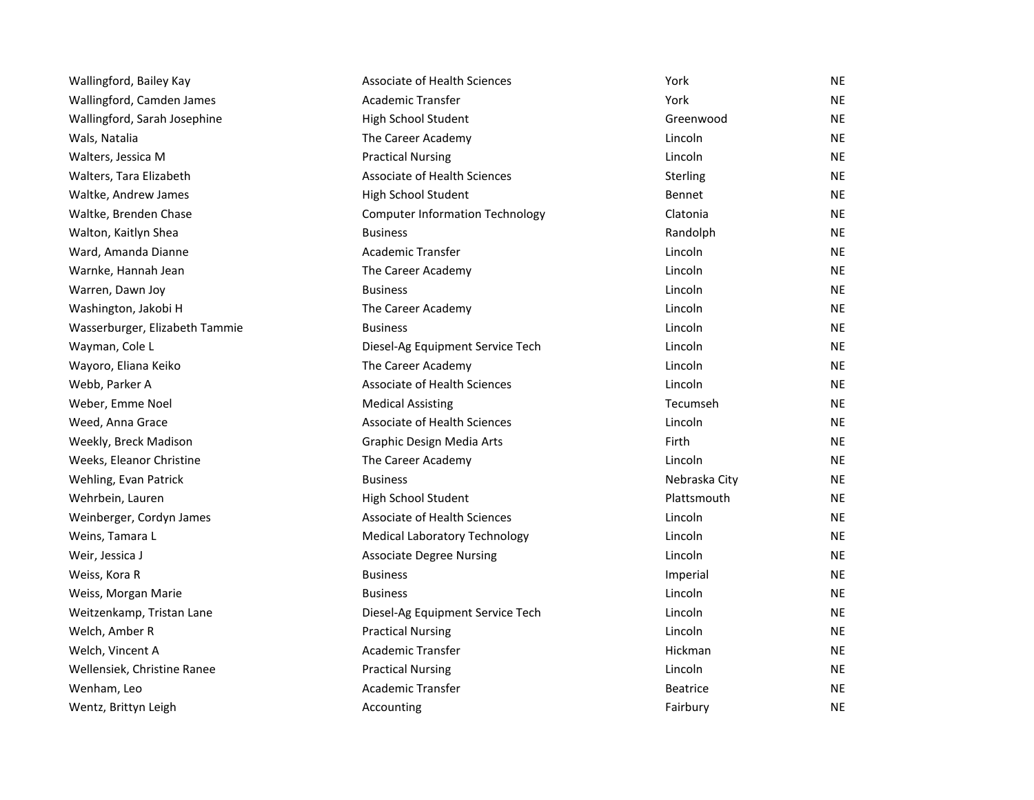| | | | |
|---|---|---|---|
| Wallingford, Bailey Kay | Associate of Health Sciences | York | NE |
| Wallingford, Camden James | Academic Transfer | York | NE |
| Wallingford, Sarah Josephine | High School Student | Greenwood | NE |
| Wals, Natalia | The Career Academy | Lincoln | NE |
| Walters, Jessica M | Practical Nursing | Lincoln | NE |
| Walters, Tara Elizabeth | Associate of Health Sciences | Sterling | NE |
| Waltke, Andrew James | High School Student | Bennet | NE |
| Waltke, Brenden Chase | Computer Information Technology | Clatonia | NE |
| Walton, Kaitlyn Shea | Business | Randolph | NE |
| Ward, Amanda Dianne | Academic Transfer | Lincoln | NE |
| Warnke, Hannah Jean | The Career Academy | Lincoln | NE |
| Warren, Dawn Joy | Business | Lincoln | NE |
| Washington, Jakobi H | The Career Academy | Lincoln | NE |
| Wasserburger, Elizabeth Tammie | Business | Lincoln | NE |
| Wayman, Cole L | Diesel-Ag Equipment Service Tech | Lincoln | NE |
| Wayoro, Eliana Keiko | The Career Academy | Lincoln | NE |
| Webb, Parker A | Associate of Health Sciences | Lincoln | NE |
| Weber, Emme Noel | Medical Assisting | Tecumseh | NE |
| Weed, Anna Grace | Associate of Health Sciences | Lincoln | NE |
| Weekly, Breck Madison | Graphic Design Media Arts | Firth | NE |
| Weeks, Eleanor Christine | The Career Academy | Lincoln | NE |
| Wehling, Evan Patrick | Business | Nebraska City | NE |
| Wehrbein, Lauren | High School Student | Plattsmouth | NE |
| Weinberger, Cordyn James | Associate of Health Sciences | Lincoln | NE |
| Weins, Tamara L | Medical Laboratory Technology | Lincoln | NE |
| Weir, Jessica J | Associate Degree Nursing | Lincoln | NE |
| Weiss, Kora R | Business | Imperial | NE |
| Weiss, Morgan Marie | Business | Lincoln | NE |
| Weitzenkamp, Tristan Lane | Diesel-Ag Equipment Service Tech | Lincoln | NE |
| Welch, Amber R | Practical Nursing | Lincoln | NE |
| Welch, Vincent A | Academic Transfer | Hickman | NE |
| Wellensiek, Christine Ranee | Practical Nursing | Lincoln | NE |
| Wenham, Leo | Academic Transfer | Beatrice | NE |
| Wentz, Brittyn Leigh | Accounting | Fairbury | NE |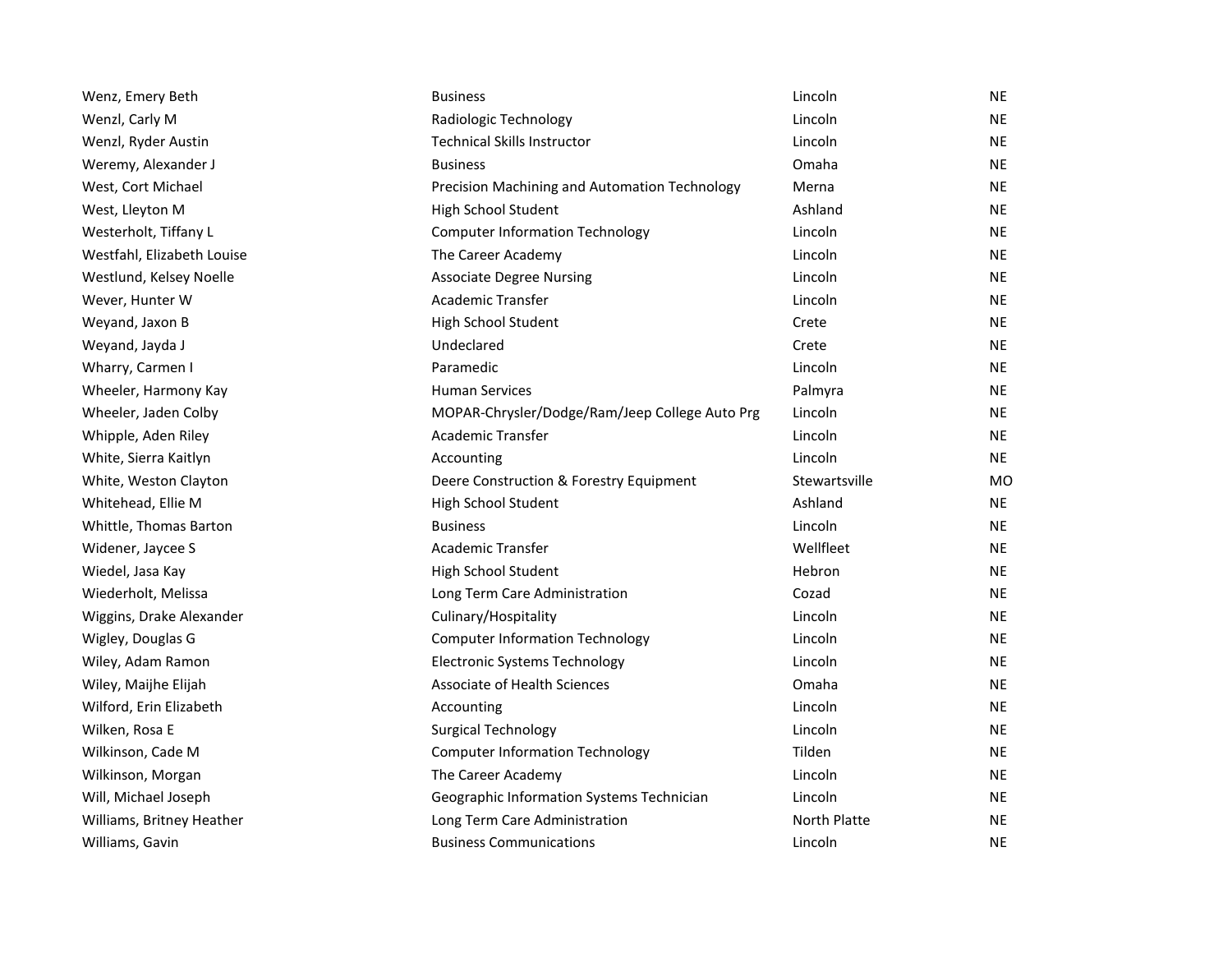| | | | |
|---|---|---|---|
| Wenz, Emery Beth | Business | Lincoln | NE |
| Wenzl, Carly M | Radiologic Technology | Lincoln | NE |
| Wenzl, Ryder Austin | Technical Skills Instructor | Lincoln | NE |
| Weremy, Alexander J | Business | Omaha | NE |
| West, Cort Michael | Precision Machining and Automation Technology | Merna | NE |
| West, Lleyton M | High School Student | Ashland | NE |
| Westerholt, Tiffany L | Computer Information Technology | Lincoln | NE |
| Westfahl, Elizabeth Louise | The Career Academy | Lincoln | NE |
| Westlund, Kelsey Noelle | Associate Degree Nursing | Lincoln | NE |
| Wever, Hunter W | Academic Transfer | Lincoln | NE |
| Weyand, Jaxon B | High School Student | Crete | NE |
| Weyand, Jayda J | Undeclared | Crete | NE |
| Wharry, Carmen I | Paramedic | Lincoln | NE |
| Wheeler, Harmony Kay | Human Services | Palmyra | NE |
| Wheeler, Jaden Colby | MOPAR-Chrysler/Dodge/Ram/Jeep College Auto Prg | Lincoln | NE |
| Whipple, Aden Riley | Academic Transfer | Lincoln | NE |
| White, Sierra Kaitlyn | Accounting | Lincoln | NE |
| White, Weston Clayton | Deere Construction & Forestry Equipment | Stewartsville | MO |
| Whitehead, Ellie M | High School Student | Ashland | NE |
| Whittle, Thomas Barton | Business | Lincoln | NE |
| Widener, Jaycee S | Academic Transfer | Wellfleet | NE |
| Wiedel, Jasa Kay | High School Student | Hebron | NE |
| Wiederholt, Melissa | Long Term Care Administration | Cozad | NE |
| Wiggins, Drake Alexander | Culinary/Hospitality | Lincoln | NE |
| Wigley, Douglas G | Computer Information Technology | Lincoln | NE |
| Wiley, Adam Ramon | Electronic Systems Technology | Lincoln | NE |
| Wiley, Maijhe Elijah | Associate of Health Sciences | Omaha | NE |
| Wilford, Erin Elizabeth | Accounting | Lincoln | NE |
| Wilken, Rosa E | Surgical Technology | Lincoln | NE |
| Wilkinson, Cade M | Computer Information Technology | Tilden | NE |
| Wilkinson, Morgan | The Career Academy | Lincoln | NE |
| Will, Michael Joseph | Geographic Information Systems Technician | Lincoln | NE |
| Williams, Britney Heather | Long Term Care Administration | North Platte | NE |
| Williams, Gavin | Business Communications | Lincoln | NE |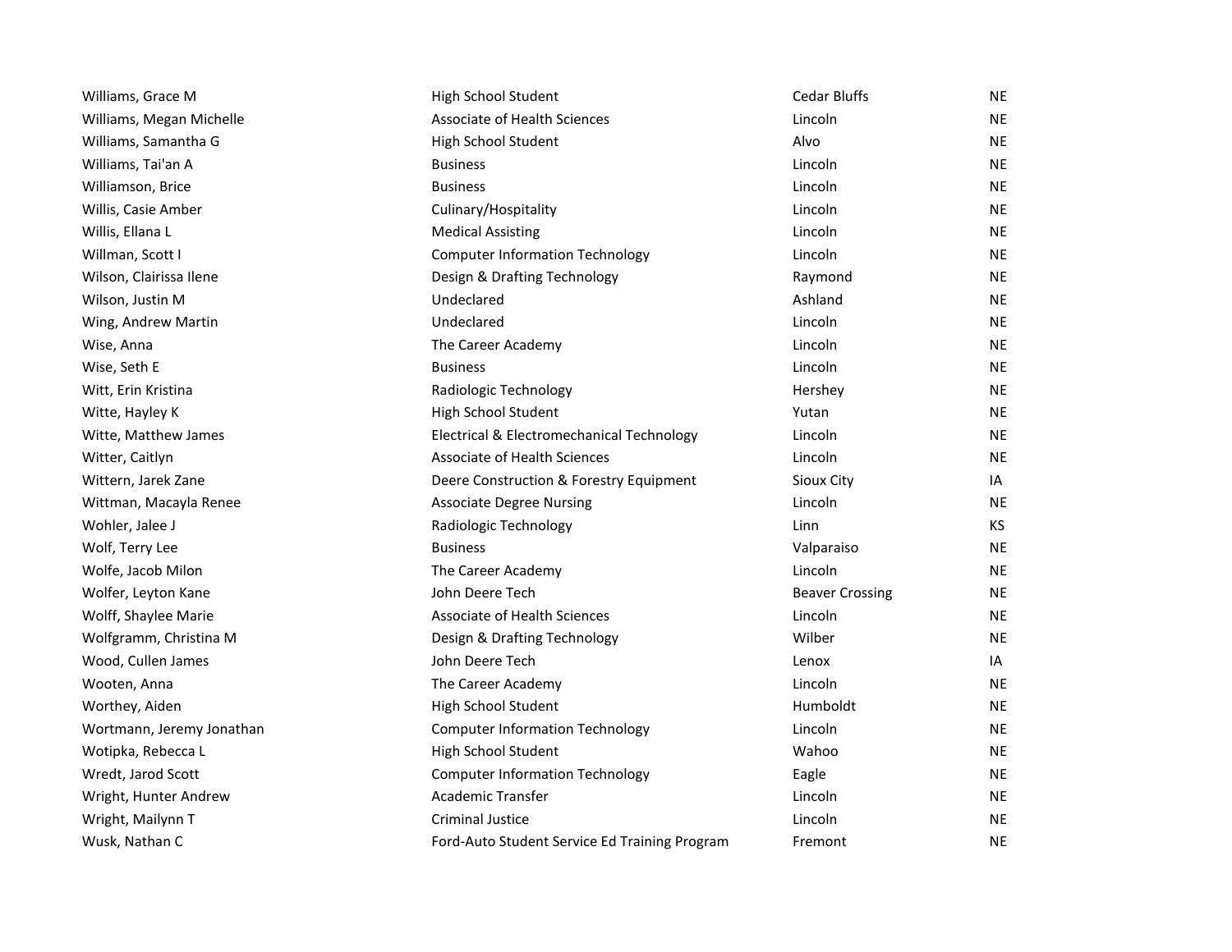| | | | |
|---|---|---|---|
| Williams, Grace M | High School Student | Cedar Bluffs | NE |
| Williams, Megan Michelle | Associate of Health Sciences | Lincoln | NE |
| Williams, Samantha G | High School Student | Alvo | NE |
| Williams, Tai'an A | Business | Lincoln | NE |
| Williamson, Brice | Business | Lincoln | NE |
| Willis, Casie Amber | Culinary/Hospitality | Lincoln | NE |
| Willis, Ellana L | Medical Assisting | Lincoln | NE |
| Willman, Scott I | Computer Information Technology | Lincoln | NE |
| Wilson, Clairissa Ilene | Design & Drafting Technology | Raymond | NE |
| Wilson, Justin M | Undeclared | Ashland | NE |
| Wing, Andrew Martin | Undeclared | Lincoln | NE |
| Wise, Anna | The Career Academy | Lincoln | NE |
| Wise, Seth E | Business | Lincoln | NE |
| Witt, Erin Kristina | Radiologic Technology | Hershey | NE |
| Witte, Hayley K | High School Student | Yutan | NE |
| Witte, Matthew James | Electrical & Electromechanical Technology | Lincoln | NE |
| Witter, Caitlyn | Associate of Health Sciences | Lincoln | NE |
| Wittern, Jarek Zane | Deere Construction & Forestry Equipment | Sioux City | IA |
| Wittman, Macayla Renee | Associate Degree Nursing | Lincoln | NE |
| Wohler, Jalee J | Radiologic Technology | Linn | KS |
| Wolf, Terry Lee | Business | Valparaiso | NE |
| Wolfe, Jacob Milon | The Career Academy | Lincoln | NE |
| Wolfer, Leyton Kane | John Deere Tech | Beaver Crossing | NE |
| Wolff, Shaylee Marie | Associate of Health Sciences | Lincoln | NE |
| Wolfgramm, Christina M | Design & Drafting Technology | Wilber | NE |
| Wood, Cullen James | John Deere Tech | Lenox | IA |
| Wooten, Anna | The Career Academy | Lincoln | NE |
| Worthey, Aiden | High School Student | Humboldt | NE |
| Wortmann, Jeremy Jonathan | Computer Information Technology | Lincoln | NE |
| Wotipka, Rebecca L | High School Student | Wahoo | NE |
| Wredt, Jarod Scott | Computer Information Technology | Eagle | NE |
| Wright, Hunter Andrew | Academic Transfer | Lincoln | NE |
| Wright, Mailynn T | Criminal Justice | Lincoln | NE |
| Wusk, Nathan C | Ford-Auto Student Service Ed Training Program | Fremont | NE |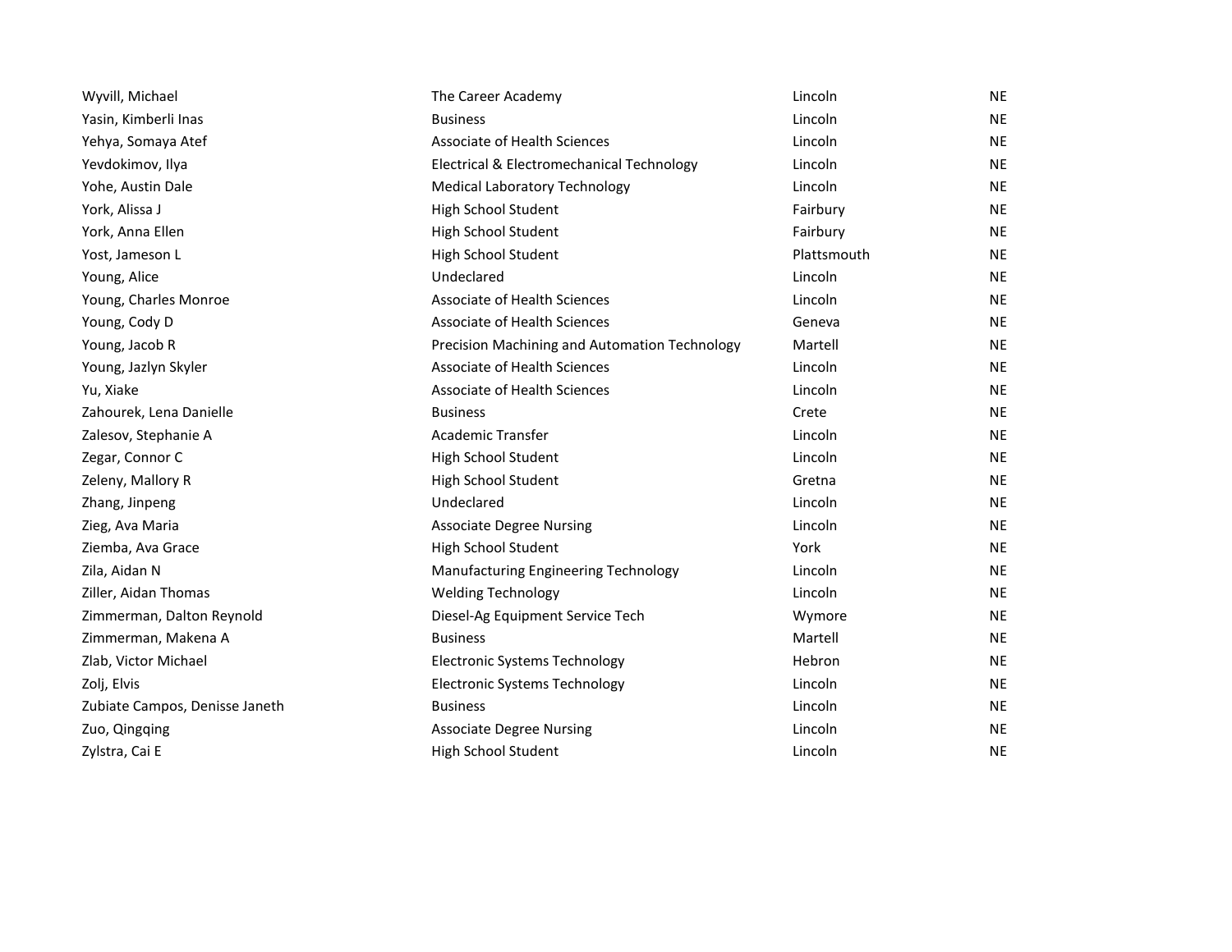| | | | |
|---|---|---|---|
| Wyvill, Michael | The Career Academy | Lincoln | NE |
| Yasin, Kimberli Inas | Business | Lincoln | NE |
| Yehya, Somaya Atef | Associate of Health Sciences | Lincoln | NE |
| Yevdokimov, Ilya | Electrical & Electromechanical Technology | Lincoln | NE |
| Yohe, Austin Dale | Medical Laboratory Technology | Lincoln | NE |
| York, Alissa J | High School Student | Fairbury | NE |
| York, Anna Ellen | High School Student | Fairbury | NE |
| Yost, Jameson L | High School Student | Plattsmouth | NE |
| Young, Alice | Undeclared | Lincoln | NE |
| Young, Charles Monroe | Associate of Health Sciences | Lincoln | NE |
| Young, Cody D | Associate of Health Sciences | Geneva | NE |
| Young, Jacob R | Precision Machining and Automation Technology | Martell | NE |
| Young, Jazlyn Skyler | Associate of Health Sciences | Lincoln | NE |
| Yu, Xiake | Associate of Health Sciences | Lincoln | NE |
| Zahourek, Lena Danielle | Business | Crete | NE |
| Zalesov, Stephanie A | Academic Transfer | Lincoln | NE |
| Zegar, Connor C | High School Student | Lincoln | NE |
| Zeleny, Mallory R | High School Student | Gretna | NE |
| Zhang, Jinpeng | Undeclared | Lincoln | NE |
| Zieg, Ava Maria | Associate Degree Nursing | Lincoln | NE |
| Ziemba, Ava Grace | High School Student | York | NE |
| Zila, Aidan N | Manufacturing Engineering Technology | Lincoln | NE |
| Ziller, Aidan Thomas | Welding Technology | Lincoln | NE |
| Zimmerman, Dalton Reynold | Diesel-Ag Equipment Service Tech | Wymore | NE |
| Zimmerman, Makena A | Business | Martell | NE |
| Zlab, Victor Michael | Electronic Systems Technology | Hebron | NE |
| Zolj, Elvis | Electronic Systems Technology | Lincoln | NE |
| Zubiate Campos, Denisse Janeth | Business | Lincoln | NE |
| Zuo, Qingqing | Associate Degree Nursing | Lincoln | NE |
| Zylstra, Cai E | High School Student | Lincoln | NE |